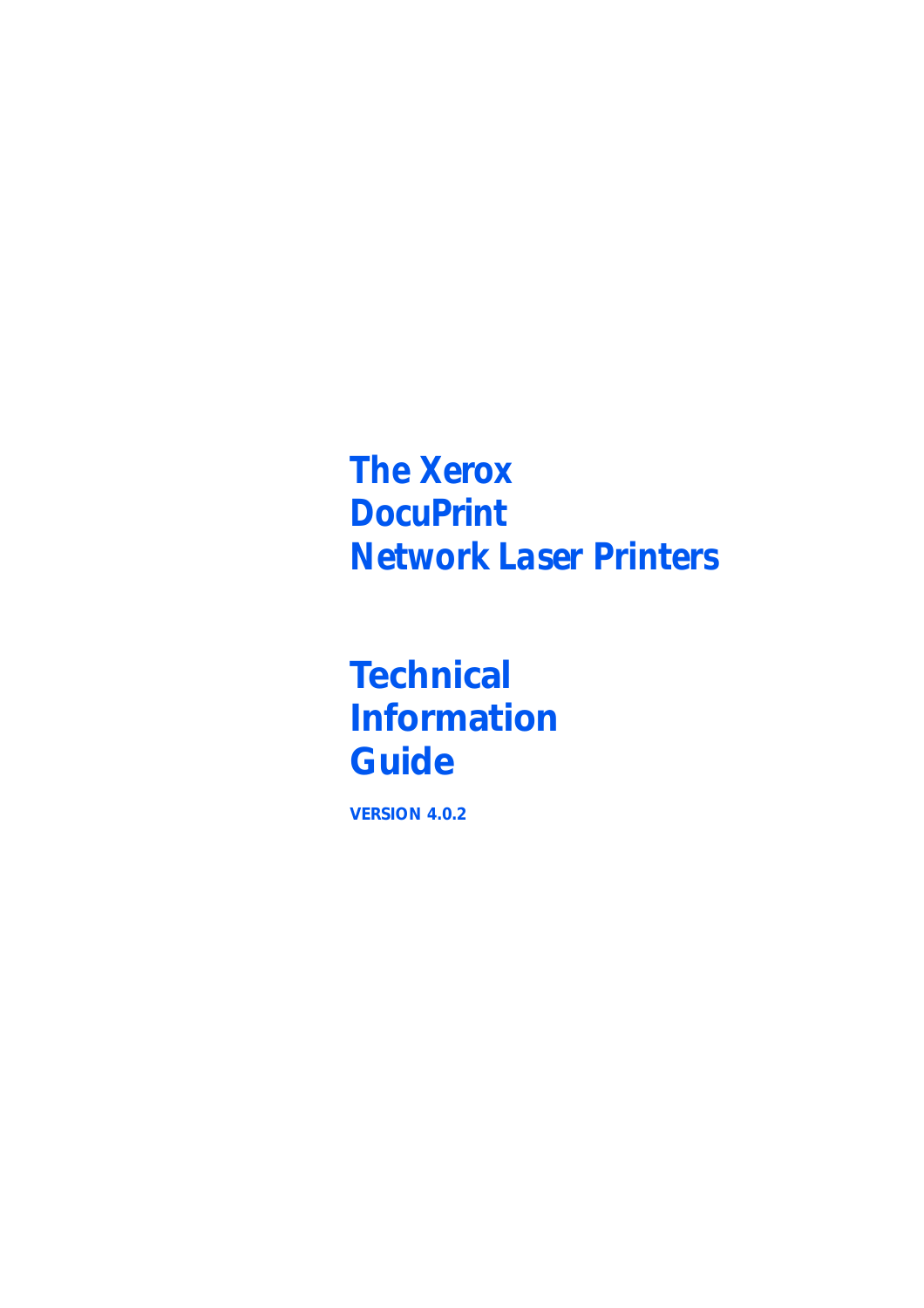# The Xerox DocuPrint Network Laser Printers

# Technical Information Guide

**VERSION 4.0.2**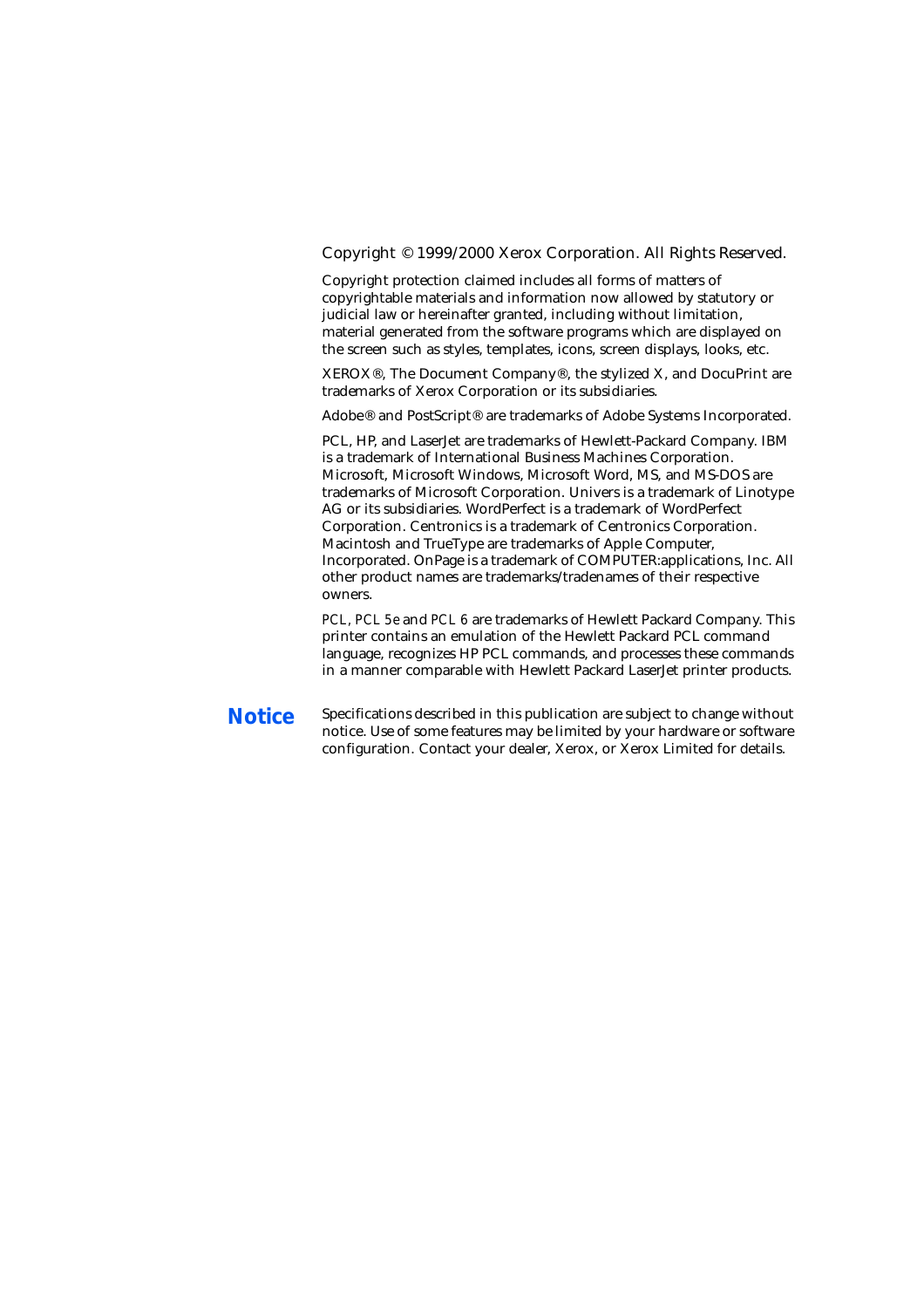Copyright © 1999/2000 Xerox Corporation. All Rights Reserved.

Copyright protection claimed includes all forms of matters of copyrightable materials and information now allowed by statutory or judicial law or hereinafter granted, including without limitation, material generated from the software programs which are displayed on the screen such as styles, templates, icons, screen displays, looks, etc.

XEROX®, The Document Company®, the stylized X, and DocuPrint are trademarks of Xerox Corporation or its subsidiaries.

Adobe® and PostScript® are trademarks of Adobe Systems Incorporated.

PCL, HP, and LaserJet are trademarks of Hewlett-Packard Company. IBM is a trademark of International Business Machines Corporation. Microsoft, Microsoft Windows, Microsoft Word, MS, and MS-DOS are trademarks of Microsoft Corporation. Univers is a trademark of Linotype AG or its subsidiaries. WordPerfect is a trademark of WordPerfect Corporation. Centronics is a trademark of Centronics Corporation. Macintosh and TrueType are trademarks of Apple Computer, Incorporated. OnPage is a trademark of COMPUTER:applications, Inc. All other product names are trademarks/tradenames of their respective owners.

PCL, PCL 5e and PCL 6 are trademarks of Hewlett Packard Company. This printer contains an emulation of the Hewlett Packard PCL command language, recognizes HP PCL commands, and processes these commands in a manner comparable with Hewlett Packard LaserJet printer products.

## Notice

Specifications described in this publication are subject to change without notice. Use of some features may be limited by your hardware or software configuration. Contact your dealer, Xerox, or Xerox Limited for details.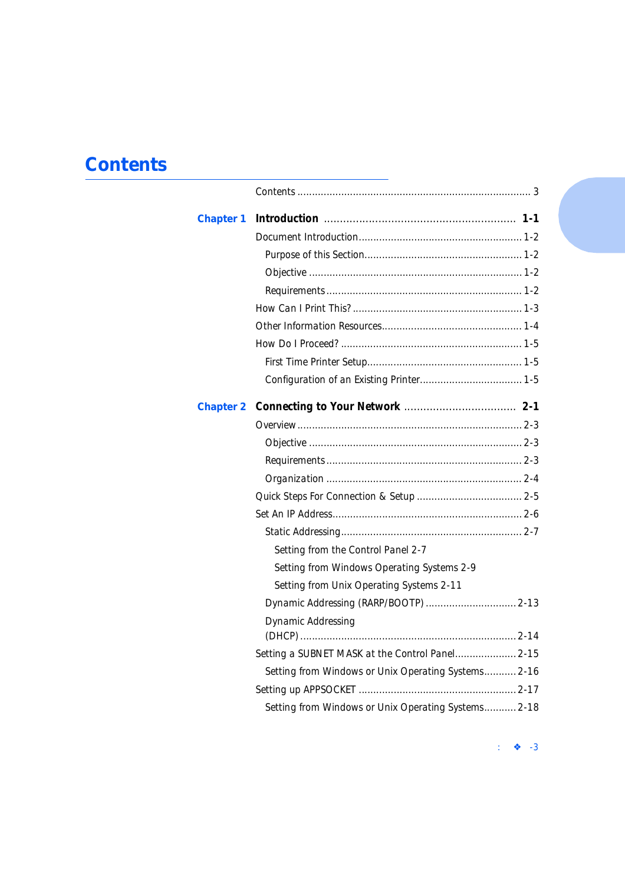# Contents

Contents ................................................................................ 3

**Chapter 1 Introduction** ............................................................ **1-1**

Document Introduction........................................................ 1-2

- Purpose of this Section...................................................... 1-2
- Objective ......................................................................... 1-2
- Requirements ................................................................... 1-2

How Can I Print This? .......................................................... 1-3

Other Information Resources................................................ 1-4

How Do I Proceed? .............................................................. 1-5

- First Time Printer Setup..................................................... 1-5
- Configuration of an Existing Printer................................... 1-5

**Chapter 2 Connecting to Your Network** .................................... **2-1**

Overview ............................................................................. 2-3

- Objective ......................................................................... 2-3
- Requirements ................................................................... 2-3
- Organization ................................................................... 2-4

Quick Steps For Connection & Setup .................................... 2-5

Set An IP Address................................................................. 2-6

- Static Addressing.............................................................. 2-7
  - Setting from the Control Panel 2-7
  - Setting from Windows Operating Systems 2-9
  - Setting from Unix Operating Systems 2-11
- Dynamic Addressing (RARP/BOOTP) ............................... 2-13
- Dynamic Addressing (DHCP) .......................................................................... 2-14

Setting a SUBNET MASK at the Control Panel..................... 2-15

- Setting from Windows or Unix Operating Systems........... 2-16

Setting up APPSOCKET ...................................................... 2-17

- Setting from Windows or Unix Operating Systems........... 2-18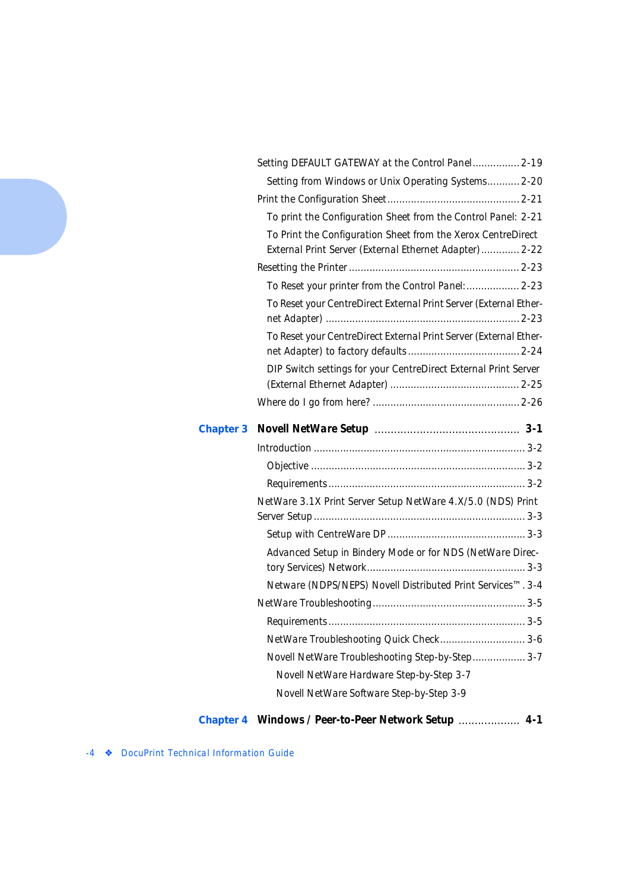Setting DEFAULT GATEWAY at the Control Panel ................ 2-19

Setting from Windows or Unix Operating Systems........... 2-20

Print the Configuration Sheet ............................................ 2-21

To print the Configuration Sheet from the Control Panel: 2-21

To Print the Configuration Sheet from the Xerox CentreDirect External Print Server (External Ethernet Adapter) ............. 2-22

Resetting the Printer ......................................................... 2-23

To Reset your printer from the Control Panel:.................. 2-23

To Reset your CentreDirect External Print Server (External Ethernet Adapter) .................................................................. 2-23

To Reset your CentreDirect External Print Server (External Ethernet Adapter) to factory defaults ...................................... 2-24

DIP Switch settings for your CentreDirect External Print Server (External Ethernet Adapter) ............................................ 2-25

Where do I go from here? .................................................. 2-26

**Chapter 3 Novell NetWare Setup .............................................. 3-1**

Introduction ........................................................................ 3-2

Objective ......................................................................... 3-2

Requirements ................................................................... 3-2

NetWare 3.1X Print Server Setup NetWare 4.X/5.0 (NDS) Print Server Setup ........................................................................ 3-3

Setup with CentreWare DP ............................................... 3-3

Advanced Setup in Bindery Mode or for NDS (NetWare Directory Services) Network...................................................... 3-3

Netware (NDPS/NEPS) Novell Distributed Print Services™ . 3-4

NetWare Troubleshooting .................................................... 3-5

Requirements ................................................................... 3-5

NetWare Troubleshooting Quick Check............................. 3-6

Novell NetWare Troubleshooting Step-by-Step .................. 3-7

Novell NetWare Hardware Step-by-Step 3-7

Novell NetWare Software Step-by-Step 3-9

**Chapter 4 Windows / Peer-to-Peer Network Setup ................... 4-1**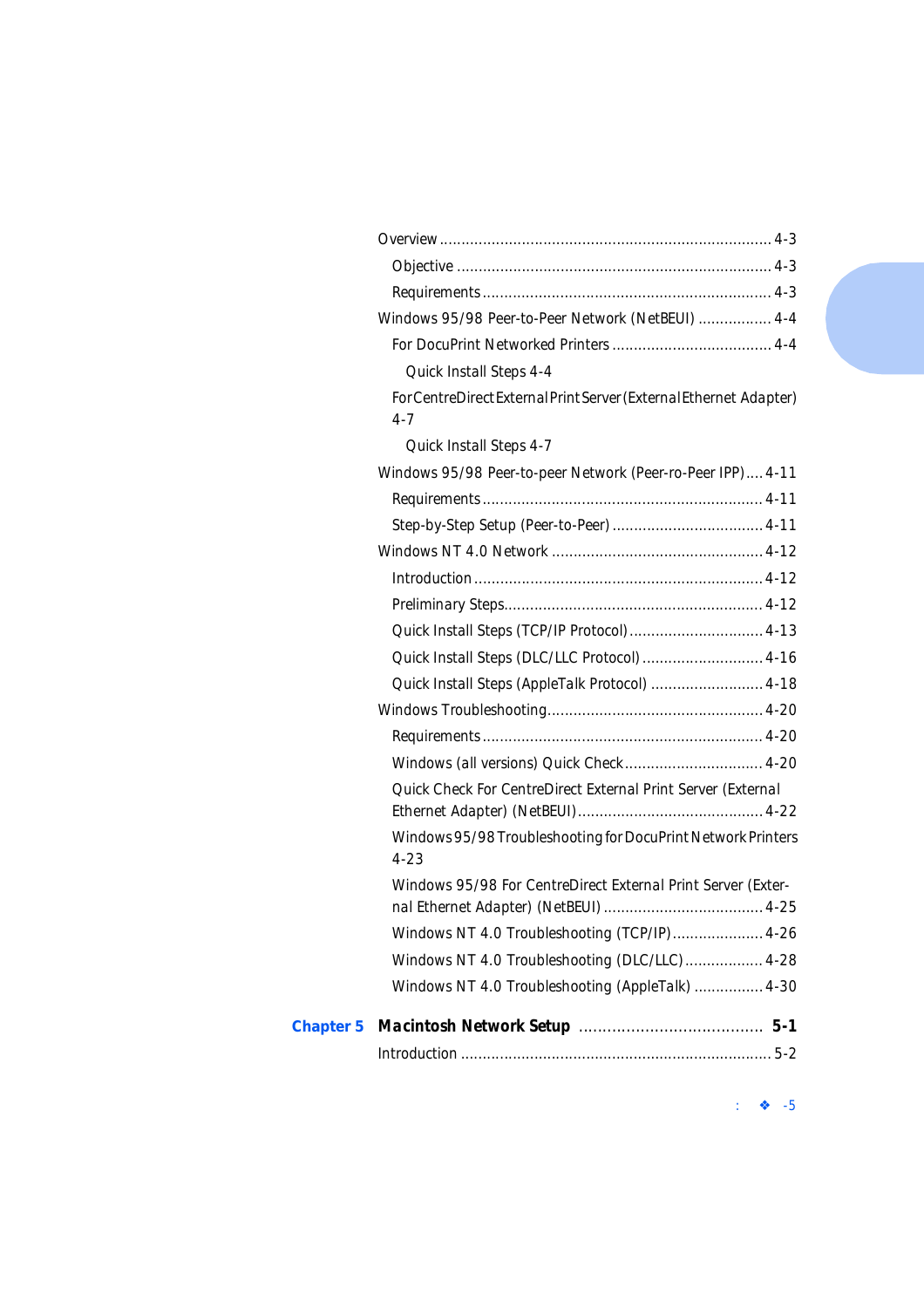Overview .......................................................................... 4-3

  Objective ........................................................................ 4-3

  Requirements ................................................................. 4-3

Windows 95/98 Peer-to-Peer Network (NetBEUI) ................. 4-4

  For DocuPrint Networked Printers ..................................... 4-4

    Quick Install Steps 4-4

  For CentreDirect External Print Server (External Ethernet Adapter) 4-7

    Quick Install Steps 4-7

Windows 95/98 Peer-to-peer Network (Peer-ro-Peer IPP).... 4-11

  Requirements ................................................................. 4-11

  Step-by-Step Setup (Peer-to-Peer) ................................... 4-11

Windows NT 4.0 Network ................................................. 4-12

  Introduction .................................................................... 4-12

  Preliminary Steps............................................................. 4-12

  Quick Install Steps (TCP/IP Protocol) ............................... 4-13

  Quick Install Steps (DLC/LLC Protocol) ............................ 4-16

  Quick Install Steps (AppleTalk Protocol) .......................... 4-18

Windows Troubleshooting.................................................. 4-20

  Requirements ................................................................. 4-20

  Windows (all versions) Quick Check................................ 4-20

  Quick Check For CentreDirect External Print Server (External Ethernet Adapter) (NetBEUI)........................................... 4-22

  Windows 95/98 Troubleshooting for DocuPrint Network Printers 4-23

  Windows 95/98 For CentreDirect External Print Server (External Ethernet Adapter) (NetBEUI) ..................................... 4-25

  Windows NT 4.0 Troubleshooting (TCP/IP)..................... 4-26

  Windows NT 4.0 Troubleshooting (DLC/LLC).................. 4-28

  Windows NT 4.0 Troubleshooting (AppleTalk) ................ 4-30

**Chapter 5 Macintosh Network Setup ........................................ 5-1**

Introduction ....................................................................... 5-2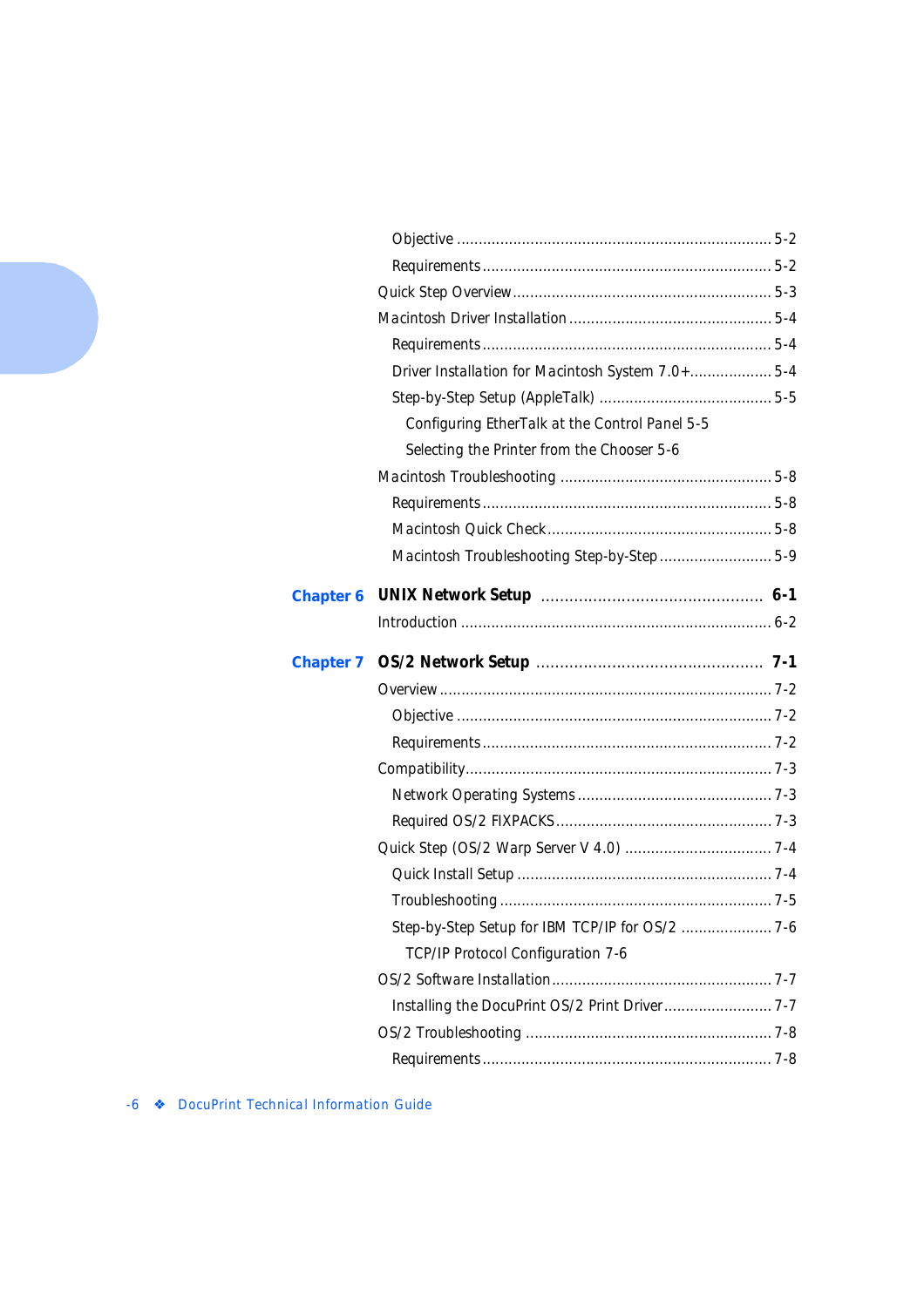Objective ........................................................................ 5-2

Requirements .................................................................. 5-2

Quick Step Overview ........................................................... 5-3

Macintosh Driver Installation ............................................... 5-4

Requirements .................................................................. 5-4

Driver Installation for Macintosh System 7.0+................... 5-4

Step-by-Step Setup (AppleTalk) ........................................ 5-5

Configuring EtherTalk at the Control Panel 5-5

Selecting the Printer from the Chooser 5-6

Macintosh Troubleshooting ................................................. 5-8

Requirements .................................................................. 5-8

Macintosh Quick Check .................................................... 5-8

Macintosh Troubleshooting Step-by-Step .......................... 5-9

**Chapter 6 UNIX Network Setup ............................................... 6-1**

Introduction ...................................................................... 6-2

**Chapter 7 OS/2 Network Setup ................................................ 7-1**

Overview ........................................................................... 7-2

Objective ........................................................................ 7-2

Requirements .................................................................. 7-2

Compatibility...................................................................... 7-3

Network Operating Systems ............................................. 7-3

Required OS/2 FIXPACKS .................................................. 7-3

Quick Step (OS/2 Warp Server V 4.0) .................................. 7-4

Quick Install Setup .......................................................... 7-4

Troubleshooting ............................................................... 7-5

Step-by-Step Setup for IBM TCP/IP for OS/2 ..................... 7-6

TCP/IP Protocol Configuration 7-6

OS/2 Software Installation ................................................... 7-7

Installing the DocuPrint OS/2 Print Driver ......................... 7-7

OS/2 Troubleshooting ......................................................... 7-8

Requirements .................................................................. 7-8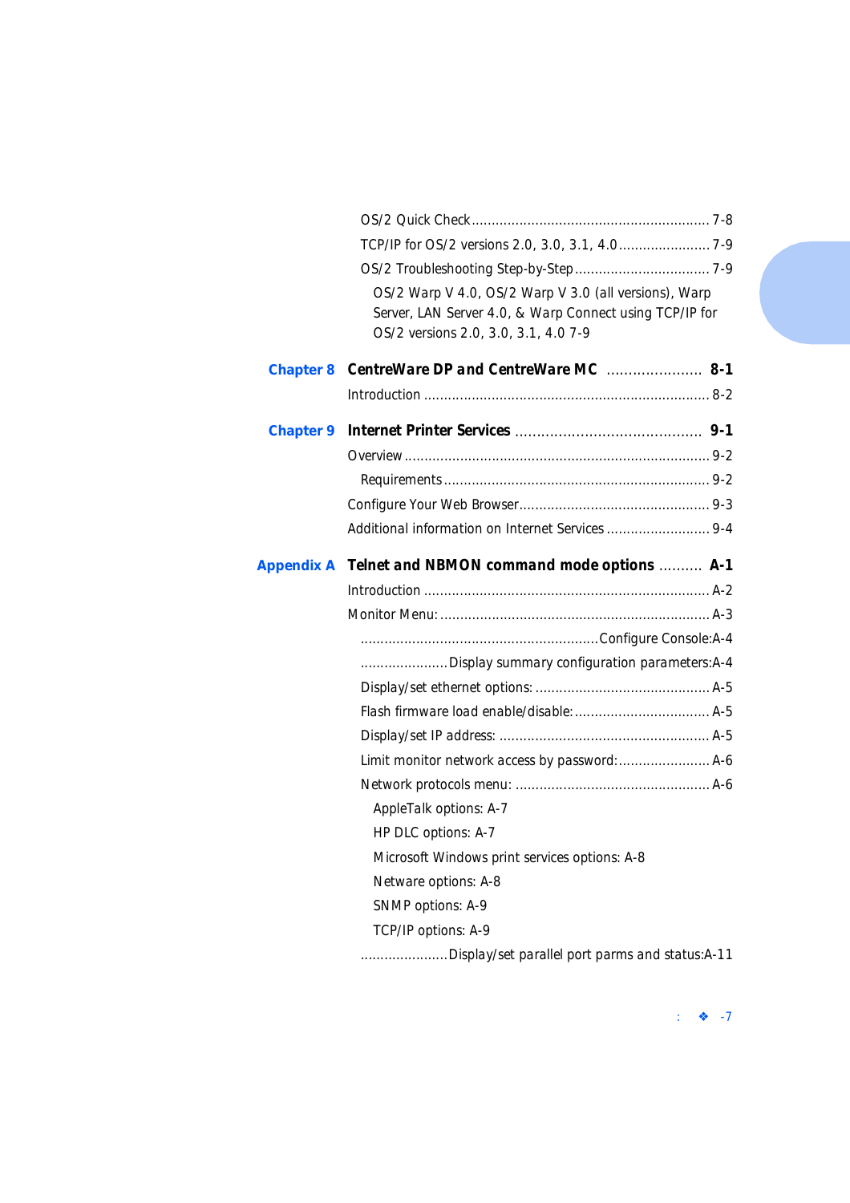OS/2 Quick Check............................................................ 7-8

TCP/IP for OS/2 versions 2.0, 3.0, 3.1, 4.0....................... 7-9

OS/2 Troubleshooting Step-by-Step................................. 7-9

OS/2 Warp V 4.0, OS/2 Warp V 3.0 (all versions), Warp Server, LAN Server 4.0, & Warp Connect using TCP/IP for OS/2 versions 2.0, 3.0, 3.1, 4.0 7-9

**Chapter 8** **CentreWare DP and CentreWare MC** ...................... **8-1**

Introduction ....................................................................... 8-2

**Chapter 9** **Internet Printer Services** ........................................... **9-1**

Overview ............................................................................ 9-2

Requirements ................................................................... 9-2

Configure Your Web Browser................................................ 9-3

Additional information on Internet Services .......................... 9-4

**Appendix A** **Telnet and NBMON command mode options** .......... **A-1**

Introduction ....................................................................... A-2

Monitor Menu: ................................................................... A-3

............................................................Configure Console:A-4

......................Display summary configuration parameters:A-4

Display/set ethernet options: ............................................ A-5

Flash firmware load enable/disable:.................................. A-5

Display/set IP address: ..................................................... A-5

Limit monitor network access by password:....................... A-6

Network protocols menu: ................................................. A-6

AppleTalk options: A-7

HP DLC options: A-7

Microsoft Windows print services options: A-8

Netware options: A-8

SNMP options: A-9

TCP/IP options: A-9

......................Display/set parallel port parms and status:A-11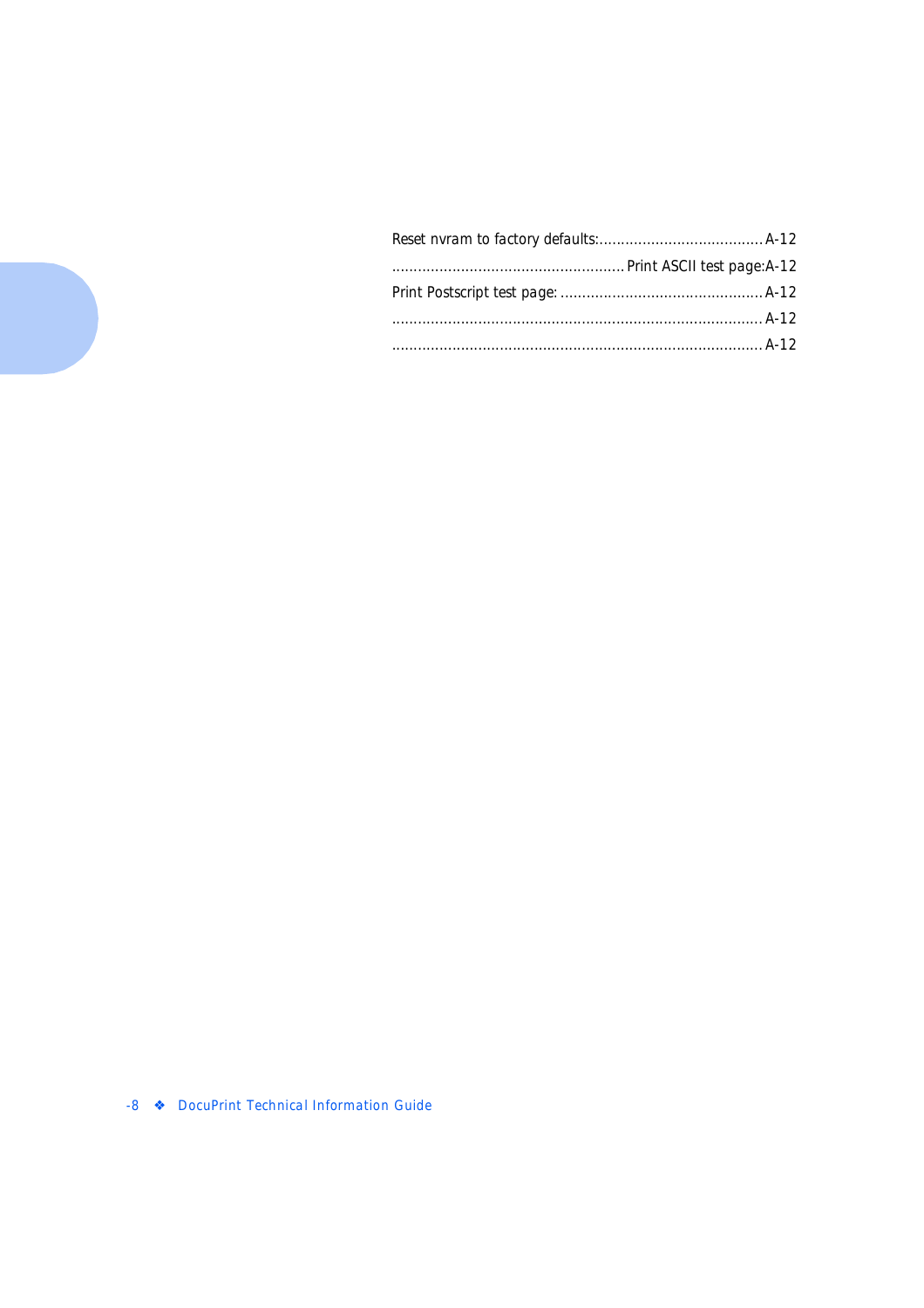Reset nvram to factory defaults:...................................... A-12

........................................................ Print ASCII test page:A-12

Print Postscript test page: ............................................... A-12

...................................................................................... A-12

...................................................................................... A-12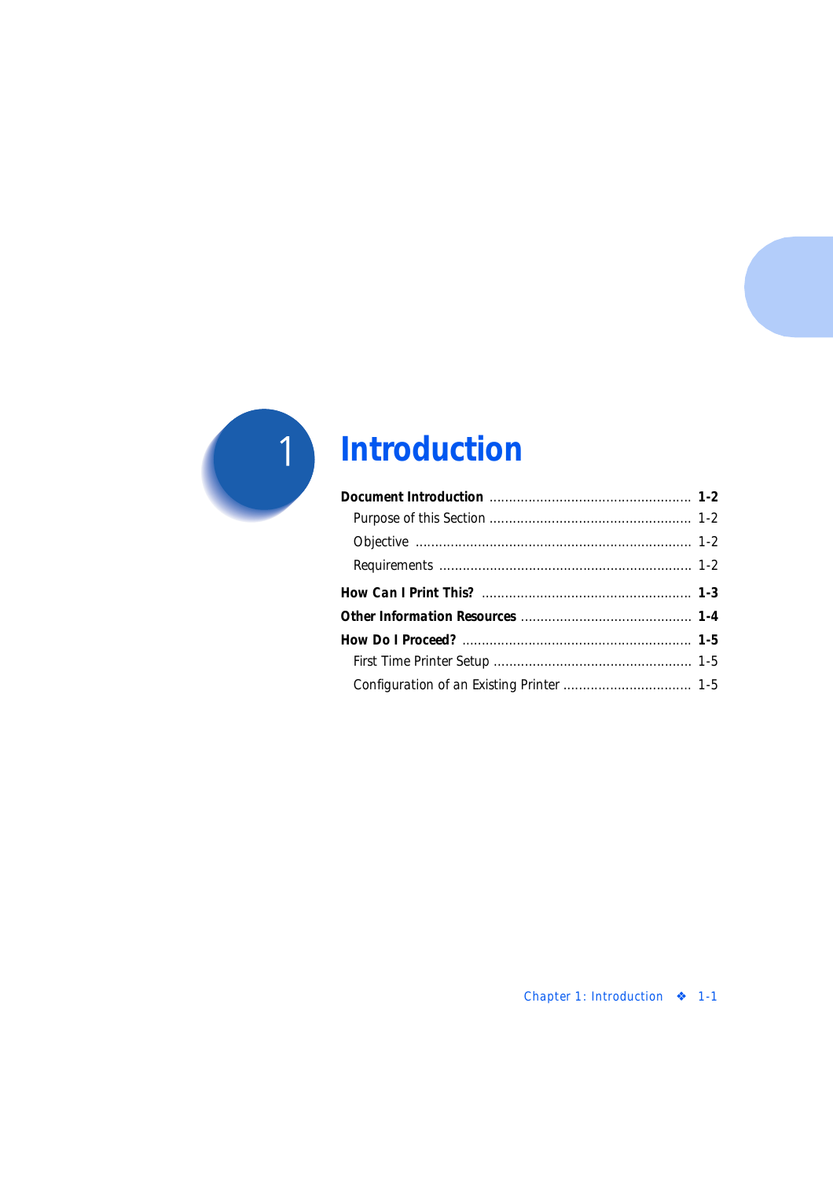# 1 Introduction

**Document Introduction** .................................................... **1-2**

Purpose of this Section .................................................... 1-2

Objective ....................................................................... 1-2

Requirements ................................................................. 1-2

**How Can I Print This?** ...................................................... **1-3**

**Other Information Resources** ............................................ **1-4**

**How Do I Proceed?** ........................................................... **1-5**

First Time Printer Setup ................................................... 1-5

Configuration of an Existing Printer ................................. 1-5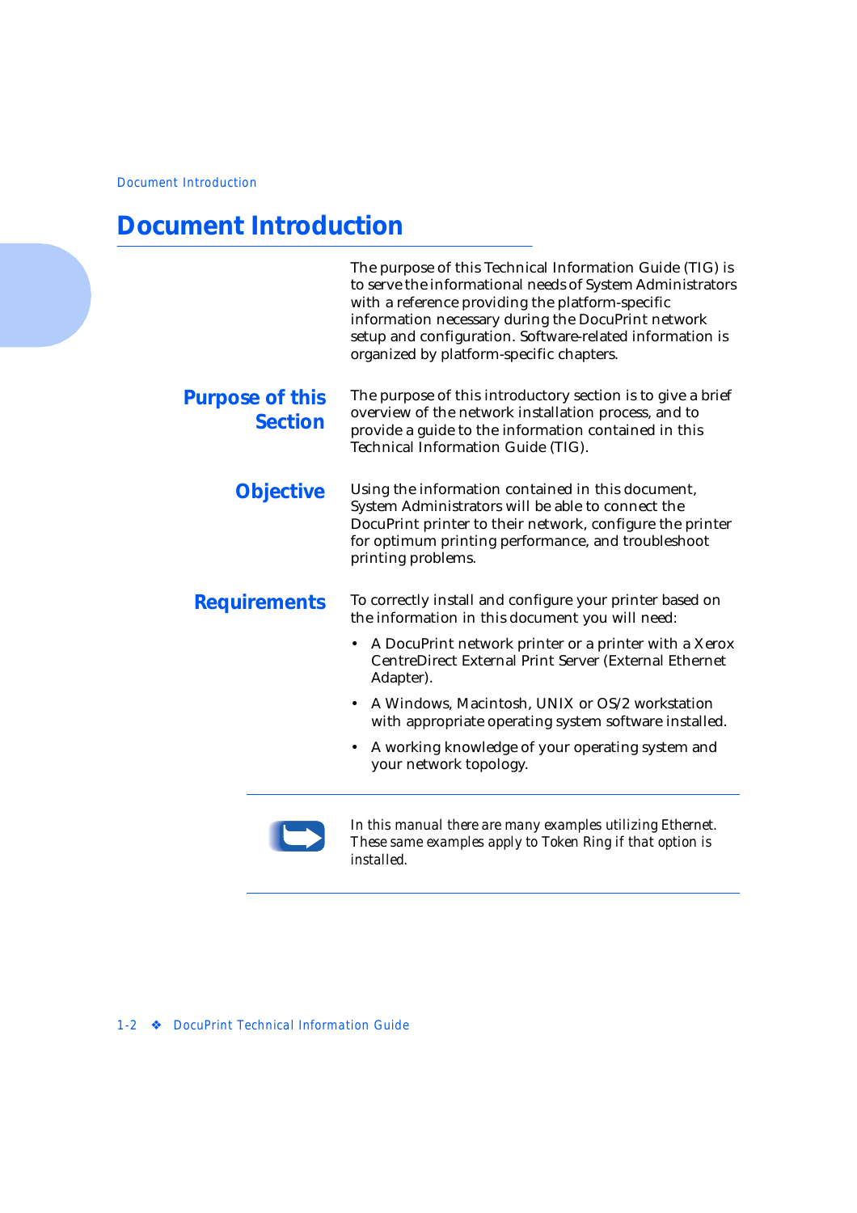# Document Introduction

The purpose of this Technical Information Guide (TIG) is to serve the informational needs of System Administrators with a reference providing the platform-specific information necessary during the DocuPrint network setup and configuration. Software-related information is organized by platform-specific chapters.

## Purpose of this Section

The purpose of this introductory section is to give a brief overview of the network installation process, and to provide a guide to the information contained in this Technical Information Guide (TIG).

## Objective

Using the information contained in this document, System Administrators will be able to connect the DocuPrint printer to their network, configure the printer for optimum printing performance, and troubleshoot printing problems.

## Requirements

To correctly install and configure your printer based on the information in this document you will need:

- A DocuPrint network printer or a printer with a Xerox CentreDirect External Print Server (External Ethernet Adapter).
- A Windows, Macintosh, UNIX or OS/2 workstation with appropriate operating system software installed.
- A working knowledge of your operating system and your network topology.

*In this manual there are many examples utilizing Ethernet. These same examples apply to Token Ring if that option is installed.*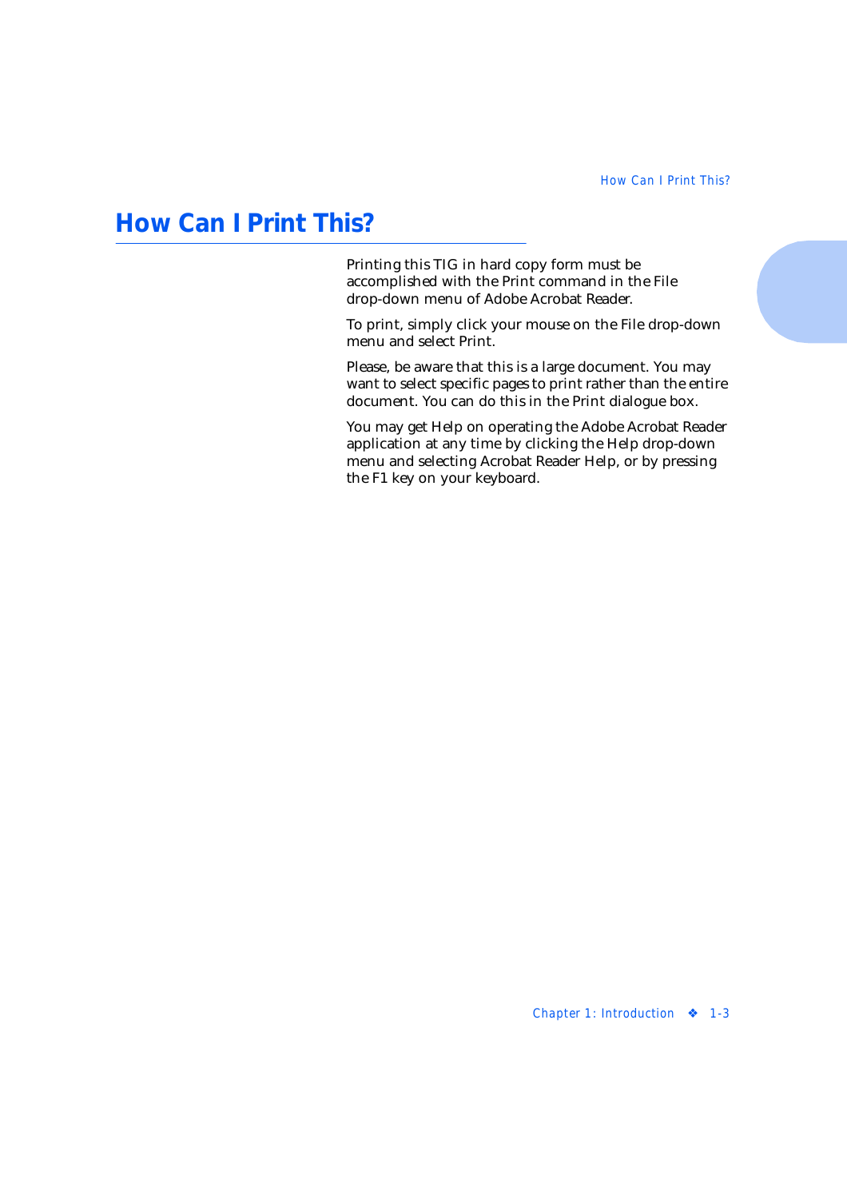# How Can I Print This?

Printing this TIG in hard copy form must be accomplished with the Print command in the File drop-down menu of Adobe Acrobat Reader.

To print, simply click your mouse on the File drop-down menu and select Print.

Please, be aware that this is a large document. You may want to select specific pages to print rather than the entire document. You can do this in the Print dialogue box.

You may get Help on operating the Adobe Acrobat Reader application at any time by clicking the Help drop-down menu and selecting Acrobat Reader Help, or by pressing the F1 key on your keyboard.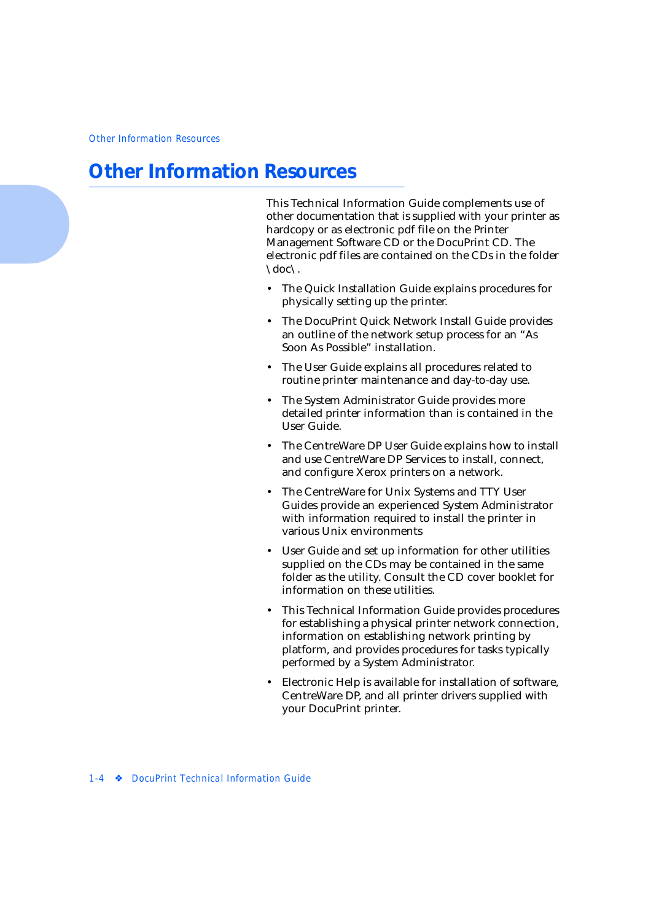# Other Information Resources

This Technical Information Guide complements use of other documentation that is supplied with your printer as hardcopy or as electronic pdf file on the Printer Management Software CD or the DocuPrint CD. The electronic pdf files are contained on the CDs in the folder \doc\.

- The Quick Installation Guide explains procedures for physically setting up the printer.
- The DocuPrint Quick Network Install Guide provides an outline of the network setup process for an “As Soon As Possible” installation.
- The User Guide explains all procedures related to routine printer maintenance and day-to-day use.
- The System Administrator Guide provides more detailed printer information than is contained in the User Guide.
- The CentreWare DP User Guide explains how to install and use CentreWare DP Services to install, connect, and configure Xerox printers on a network.
- The CentreWare for Unix Systems and TTY User Guides provide an experienced System Administrator with information required to install the printer in various Unix environments
- User Guide and set up information for other utilities supplied on the CDs may be contained in the same folder as the utility. Consult the CD cover booklet for information on these utilities.
- This Technical Information Guide provides procedures for establishing a physical printer network connection, information on establishing network printing by platform, and provides procedures for tasks typically performed by a System Administrator.
- Electronic Help is available for installation of software, CentreWare DP, and all printer drivers supplied with your DocuPrint printer.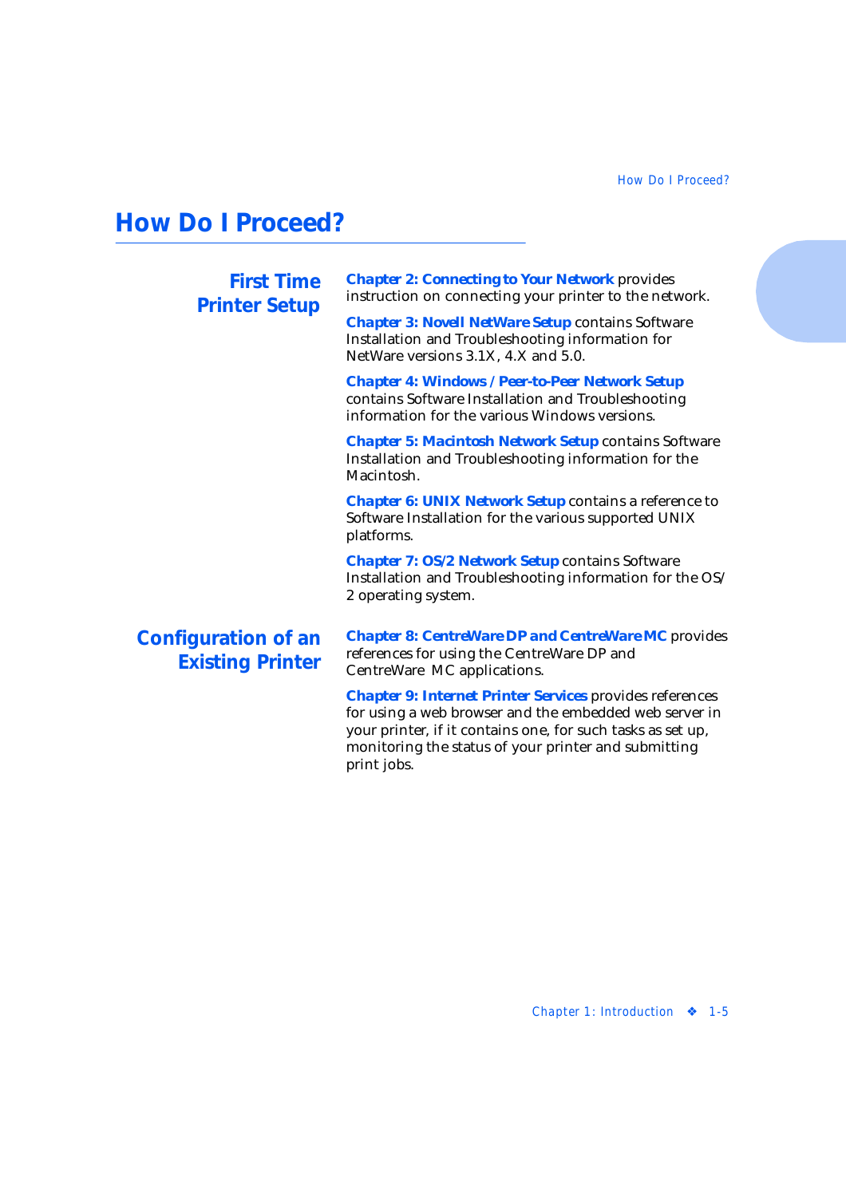# How Do I Proceed?

## First Time Printer Setup

**Chapter 2: Connecting to Your Network** provides instruction on connecting your printer to the network.

**Chapter 3: Novell NetWare Setup** contains Software Installation and Troubleshooting information for NetWare versions 3.1X, 4.X and 5.0.

**Chapter 4: Windows / Peer-to-Peer Network Setup** contains Software Installation and Troubleshooting information for the various Windows versions.

**Chapter 5: Macintosh Network Setup** contains Software Installation and Troubleshooting information for the Macintosh.

**Chapter 6: UNIX Network Setup** contains a reference to Software Installation for the various supported UNIX platforms.

**Chapter 7: OS/2 Network Setup** contains Software Installation and Troubleshooting information for the OS/2 operating system.

## Configuration of an Existing Printer

**Chapter 8: CentreWare DP and CentreWare MC** provides references for using the CentreWare DP and CentreWare MC applications.

**Chapter 9: Internet Printer Services** provides references for using a web browser and the embedded web server in your printer, if it contains one, for such tasks as set up, monitoring the status of your printer and submitting print jobs.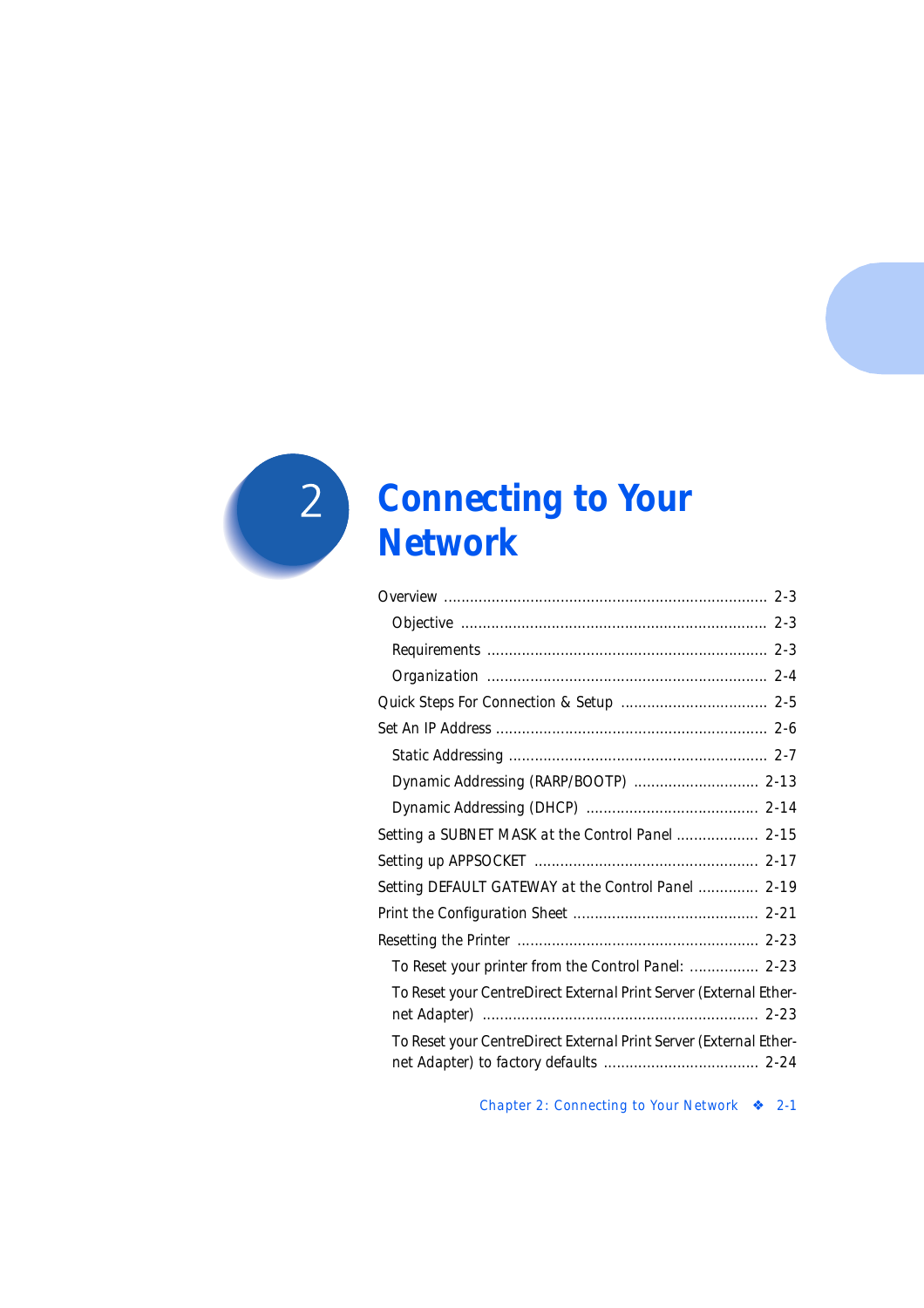# 2 Connecting to Your Network

- Overview ........................................................................... 2-3
  - Objective ....................................................................... 2-3
  - Requirements ................................................................. 2-3
  - Organization ................................................................. 2-4
- Quick Steps For Connection & Setup .................................. 2-5
- Set An IP Address ............................................................... 2-6
  - Static Addressing ............................................................ 2-7
  - Dynamic Addressing (RARP/BOOTP) ............................. 2-13
  - Dynamic Addressing (DHCP) ........................................ 2-14
- Setting a SUBNET MASK at the Control Panel ................... 2-15
- Setting up APPSOCKET .................................................... 2-17
- Setting DEFAULT GATEWAY at the Control Panel .............. 2-19
- Print the Configuration Sheet ........................................... 2-21
- Resetting the Printer ........................................................ 2-23
  - To Reset your printer from the Control Panel: ................ 2-23
  - To Reset your CentreDirect External Print Server (External Ethernet Adapter) ................................................................ 2-23
  - To Reset your CentreDirect External Print Server (External Ethernet Adapter) to factory defaults .................................... 2-24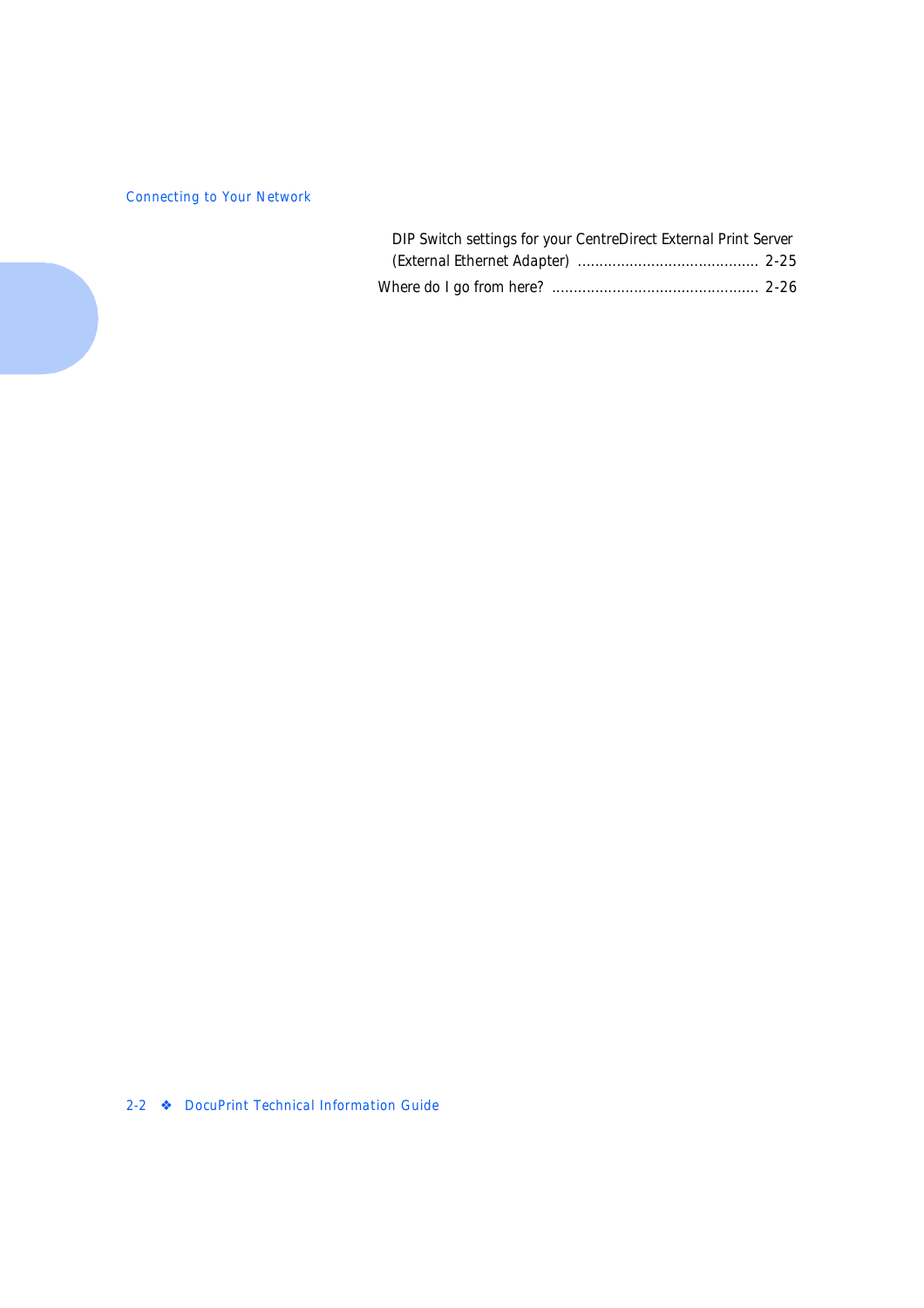DIP Switch settings for your CentreDirect External Print Server (External Ethernet Adapter) .......................................... 2-25

Where do I go from here? ................................................ 2-26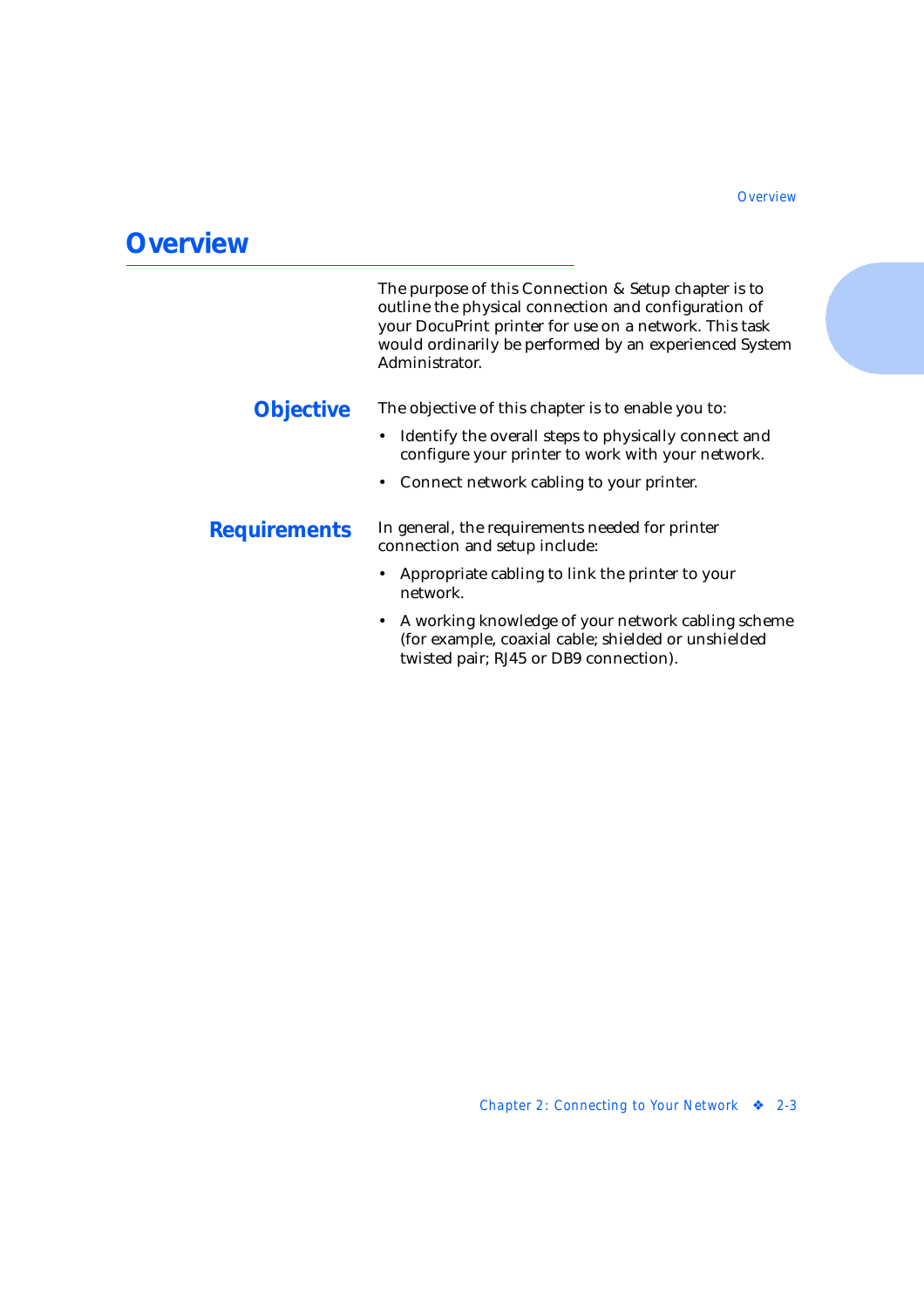# Overview

The purpose of this Connection & Setup chapter is to outline the physical connection and configuration of your DocuPrint printer for use on a network. This task would ordinarily be performed by an experienced System Administrator.

## Objective

The objective of this chapter is to enable you to:

- Identify the overall steps to physically connect and configure your printer to work with your network.
- Connect network cabling to your printer.

## Requirements

In general, the requirements needed for printer connection and setup include:

- Appropriate cabling to link the printer to your network.
- A working knowledge of your network cabling scheme (for example, coaxial cable; shielded or unshielded twisted pair; RJ45 or DB9 connection).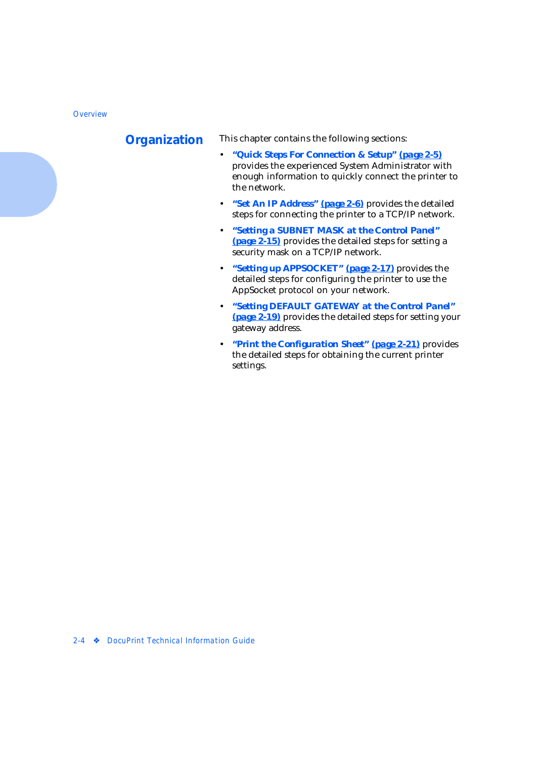## Organization

This chapter contains the following sections:

- **"Quick Steps For Connection & Setup"** (page 2-5) provides the experienced System Administrator with enough information to quickly connect the printer to the network.
- **"Set An IP Address"** (page 2-6) provides the detailed steps for connecting the printer to a TCP/IP network.
- **"Setting a SUBNET MASK at the Control Panel"** (page 2-15) provides the detailed steps for setting a security mask on a TCP/IP network.
- **"Setting up APPSOCKET"** (page 2-17) provides the detailed steps for configuring the printer to use the AppSocket protocol on your network.
- **"Setting DEFAULT GATEWAY at the Control Panel"** (page 2-19) provides the detailed steps for setting your gateway address.
- **"Print the Configuration Sheet"** (page 2-21) provides the detailed steps for obtaining the current printer settings.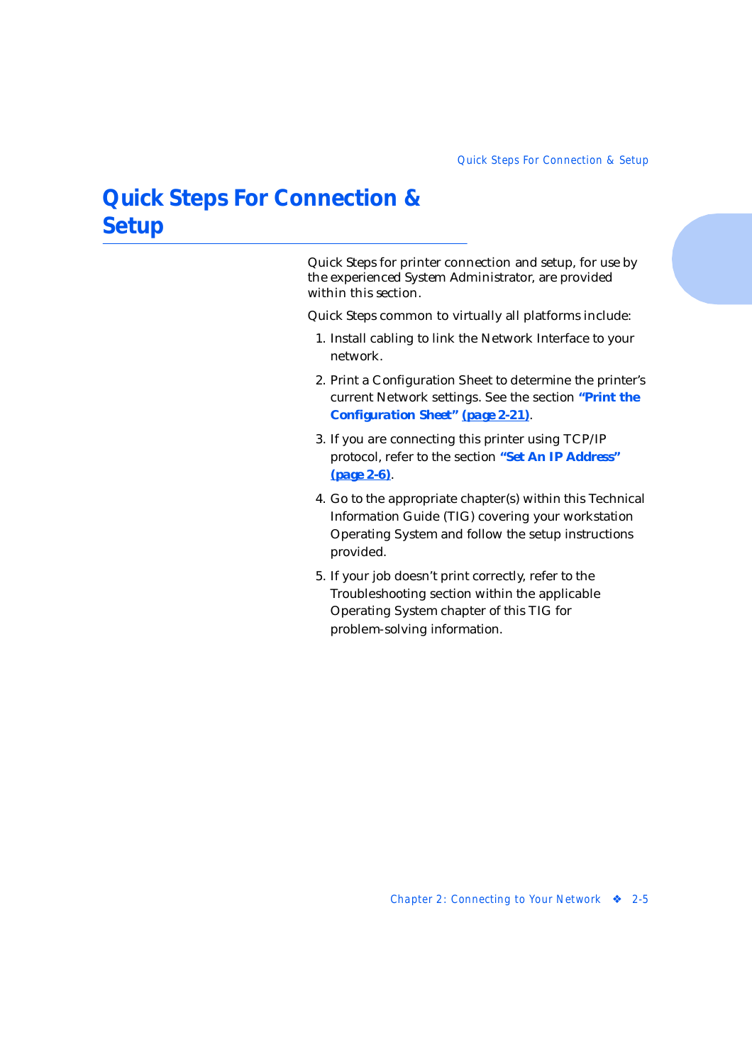# Quick Steps For Connection & Setup

Quick Steps for printer connection and setup, for use by the experienced System Administrator, are provided within this section.

Quick Steps common to virtually all platforms include:

1. Install cabling to link the Network Interface to your network.
2. Print a Configuration Sheet to determine the printer's current Network settings. See the section **"Print the Configuration Sheet" (page 2-21)**.
3. If you are connecting this printer using TCP/IP protocol, refer to the section **"Set An IP Address" (page 2-6)**.
4. Go to the appropriate chapter(s) within this Technical Information Guide (TIG) covering your workstation Operating System and follow the setup instructions provided.
5. If your job doesn't print correctly, refer to the Troubleshooting section within the applicable Operating System chapter of this TIG for problem-solving information.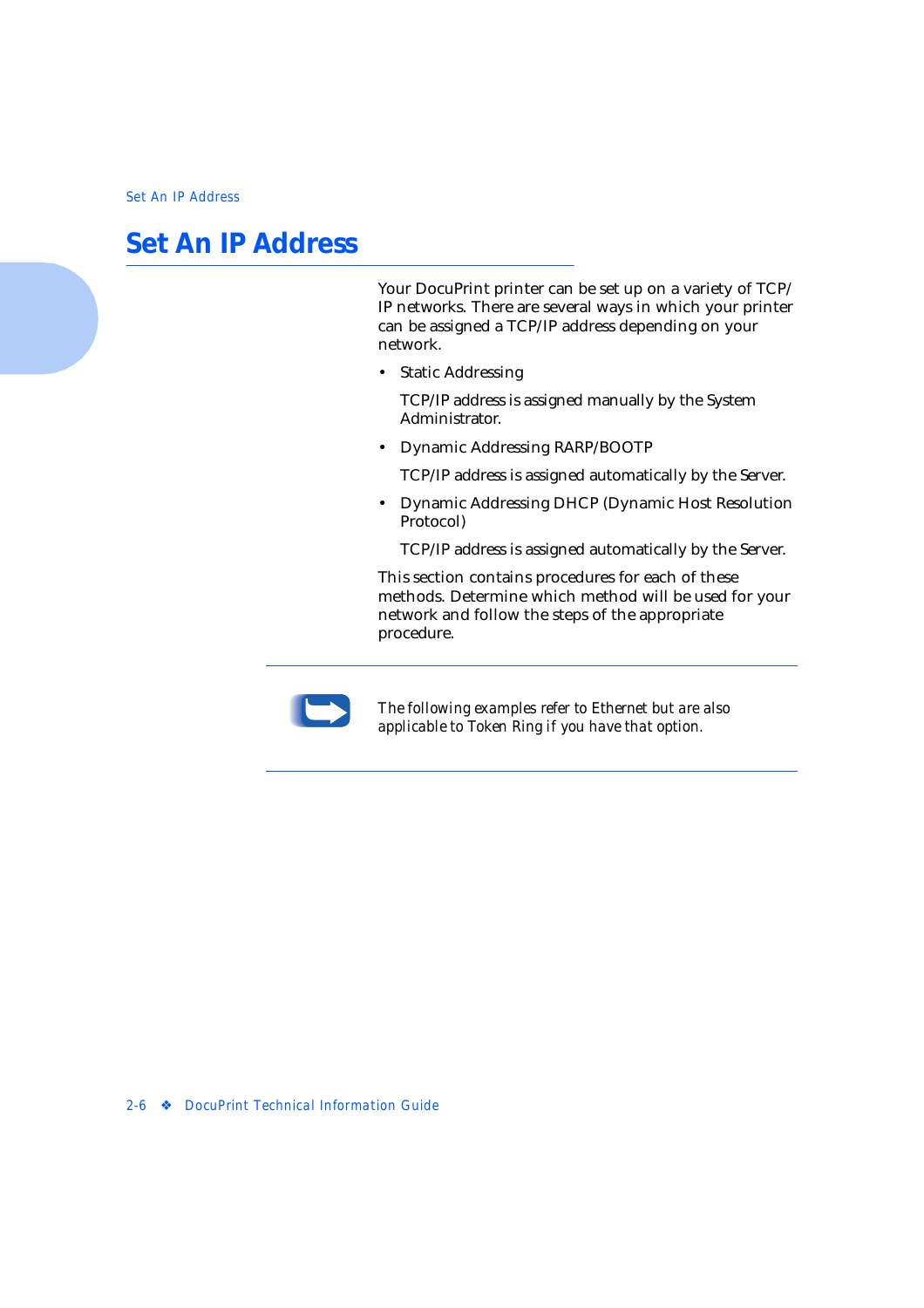# Set An IP Address

Your DocuPrint printer can be set up on a variety of TCP/IP networks. There are several ways in which your printer can be assigned a TCP/IP address depending on your network.

- Static Addressing

  TCP/IP address is assigned manually by the System Administrator.

- Dynamic Addressing RARP/BOOTP

  TCP/IP address is assigned automatically by the Server.

- Dynamic Addressing DHCP (Dynamic Host Resolution Protocol)

  TCP/IP address is assigned automatically by the Server.

This section contains procedures for each of these methods. Determine which method will be used for your network and follow the steps of the appropriate procedure.

---

*The following examples refer to Ethernet but are also applicable to Token Ring if you have that option.*

---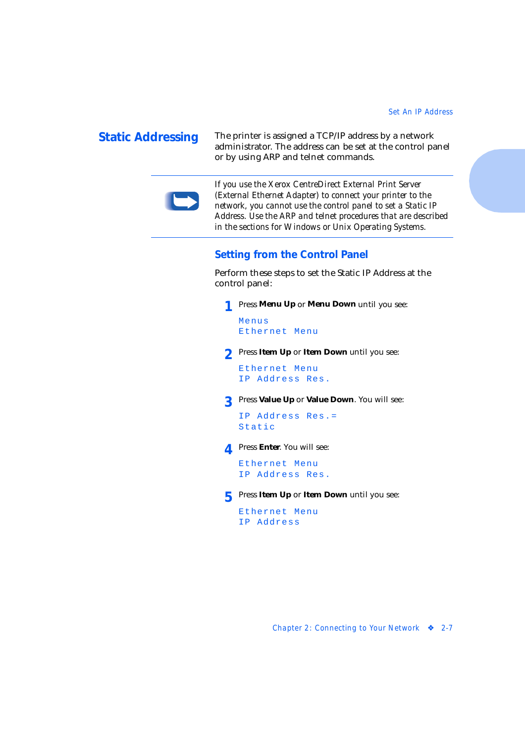## Static Addressing

The printer is assigned a TCP/IP address by a network administrator. The address can be set at the control panel or by using ARP and telnet commands.

> If you use the Xerox CentreDirect External Print Server (External Ethernet Adapter) to connect your printer to the network, you cannot use the control panel to set a Static IP Address. Use the ARP and telnet procedures that are described in the sections for Windows or Unix Operating Systems.

### Setting from the Control Panel

Perform these steps to set the Static IP Address at the control panel:

1. Press **Menu Up** or **Menu Down** until you see:

   ```
   Menus
   Ethernet Menu
   ```

2. Press **Item Up** or **Item Down** until you see:

   ```
   Ethernet Menu
   IP Address Res.
   ```

3. Press **Value Up** or **Value Down**. You will see:

   ```
   IP Address Res.=
   Static
   ```

4. Press **Enter**. You will see:

   ```
   Ethernet Menu
   IP Address Res.
   ```

5. Press **Item Up** or **Item Down** until you see:

   ```
   Ethernet Menu
   IP Address
   ```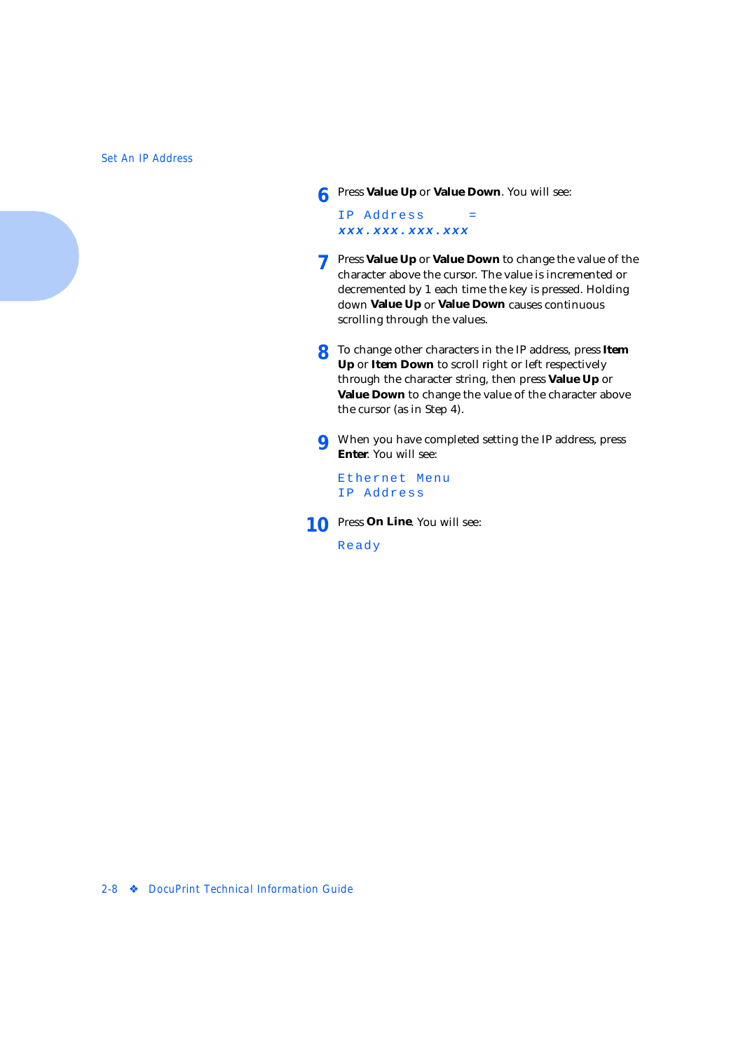6. Press **Value Up** or **Value Down**. You will see:

```
IP Address       =
xxx.xxx.xxx.xxx
```

7. Press **Value Up** or **Value Down** to change the value of the character above the cursor. The value is incremented or decremented by 1 each time the key is pressed. Holding down **Value Up** or **Value Down** causes continuous scrolling through the values.

8. To change other characters in the IP address, press **Item Up** or **Item Down** to scroll right or left respectively through the character string, then press **Value Up** or **Value Down** to change the value of the character above the cursor (as in Step 4).

9. When you have completed setting the IP address, press **Enter**. You will see:

```
Ethernet Menu
IP Address
```

10. Press **On Line**. You will see:

```
Ready
```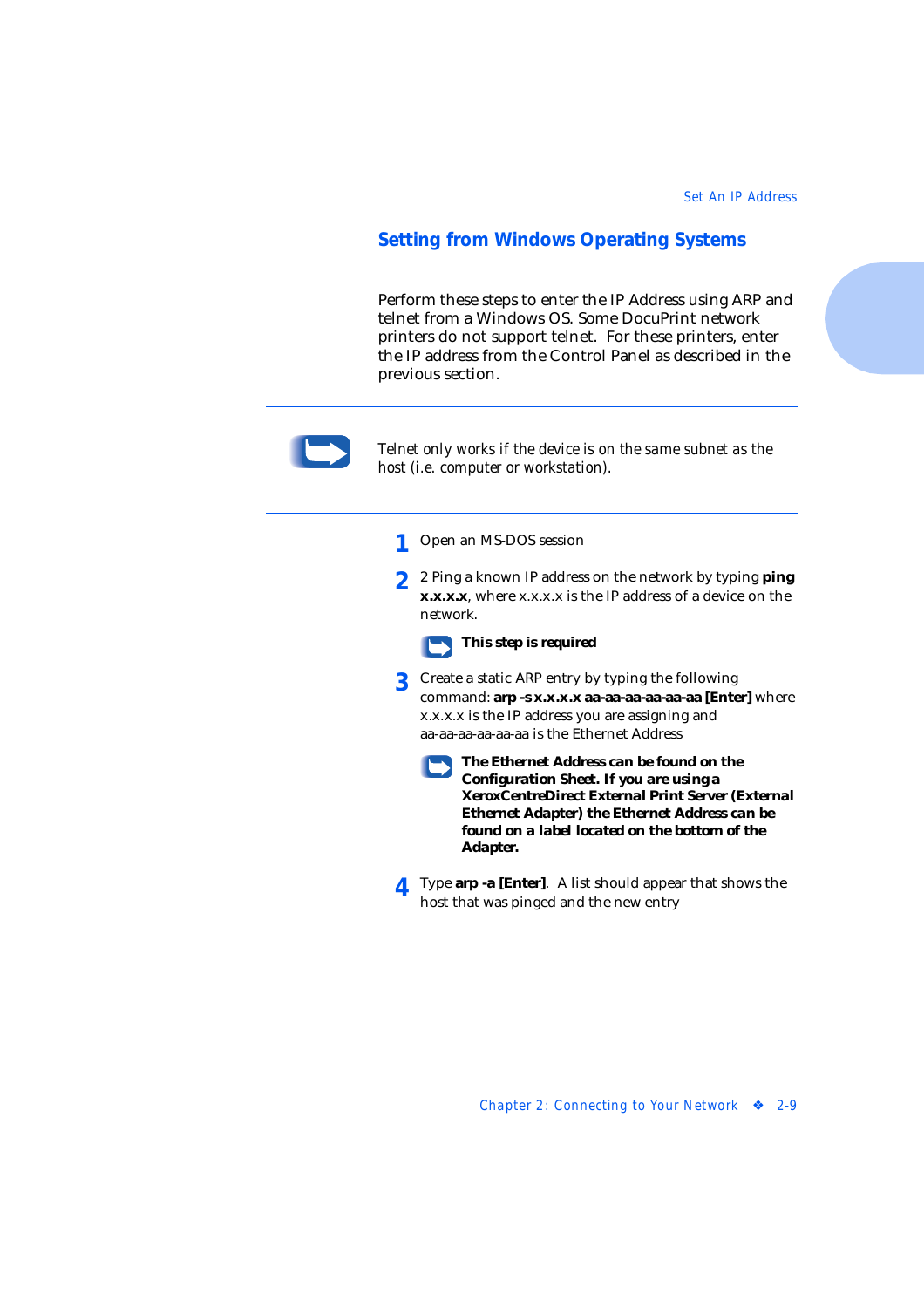## Setting from Windows Operating Systems

Perform these steps to enter the IP Address using ARP and telnet from a Windows OS. Some DocuPrint network printers do not support telnet. For these printers, enter the IP address from the Control Panel as described in the previous section.

---

*Telnet only works if the device is on the same subnet as the host (i.e. computer or workstation).*

---

1. Open an MS-DOS session
2. 2 Ping a known IP address on the network by typing **ping x.x.x.x**, where x.x.x.x is the IP address of a device on the network.

   **This step is required**

3. Create a static ARP entry by typing the following command: **arp -s x.x.x.x aa-aa-aa-aa-aa-aa [Enter]** where x.x.x.x is the IP address you are assigning and aa-aa-aa-aa-aa-aa is the Ethernet Address

   **The Ethernet Address can be found on the Configuration Sheet. If you are using a XeroxCentreDirect External Print Server (External Ethernet Adapter) the Ethernet Address can be found on a label located on the bottom of the Adapter.**

4. Type **arp -a [Enter]**. A list should appear that shows the host that was pinged and the new entry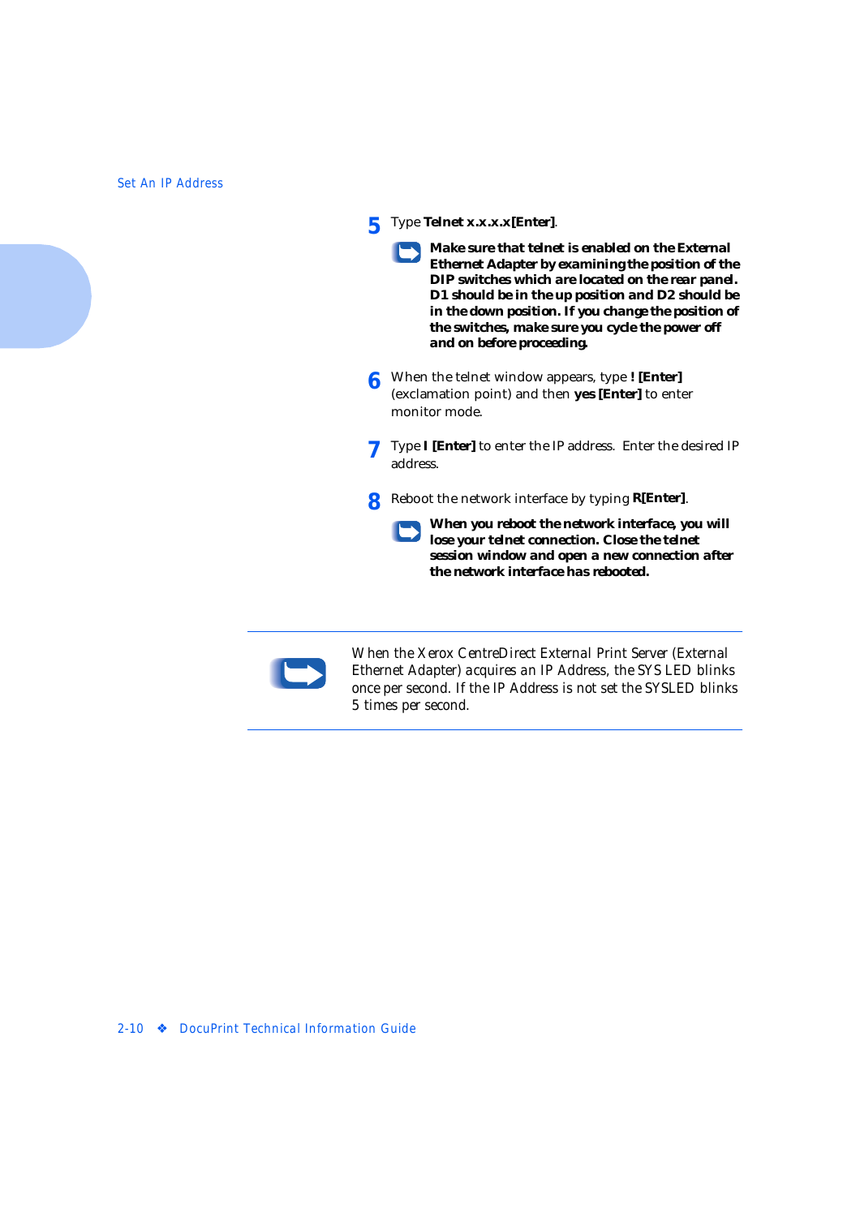5. Type **Telnet x.x.x.x[Enter]**.

   **Make sure that telnet is enabled on the External Ethernet Adapter by examining the position of the DIP switches which are located on the rear panel. D1 should be in the up position and D2 should be in the down position. If you change the position of the switches, make sure you cycle the power off and on before proceeding.**

6. When the telnet window appears, type **! [Enter]** (exclamation point) and then **yes [Enter]** to enter monitor mode.

7. Type **I [Enter]** to enter the IP address. Enter the desired IP address.

8. Reboot the network interface by typing **R[Enter]**.

   **When you reboot the network interface, you will lose your telnet connection. Close the telnet session window and open a new connection after the network interface has rebooted.**

---

When the Xerox CentreDirect External Print Server (External Ethernet Adapter) acquires an IP Address, the SYS LED blinks once per second. If the IP Address is not set the SYSLED blinks 5 times per second.

---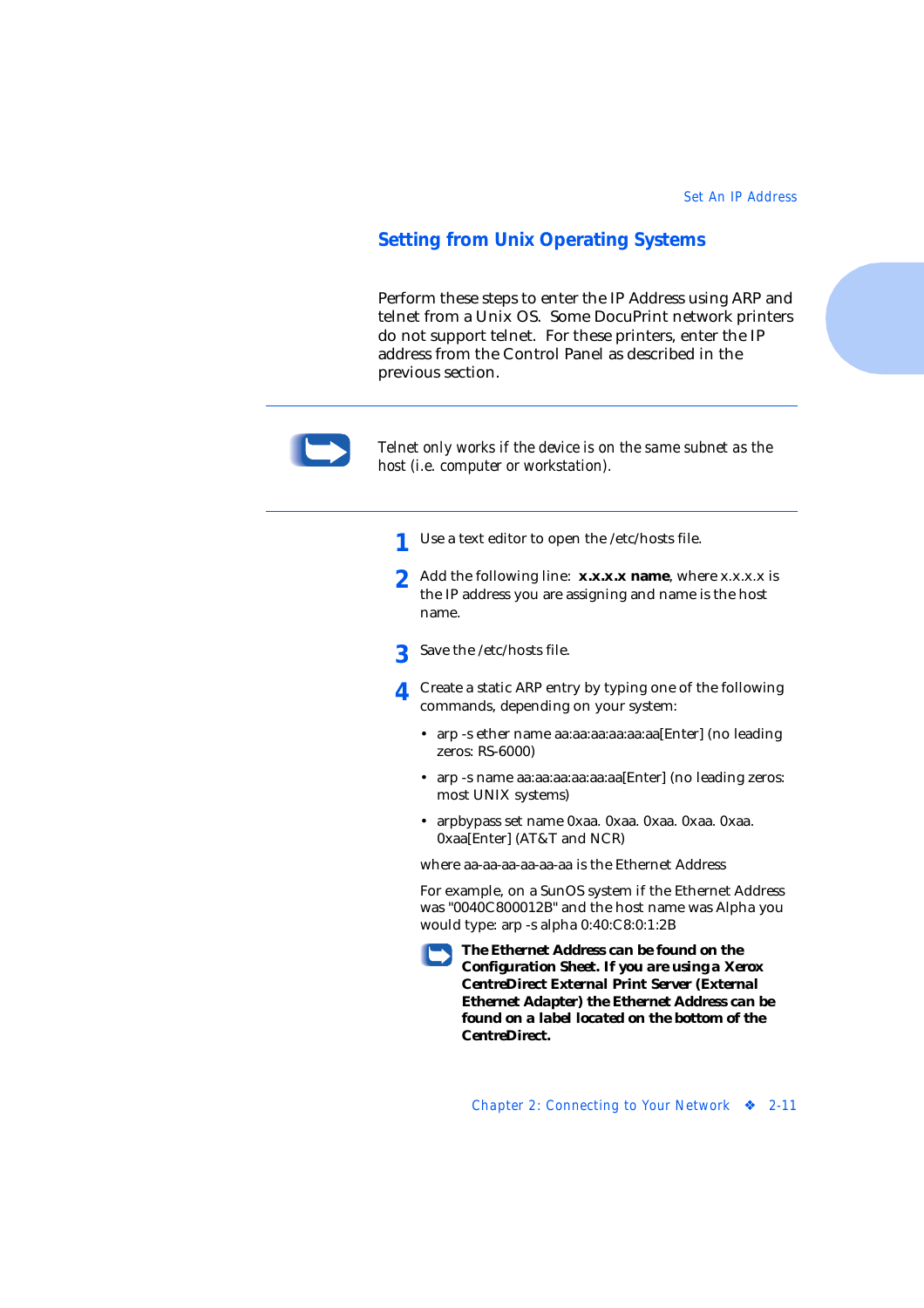## Setting from Unix Operating Systems

Perform these steps to enter the IP Address using ARP and telnet from a Unix OS. Some DocuPrint network printers do not support telnet. For these printers, enter the IP address from the Control Panel as described in the previous section.

*Telnet only works if the device is on the same subnet as the host (i.e. computer or workstation).*

1. Use a text editor to open the /etc/hosts file.
2. Add the following line: **x.x.x.x name**, where x.x.x.x is the IP address you are assigning and name is the host name.
3. Save the /etc/hosts file.
4. Create a static ARP entry by typing one of the following commands, depending on your system:

   - arp -s ether name aa:aa:aa:aa:aa:aa[Enter] (no leading zeros: RS-6000)
   - arp -s name aa:aa:aa:aa:aa:aa[Enter] (no leading zeros: most UNIX systems)
   - arpbypass set name 0xaa. 0xaa. 0xaa. 0xaa. 0xaa. 0xaa[Enter] (AT&T and NCR)

   where aa-aa-aa-aa-aa-aa is the Ethernet Address

   For example, on a SunOS system if the Ethernet Address was "0040C800012B" and the host name was Alpha you would type: arp -s alpha 0:40:C8:0:1:2B

   **The Ethernet Address can be found on the Configuration Sheet. If you are using a Xerox CentreDirect External Print Server (External Ethernet Adapter) the Ethernet Address can be found on a label located on the bottom of the CentreDirect.**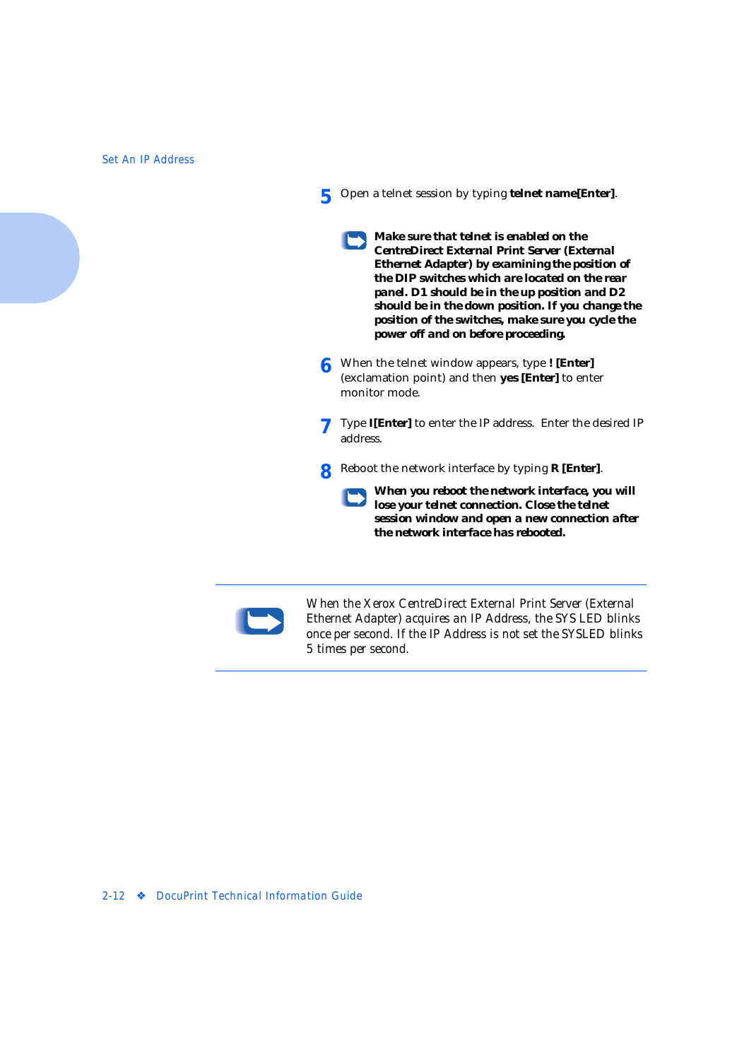5. Open a telnet session by typing **telnet name[Enter]**.

   **Make sure that telnet is enabled on the CentreDirect External Print Server (External Ethernet Adapter) by examining the position of the DIP switches which are located on the rear panel. D1 should be in the up position and D2 should be in the down position. If you change the position of the switches, make sure you cycle the power off and on before proceeding.**

6. When the telnet window appears, type **! [Enter]** (exclamation point) and then **yes [Enter]** to enter monitor mode.

7. Type **I[Enter]** to enter the IP address. Enter the desired IP address.

8. Reboot the network interface by typing **R [Enter]**.

   **When you reboot the network interface, you will lose your telnet connection. Close the telnet session window and open a new connection after the network interface has rebooted.**

---

When the Xerox CentreDirect External Print Server (External Ethernet Adapter) acquires an IP Address, the SYS LED blinks once per second. If the IP Address is not set the SYSLED blinks 5 times per second.

---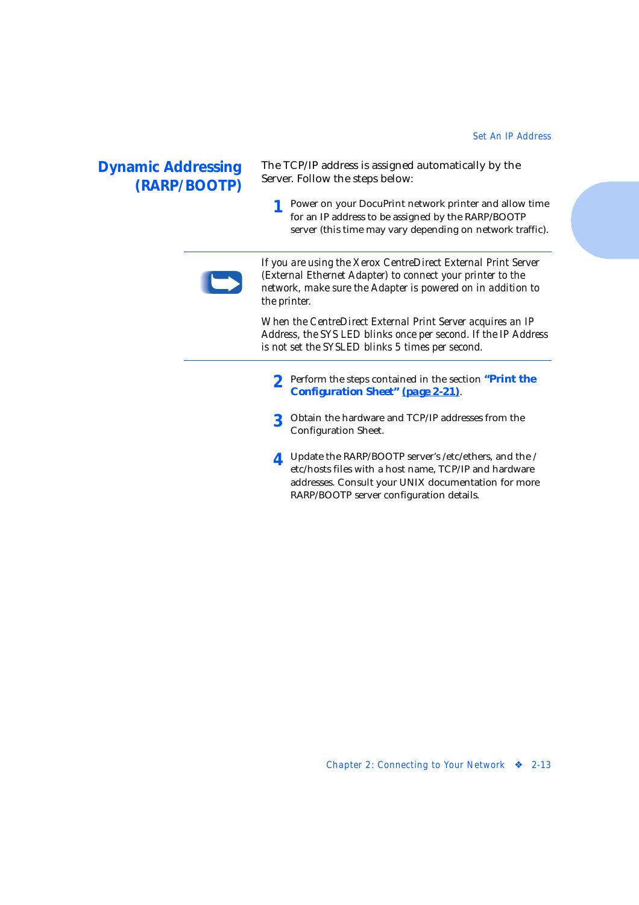## Dynamic Addressing (RARP/BOOTP)

The TCP/IP address is assigned automatically by the Server. Follow the steps below:

1. Power on your DocuPrint network printer and allow time for an IP address to be assigned by the RARP/BOOTP server (this time may vary depending on network traffic).

If you are using the Xerox CentreDirect External Print Server (External Ethernet Adapter) to connect your printer to the network, make sure the Adapter is powered on in addition to the printer.

When the CentreDirect External Print Server acquires an IP Address, the SYS LED blinks once per second. If the IP Address is not set the SYSLED blinks 5 times per second.

2. Perform the steps contained in the section **"Print the Configuration Sheet" (page 2-21)**.

3. Obtain the hardware and TCP/IP addresses from the Configuration Sheet.

4. Update the RARP/BOOTP server's /etc/ethers, and the /etc/hosts files with a host name, TCP/IP and hardware addresses. Consult your UNIX documentation for more RARP/BOOTP server configuration details.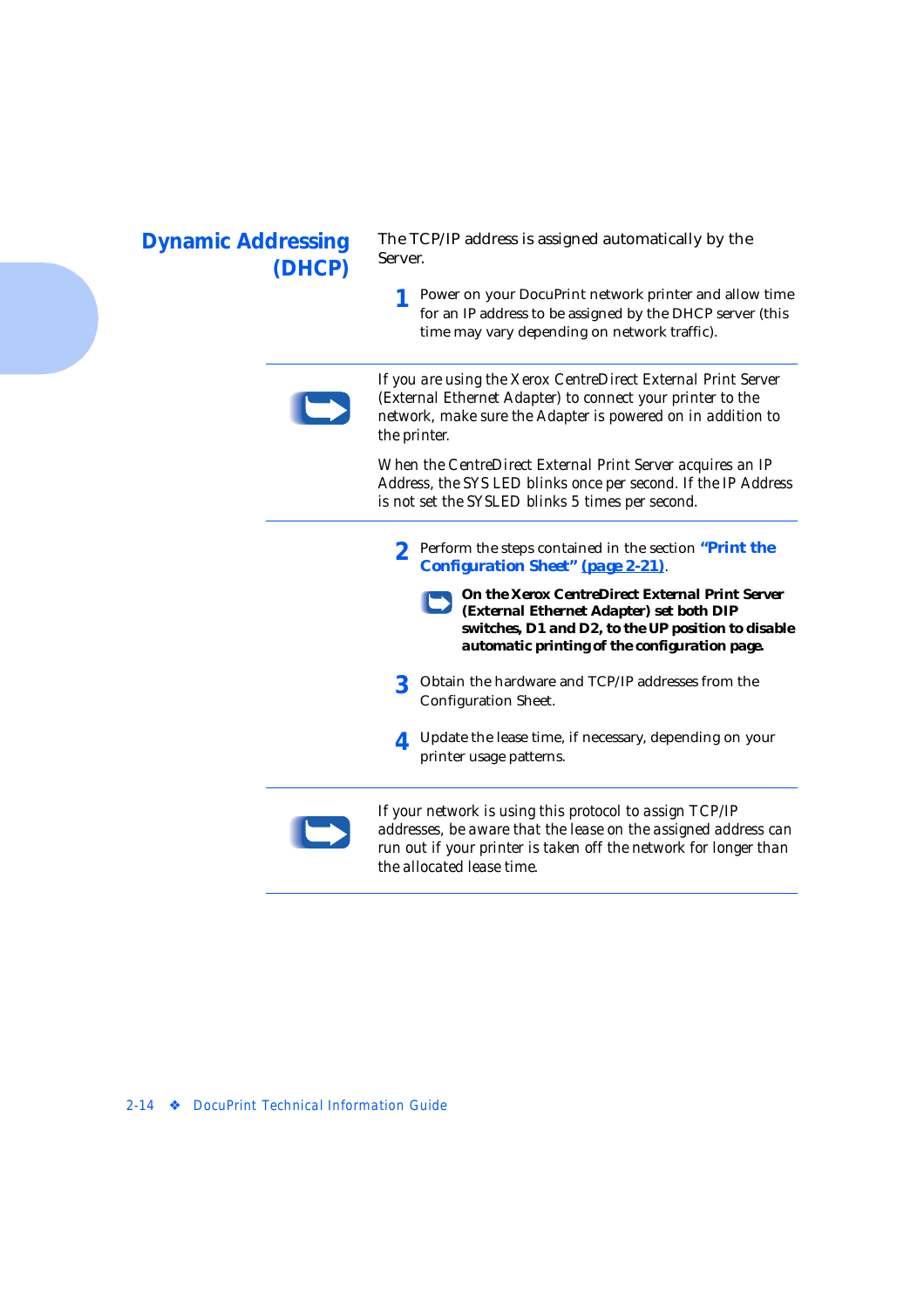## Dynamic Addressing (DHCP)

The TCP/IP address is assigned automatically by the Server.

1. Power on your DocuPrint network printer and allow time for an IP address to be assigned by the DHCP server (this time may vary depending on network traffic).

---

*If you are using the Xerox CentreDirect External Print Server (External Ethernet Adapter) to connect your printer to the network, make sure the Adapter is powered on in addition to the printer.*

*When the CentreDirect External Print Server acquires an IP Address, the SYS LED blinks once per second. If the IP Address is not set the SYSLED blinks 5 times per second.*

---

2. Perform the steps contained in the section **"Print the Configuration Sheet" (page 2-21)**.

   **On the Xerox CentreDirect External Print Server (External Ethernet Adapter) set both DIP switches, D1 and D2, to the UP position to disable automatic printing of the configuration page.**

3. Obtain the hardware and TCP/IP addresses from the Configuration Sheet.

4. Update the lease time, if necessary, depending on your printer usage patterns.

---

*If your network is using this protocol to assign TCP/IP addresses, be aware that the lease on the assigned address can run out if your printer is taken off the network for longer than the allocated lease time.*

---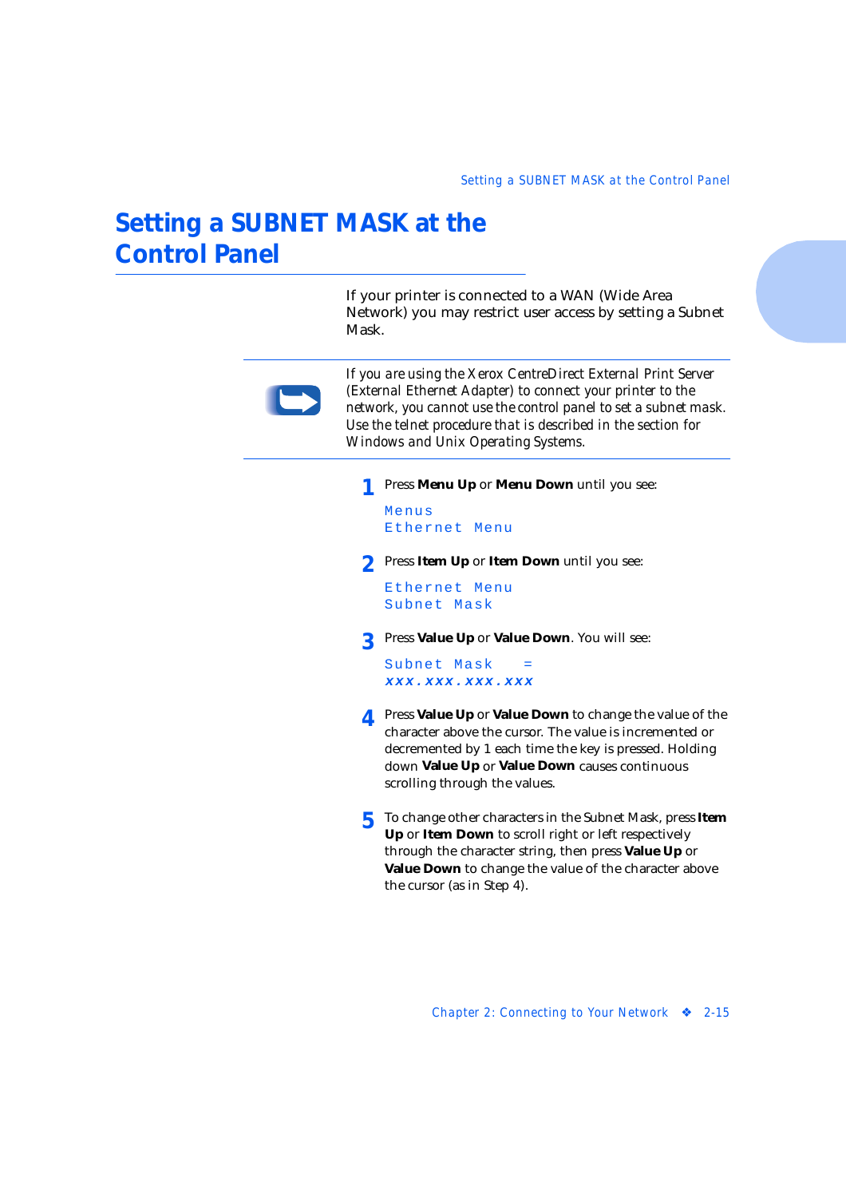# Setting a SUBNET MASK at the Control Panel

If your printer is connected to a WAN (Wide Area Network) you may restrict user access by setting a Subnet Mask.

*If you are using the Xerox CentreDirect External Print Server (External Ethernet Adapter) to connect your printer to the network, you cannot use the control panel to set a subnet mask. Use the telnet procedure that is described in the section for Windows and Unix Operating Systems.*

1. Press **Menu Up** or **Menu Down** until you see:

   ```
   Menus
   Ethernet Menu
   ```

2. Press **Item Up** or **Item Down** until you see:

   ```
   Ethernet Menu
   Subnet Mask
   ```

3. Press **Value Up** or **Value Down**. You will see:

   ```
   Subnet Mask   =
   xxx.xxx.xxx.xxx
   ```

4. Press **Value Up** or **Value Down** to change the value of the character above the cursor. The value is incremented or decremented by 1 each time the key is pressed. Holding down **Value Up** or **Value Down** causes continuous scrolling through the values.

5. To change other characters in the Subnet Mask, press **Item Up** or **Item Down** to scroll right or left respectively through the character string, then press **Value Up** or **Value Down** to change the value of the character above the cursor (as in Step 4).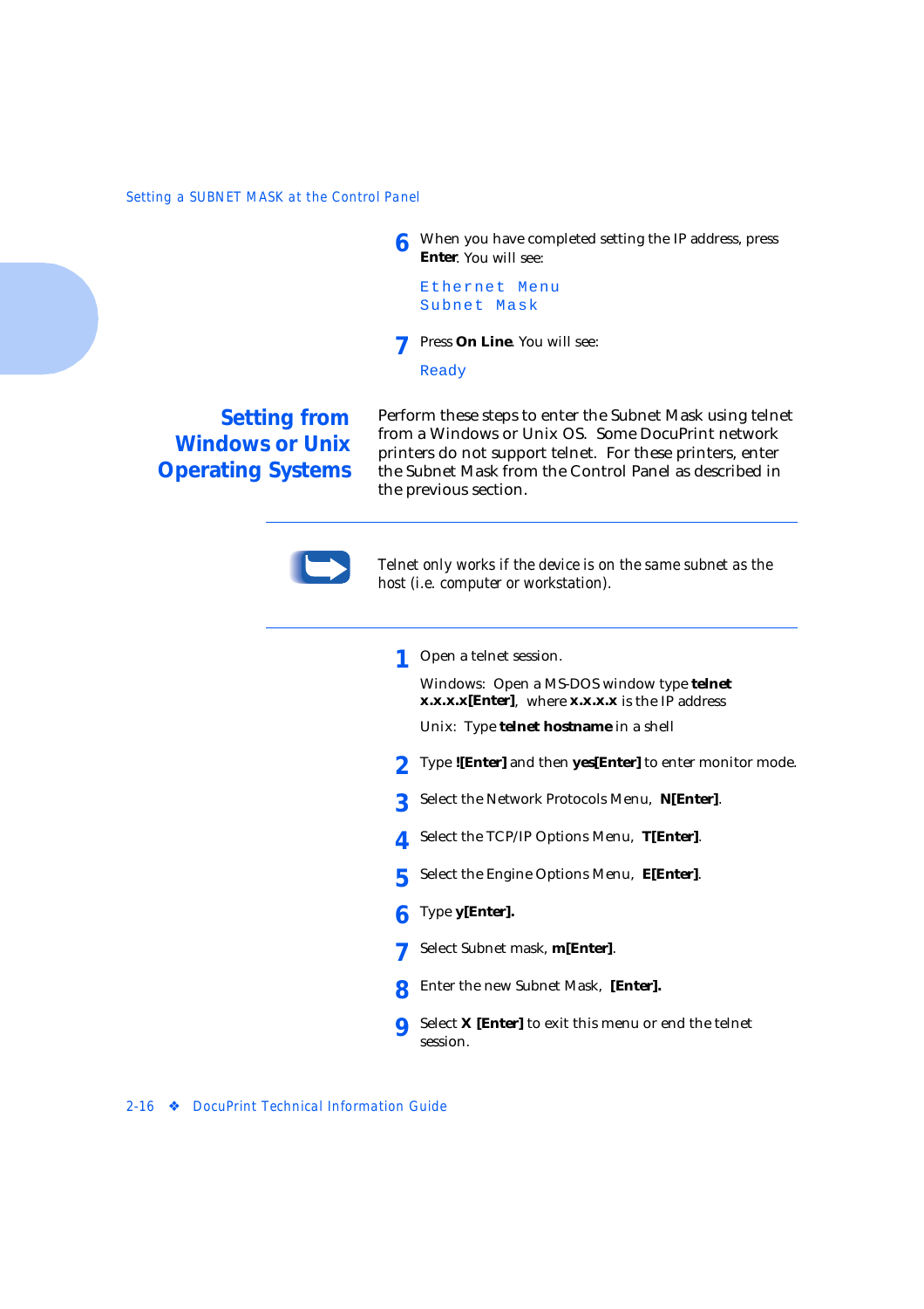6. When you have completed setting the IP address, press **Enter**. You will see:

```
Ethernet Menu
Subnet Mask
```

7. Press **On Line**. You will see:

```
Ready
```

## Setting from Windows or Unix Operating Systems

Perform these steps to enter the Subnet Mask using telnet from a Windows or Unix OS. Some DocuPrint network printers do not support telnet. For these printers, enter the Subnet Mask from the Control Panel as described in the previous section.

Telnet only works if the device is on the same subnet as the host (i.e. computer or workstation).

1. Open a telnet session.

   Windows: Open a MS-DOS window type **telnet x.x.x.x[Enter]**, where **x.x.x.x** is the IP address

   Unix: Type **telnet hostname** in a shell

2. Type **![Enter]** and then **yes[Enter]** to enter monitor mode.
3. Select the Network Protocols Menu, **N[Enter]**.
4. Select the TCP/IP Options Menu, **T[Enter]**.
5. Select the Engine Options Menu, **E[Enter]**.
6. Type **y[Enter].**
7. Select Subnet mask, **m[Enter]**.
8. Enter the new Subnet Mask, **[Enter].**
9. Select **X [Enter]** to exit this menu or end the telnet session.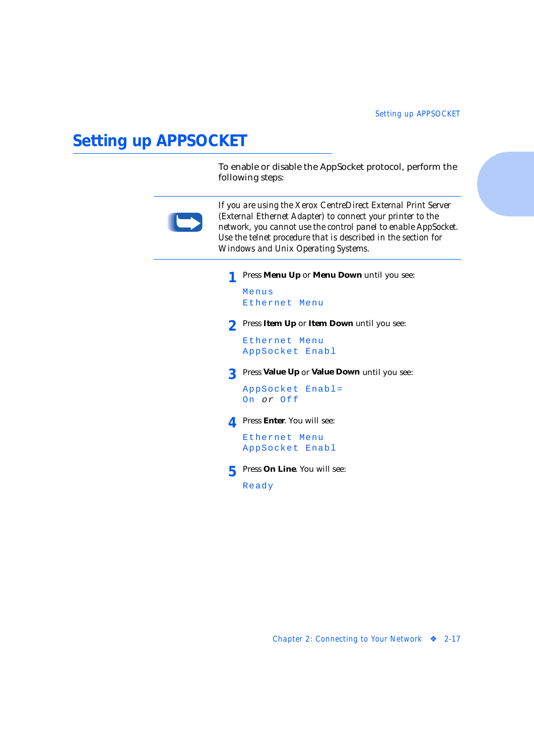# Setting up APPSOCKET

To enable or disable the AppSocket protocol, perform the following steps:

> If you are using the Xerox CentreDirect External Print Server (External Ethernet Adapter) to connect your printer to the network, you cannot use the control panel to enable AppSocket. Use the telnet procedure that is described in the section for Windows and Unix Operating Systems.

1. Press **Menu Up** or **Menu Down** until you see:

   ```
   Menus
   Ethernet Menu
   ```

2. Press **Item Up** or **Item Down** until you see:

   ```
   Ethernet Menu
   AppSocket Enabl
   ```

3. Press **Value Up** or **Value Down** until you see:

   ```
   AppSocket Enabl=
   On or Off
   ```

4. Press **Enter**. You will see:

   ```
   Ethernet Menu
   AppSocket Enabl
   ```

5. Press **On Line**. You will see:

   ```
   Ready
   ```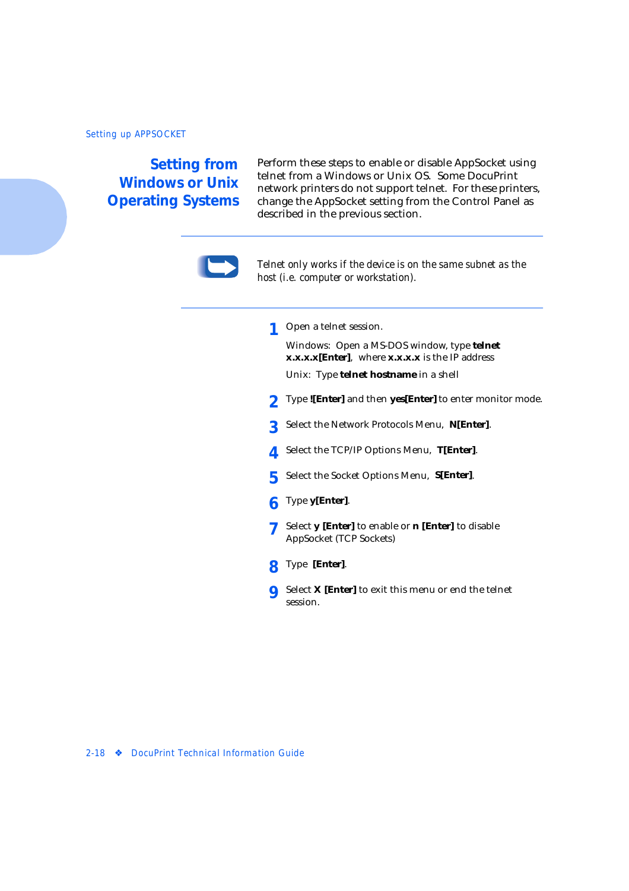## Setting from Windows or Unix Operating Systems

Perform these steps to enable or disable AppSocket using telnet from a Windows or Unix OS. Some DocuPrint network printers do not support telnet. For these printers, change the AppSocket setting from the Control Panel as described in the previous section.

*Telnet only works if the device is on the same subnet as the host (i.e. computer or workstation).*

1. Open a telnet session.

   Windows: Open a MS-DOS window, type **telnet x.x.x.x[Enter]**, where **x.x.x.x** is the IP address

   Unix: Type **telnet hostname** in a shell

2. Type **![Enter]** and then **yes[Enter]** to enter monitor mode.
3. Select the Network Protocols Menu, **N[Enter]**.
4. Select the TCP/IP Options Menu, **T[Enter]**.
5. Select the Socket Options Menu, **S[Enter]**.
6. Type **y[Enter]**.
7. Select **y [Enter]** to enable or **n [Enter]** to disable AppSocket (TCP Sockets)
8. Type **[Enter]**.
9. Select **X [Enter]** to exit this menu or end the telnet session.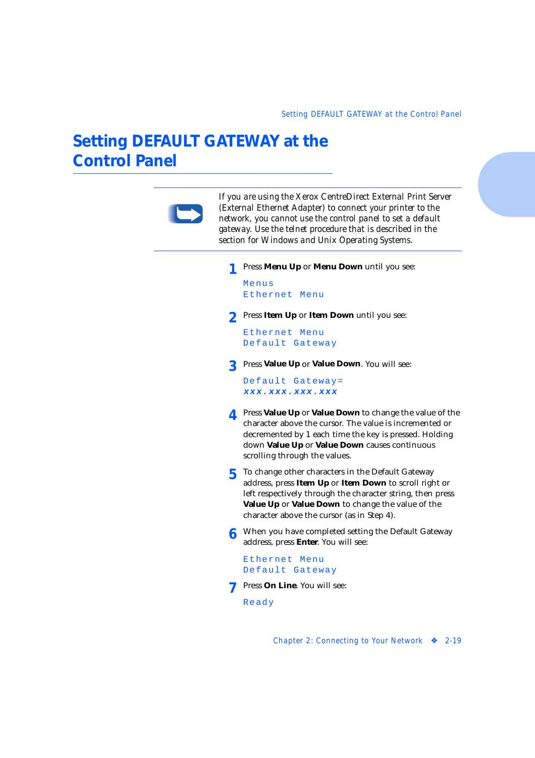# Setting DEFAULT GATEWAY at the Control Panel

*If you are using the Xerox CentreDirect External Print Server (External Ethernet Adapter) to connect your printer to the network, you cannot use the control panel to set a default gateway. Use the telnet procedure that is described in the section for Windows and Unix Operating Systems.*

1. Press **Menu Up** or **Menu Down** until you see:

   ```
   Menus
   Ethernet Menu
   ```

2. Press **Item Up** or **Item Down** until you see:

   ```
   Ethernet Menu
   Default Gateway
   ```

3. Press **Value Up** or **Value Down**. You will see:

   ```
   Default Gateway=
   xxx.xxx.xxx.xxx
   ```

4. Press **Value Up** or **Value Down** to change the value of the character above the cursor. The value is incremented or decremented by 1 each time the key is pressed. Holding down **Value Up** or **Value Down** causes continuous scrolling through the values.

5. To change other characters in the Default Gateway address, press **Item Up** or **Item Down** to scroll right or left respectively through the character string, then press **Value Up** or **Value Down** to change the value of the character above the cursor (as in Step 4).

6. When you have completed setting the Default Gateway address, press **Enter**. You will see:

   ```
   Ethernet Menu
   Default Gateway
   ```

7. Press **On Line**. You will see:

   ```
   Ready
   ```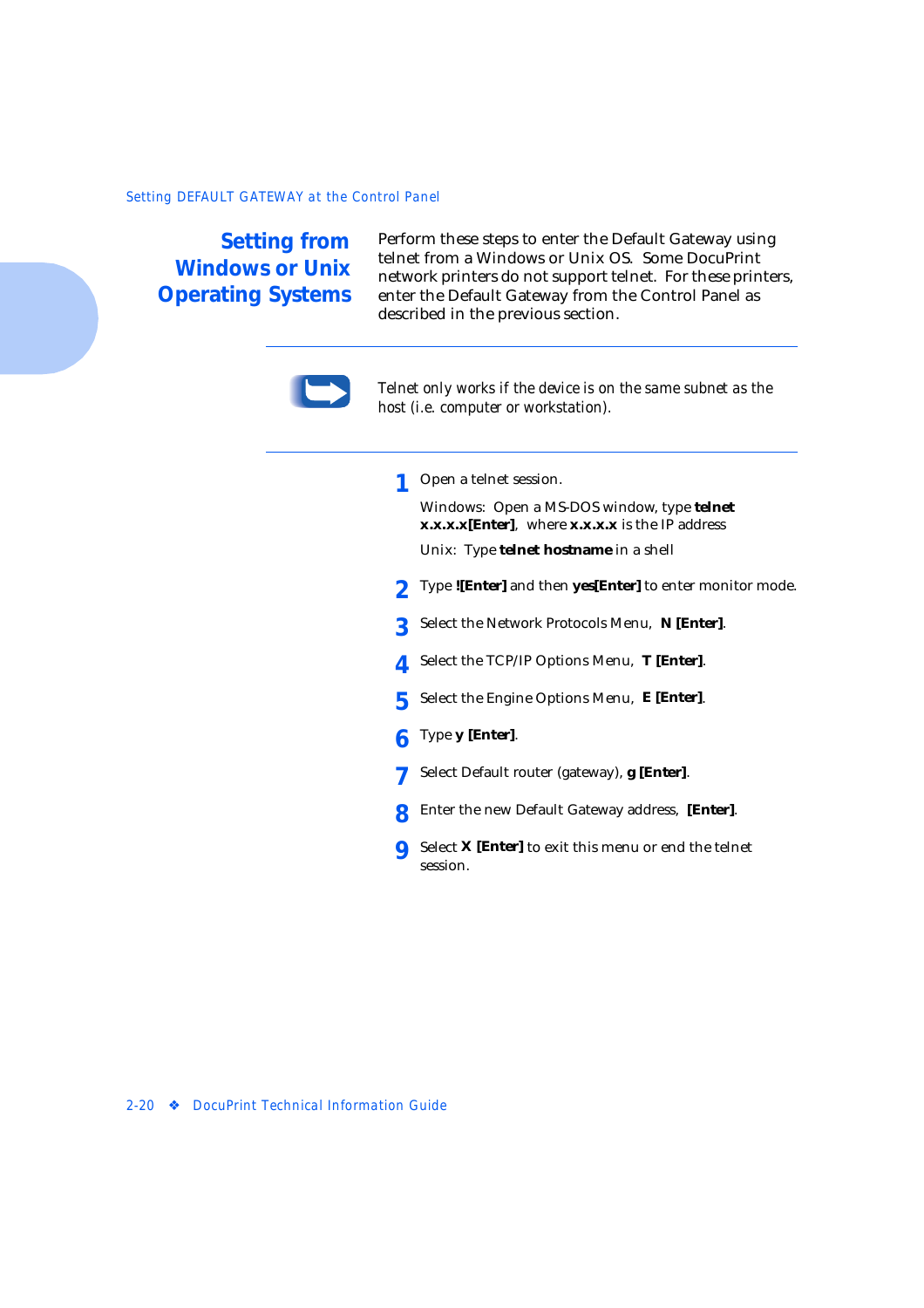## Setting from Windows or Unix Operating Systems

Perform these steps to enter the Default Gateway using telnet from a Windows or Unix OS. Some DocuPrint network printers do not support telnet. For these printers, enter the Default Gateway from the Control Panel as described in the previous section.

*Telnet only works if the device is on the same subnet as the host (i.e. computer or workstation).*

1. Open a telnet session.

   Windows: Open a MS-DOS window, type **telnet x.x.x.x[Enter]**, where **x.x.x.x** is the IP address

   Unix: Type **telnet hostname** in a shell

2. Type **![Enter]** and then **yes[Enter]** to enter monitor mode.
3. Select the Network Protocols Menu, **N [Enter]**.
4. Select the TCP/IP Options Menu, **T [Enter]**.
5. Select the Engine Options Menu, **E [Enter]**.
6. Type **y [Enter]**.
7. Select Default router (gateway), **g [Enter]**.
8. Enter the new Default Gateway address, **[Enter]**.
9. Select **X [Enter]** to exit this menu or end the telnet session.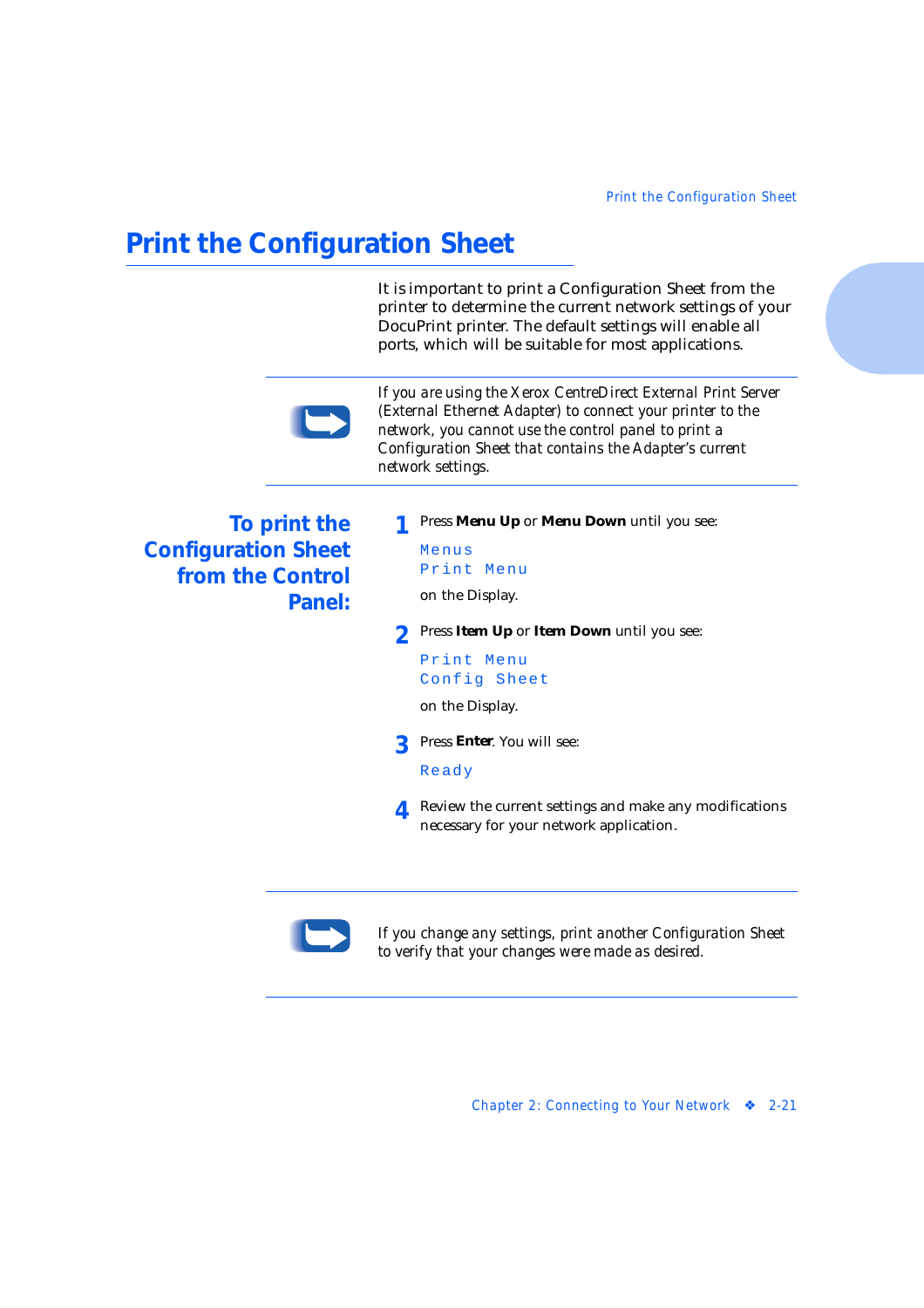# Print the Configuration Sheet

It is important to print a Configuration Sheet from the printer to determine the current network settings of your DocuPrint printer. The default settings will enable all ports, which will be suitable for most applications.

If you are using the Xerox CentreDirect External Print Server (External Ethernet Adapter) to connect your printer to the network, you cannot use the control panel to print a Configuration Sheet that contains the Adapter's current network settings.

## To print the Configuration Sheet from the Control Panel:

1. Press **Menu Up** or **Menu Down** until you see:

   ```
   Menus
   Print Menu
   ```

   on the Display.

2. Press **Item Up** or **Item Down** until you see:

   ```
   Print Menu
   Config Sheet
   ```

   on the Display.

3. Press **Enter**. You will see:

   ```
   Ready
   ```

4. Review the current settings and make any modifications necessary for your network application.

If you change any settings, print another Configuration Sheet to verify that your changes were made as desired.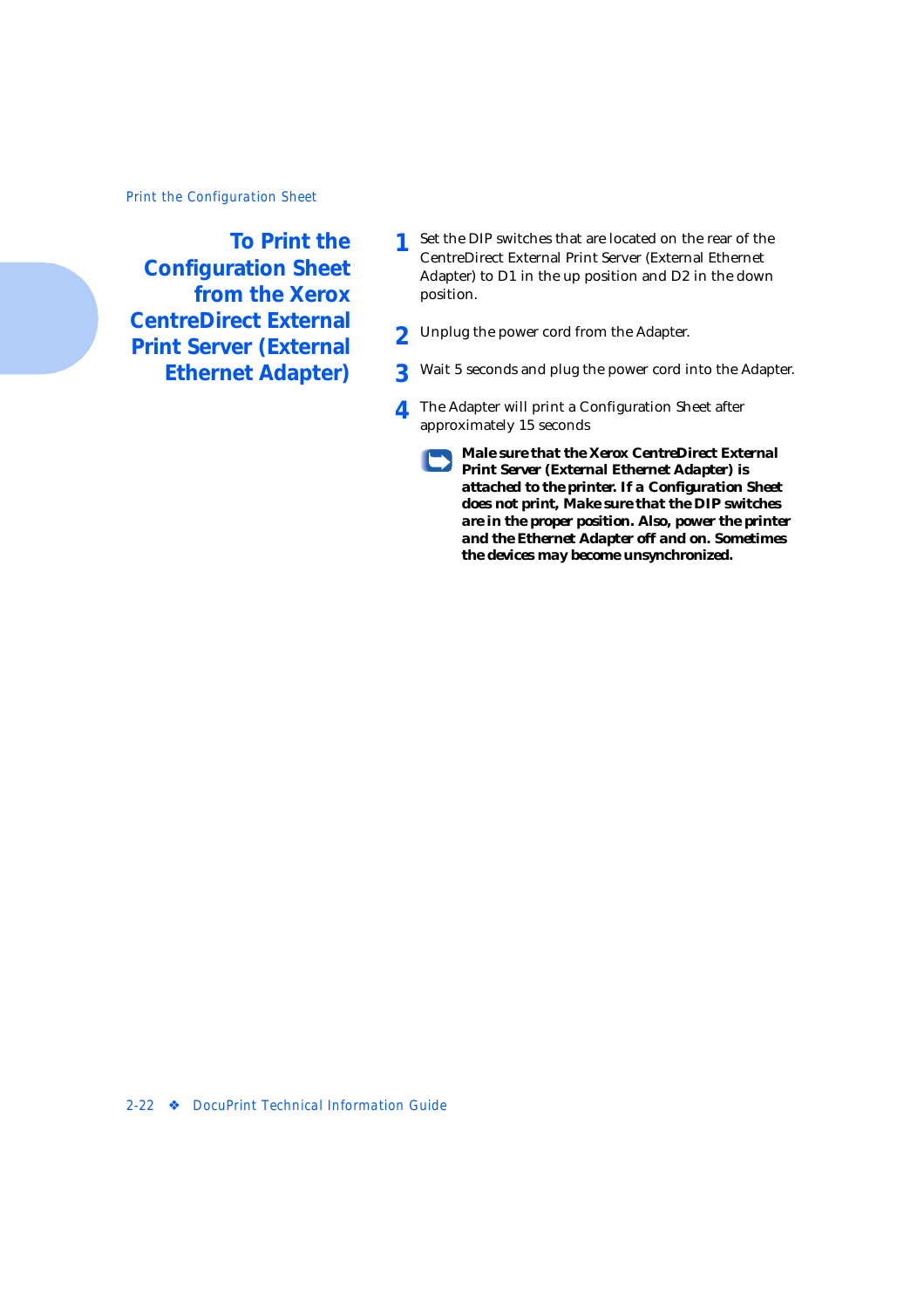## To Print the Configuration Sheet from the Xerox CentreDirect External Print Server (External Ethernet Adapter)

1. Set the DIP switches that are located on the rear of the CentreDirect External Print Server (External Ethernet Adapter) to D1 in the up position and D2 in the down position.
2. Unplug the power cord from the Adapter.
3. Wait 5 seconds and plug the power cord into the Adapter.
4. The Adapter will print a Configuration Sheet after approximately 15 seconds

**Male sure that the Xerox CentreDirect External Print Server (External Ethernet Adapter) is attached to the printer. If a Configuration Sheet does not print, Make sure that the DIP switches are in the proper position. Also, power the printer and the Ethernet Adapter off and on. Sometimes the devices may become unsynchronized.**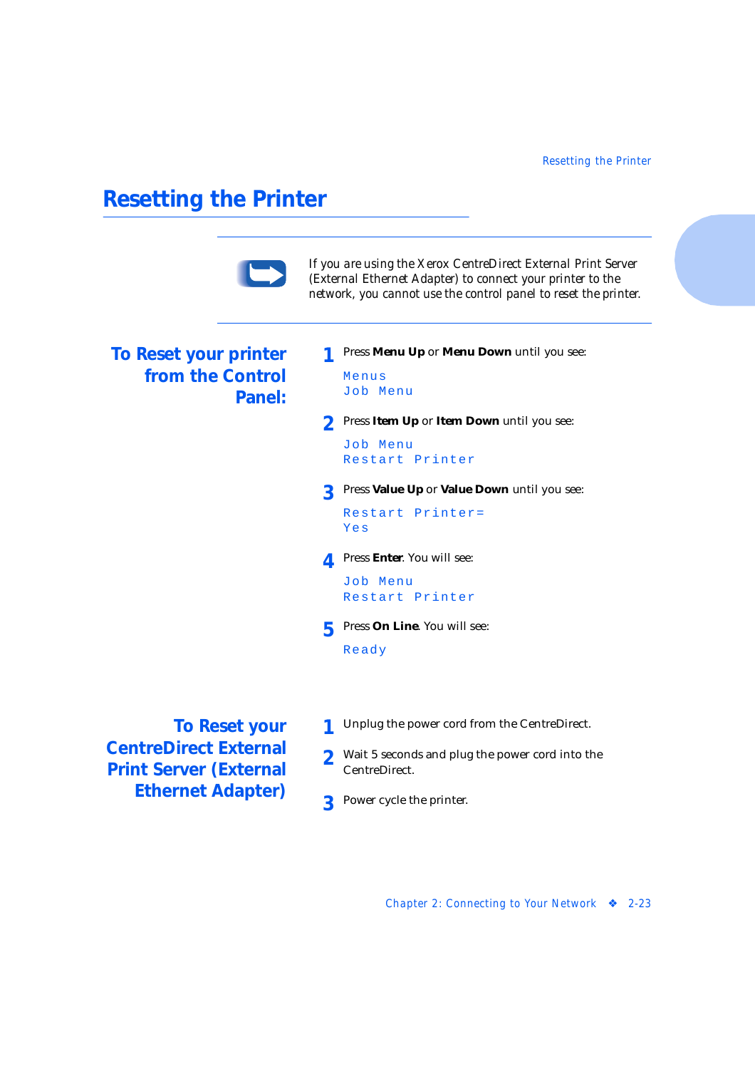# Resetting the Printer

> If you are using the Xerox CentreDirect External Print Server (External Ethernet Adapter) to connect your printer to the network, you cannot use the control panel to reset the printer.

## To Reset your printer from the Control Panel:

1. Press **Menu Up** or **Menu Down** until you see:

   ```
   Menus
   Job Menu
   ```

2. Press **Item Up** or **Item Down** until you see:

   ```
   Job Menu
   Restart Printer
   ```

3. Press **Value Up** or **Value Down** until you see:

   ```
   Restart Printer=
   Yes
   ```

4. Press **Enter**. You will see:

   ```
   Job Menu
   Restart Printer
   ```

5. Press **On Line**. You will see:

   ```
   Ready
   ```

## To Reset your CentreDirect External Print Server (External Ethernet Adapter)

1. Unplug the power cord from the CentreDirect.
2. Wait 5 seconds and plug the power cord into the CentreDirect.
3. Power cycle the printer.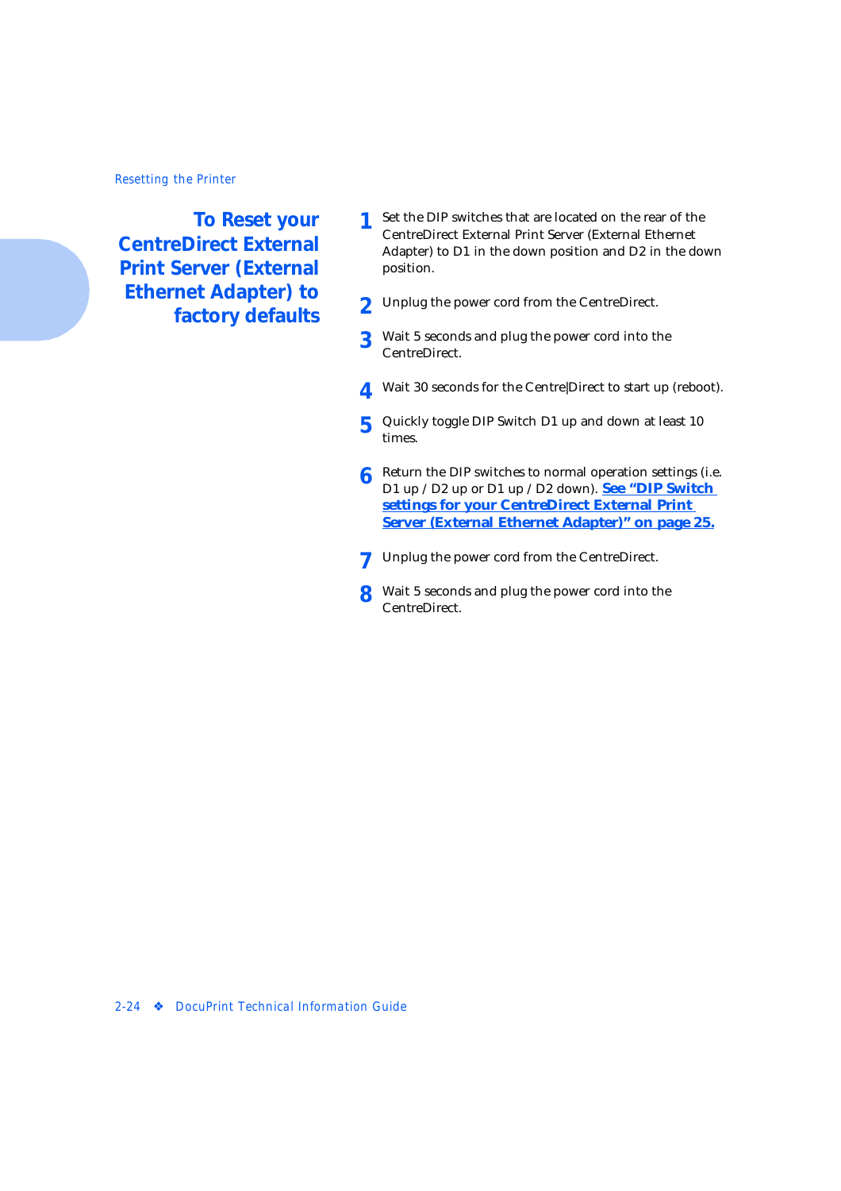## To Reset your CentreDirect External Print Server (External Ethernet Adapter) to factory defaults

1. Set the DIP switches that are located on the rear of the CentreDirect External Print Server (External Ethernet Adapter) to D1 in the down position and D2 in the down position.
2. Unplug the power cord from the CentreDirect.
3. Wait 5 seconds and plug the power cord into the CentreDirect.
4. Wait 30 seconds for the Centre|Direct to start up (reboot).
5. Quickly toggle DIP Switch D1 up and down at least 10 times.
6. Return the DIP switches to normal operation settings (i.e. D1 up / D2 up or D1 up / D2 down). **See "DIP Switch settings for your CentreDirect External Print Server (External Ethernet Adapter)" on page 25.**
7. Unplug the power cord from the CentreDirect.
8. Wait 5 seconds and plug the power cord into the CentreDirect.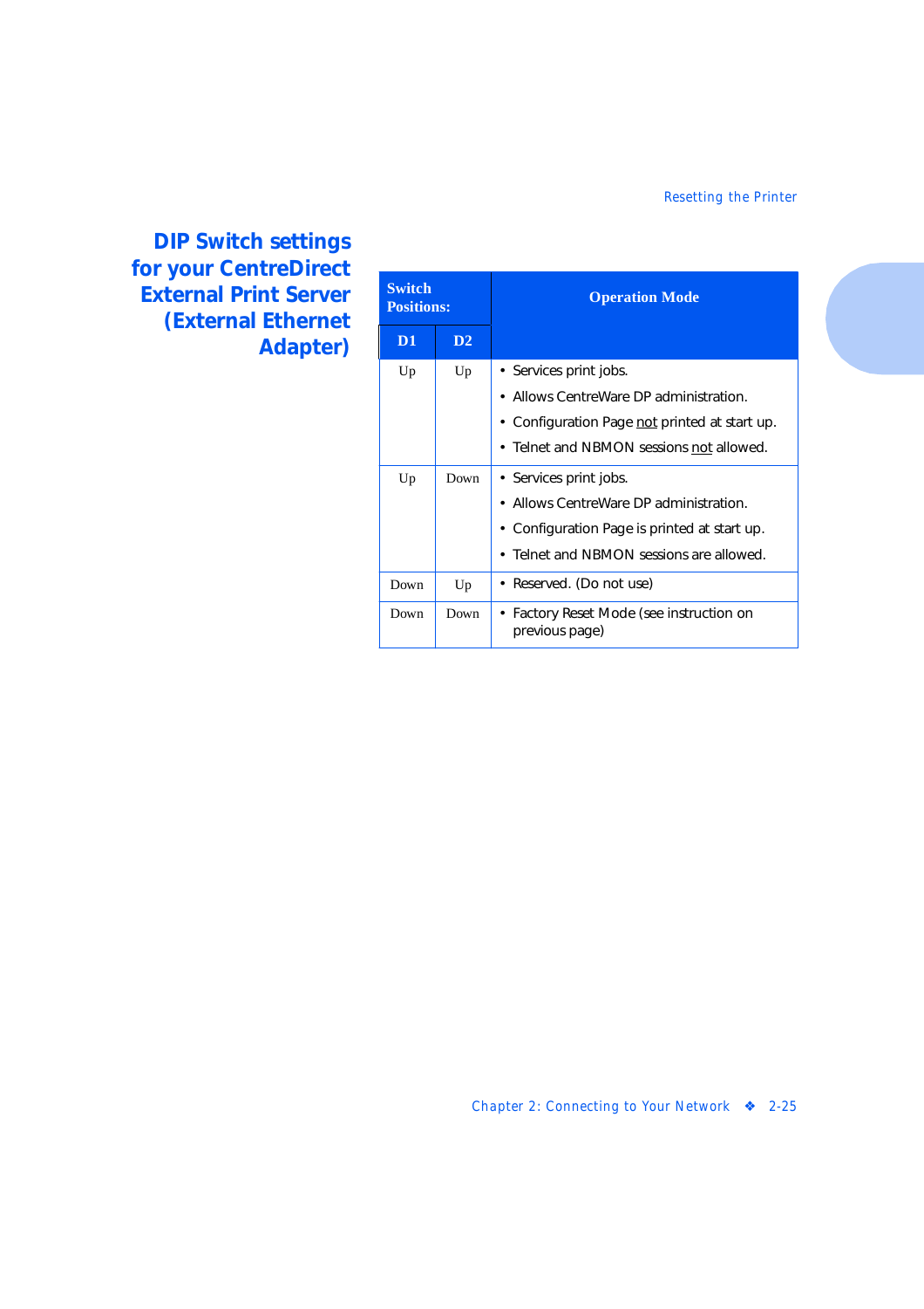## DIP Switch settings for your CentreDirect External Print Server (External Ethernet Adapter)

| Switch Positions: | | Operation Mode |
|---|---|---|
| D1 | D2 | |
| Up | Up | • Services print jobs.<br>• Allows CentreWare DP administration.<br>• Configuration Page not printed at start up.<br>• Telnet and NBMON sessions not allowed. |
| Up | Down | • Services print jobs.<br>• Allows CentreWare DP administration.<br>• Configuration Page is printed at start up.<br>• Telnet and NBMON sessions are allowed. |
| Down | Up | • Reserved. (Do not use) |
| Down | Down | • Factory Reset Mode (see instruction on previous page) |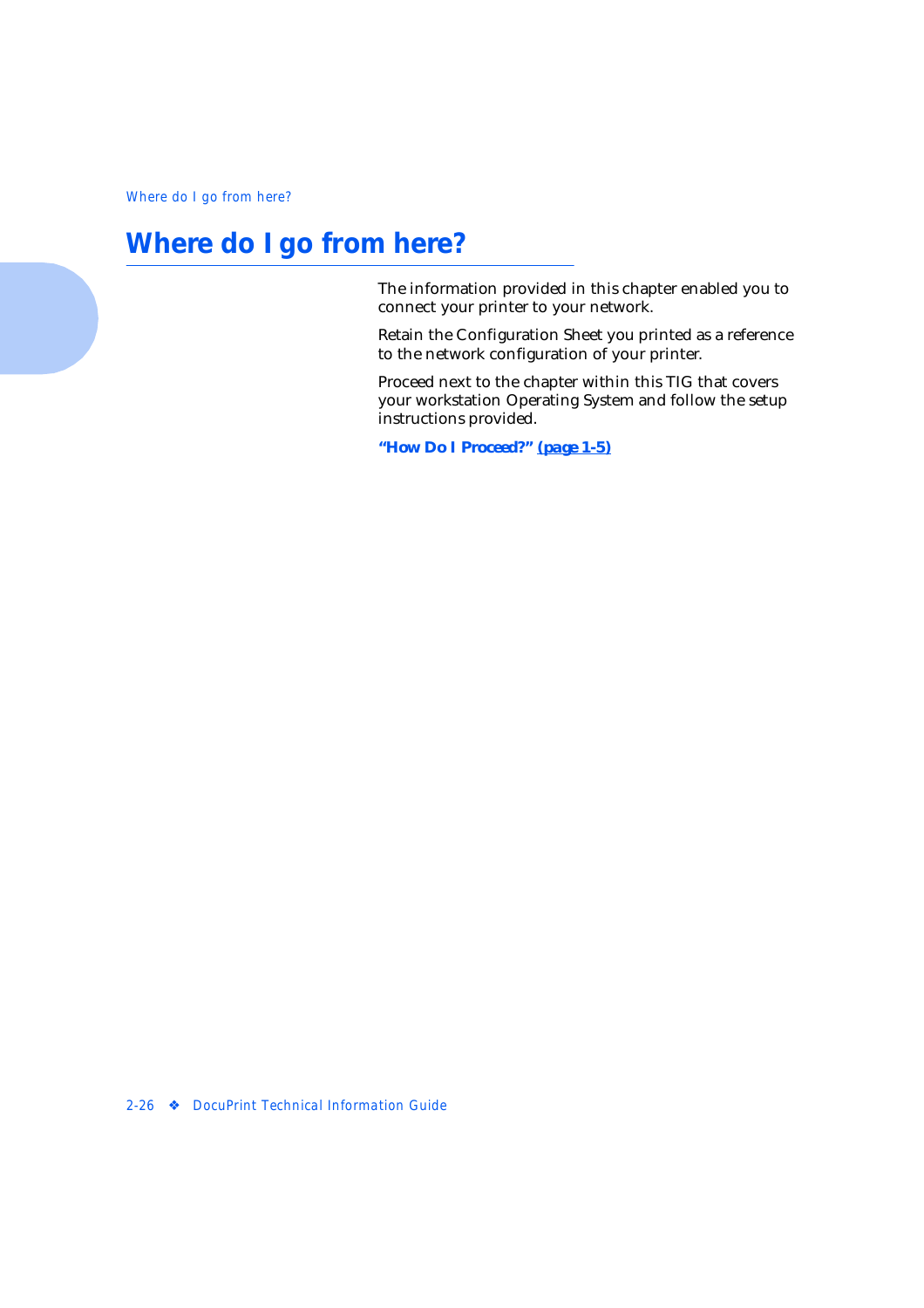# Where do I go from here?

The information provided in this chapter enabled you to connect your printer to your network.

Retain the Configuration Sheet you printed as a reference to the network configuration of your printer.

Proceed next to the chapter within this TIG that covers your workstation Operating System and follow the setup instructions provided.

**"How Do I Proceed?" (page 1-5)**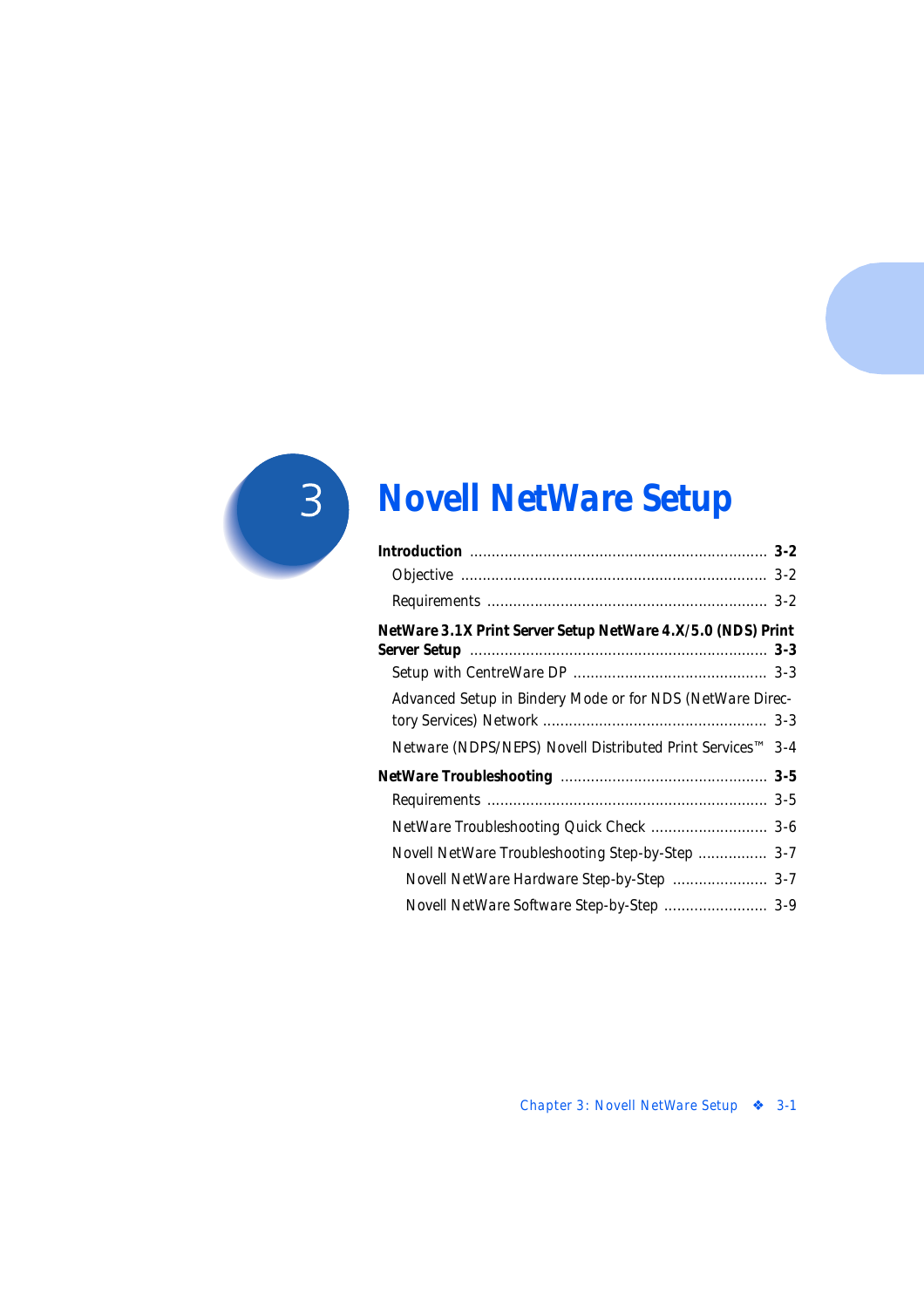# 3 Novell NetWare Setup

**Introduction** ..................................................................... **3-2**

Objective ..................................................................... 3-2

Requirements ................................................................ 3-2

**NetWare 3.1X Print Server Setup NetWare 4.X/5.0 (NDS) Print Server Setup** ..................................................................... **3-3**

Setup with CentreWare DP ............................................ 3-3

Advanced Setup in Bindery Mode or for NDS (NetWare Directory Services) Network .................................................... 3-3

Netware (NDPS/NEPS) Novell Distributed Print Services™ 3-4

**NetWare Troubleshooting** ................................................ **3-5**

Requirements ................................................................ 3-5

NetWare Troubleshooting Quick Check ........................... 3-6

Novell NetWare Troubleshooting Step-by-Step ................ 3-7

Novell NetWare Hardware Step-by-Step ...................... 3-7

Novell NetWare Software Step-by-Step ........................ 3-9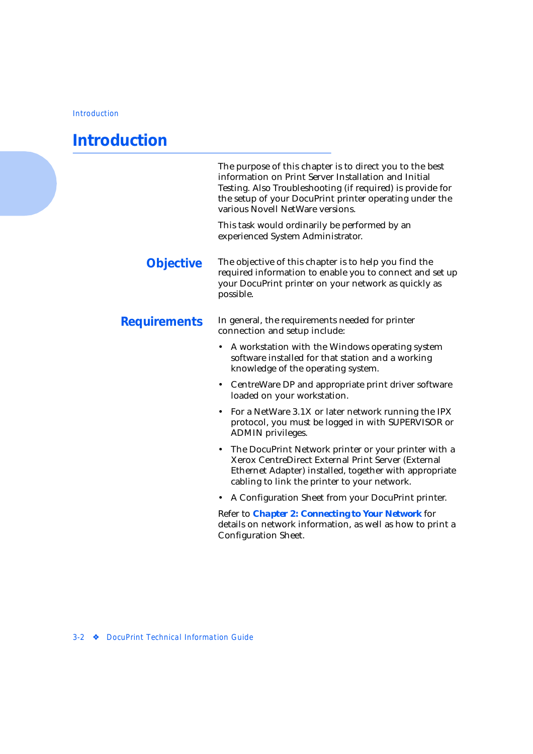# Introduction

The purpose of this chapter is to direct you to the best information on Print Server Installation and Initial Testing. Also Troubleshooting (if required) is provide for the setup of your DocuPrint printer operating under the various Novell NetWare versions.

This task would ordinarily be performed by an experienced System Administrator.

## Objective

The objective of this chapter is to help you find the required information to enable you to connect and set up your DocuPrint printer on your network as quickly as possible.

## Requirements

In general, the requirements needed for printer connection and setup include:

- A workstation with the Windows operating system software installed for that station and a working knowledge of the operating system.
- CentreWare DP and appropriate print driver software loaded on your workstation.
- For a NetWare 3.1X or later network running the IPX protocol, you must be logged in with SUPERVISOR or ADMIN privileges.
- The DocuPrint Network printer or your printer with a Xerox CentreDirect External Print Server (External Ethernet Adapter) installed, together with appropriate cabling to link the printer to your network.
- A Configuration Sheet from your DocuPrint printer.

Refer to **Chapter 2: Connecting to Your Network** for details on network information, as well as how to print a Configuration Sheet.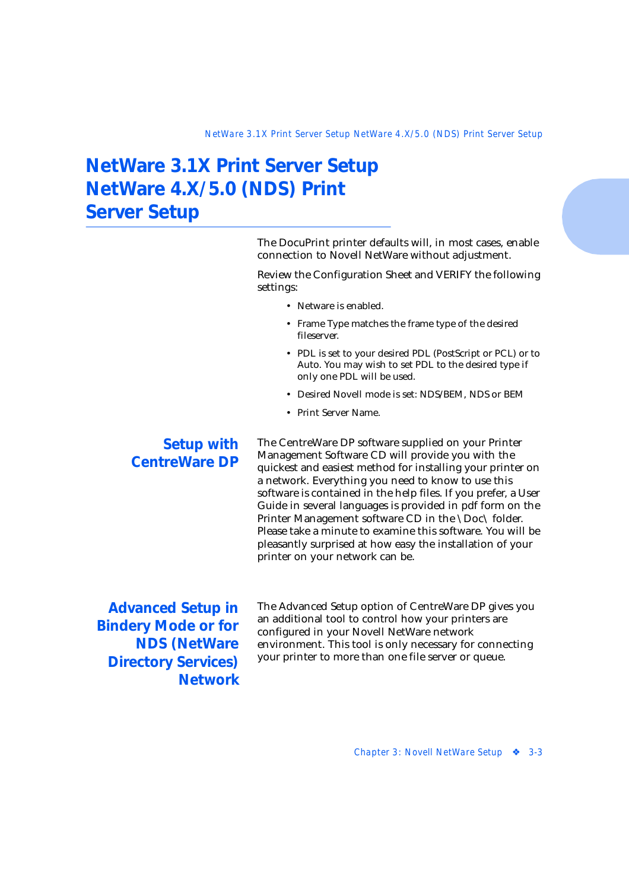# NetWare 3.1X Print Server Setup NetWare 4.X/5.0 (NDS) Print Server Setup

The DocuPrint printer defaults will, in most cases, enable connection to Novell NetWare without adjustment.

Review the Configuration Sheet and VERIFY the following settings:

- Netware is enabled.
- Frame Type matches the frame type of the desired fileserver.
- PDL is set to your desired PDL (PostScript or PCL) or to Auto. You may wish to set PDL to the desired type if only one PDL will be used.
- Desired Novell mode is set: NDS/BEM, NDS or BEM
- Print Server Name.

## Setup with CentreWare DP

The CentreWare DP software supplied on your Printer Management Software CD will provide you with the quickest and easiest method for installing your printer on a network. Everything you need to know to use this software is contained in the help files. If you prefer, a User Guide in several languages is provided in pdf form on the Printer Management software CD in the \Doc\ folder. Please take a minute to examine this software. You will be pleasantly surprised at how easy the installation of your printer on your network can be.

## Advanced Setup in Bindery Mode or for NDS (NetWare Directory Services) Network

The Advanced Setup option of CentreWare DP gives you an additional tool to control how your printers are configured in your Novell NetWare network environment. This tool is only necessary for connecting your printer to more than one file server or queue.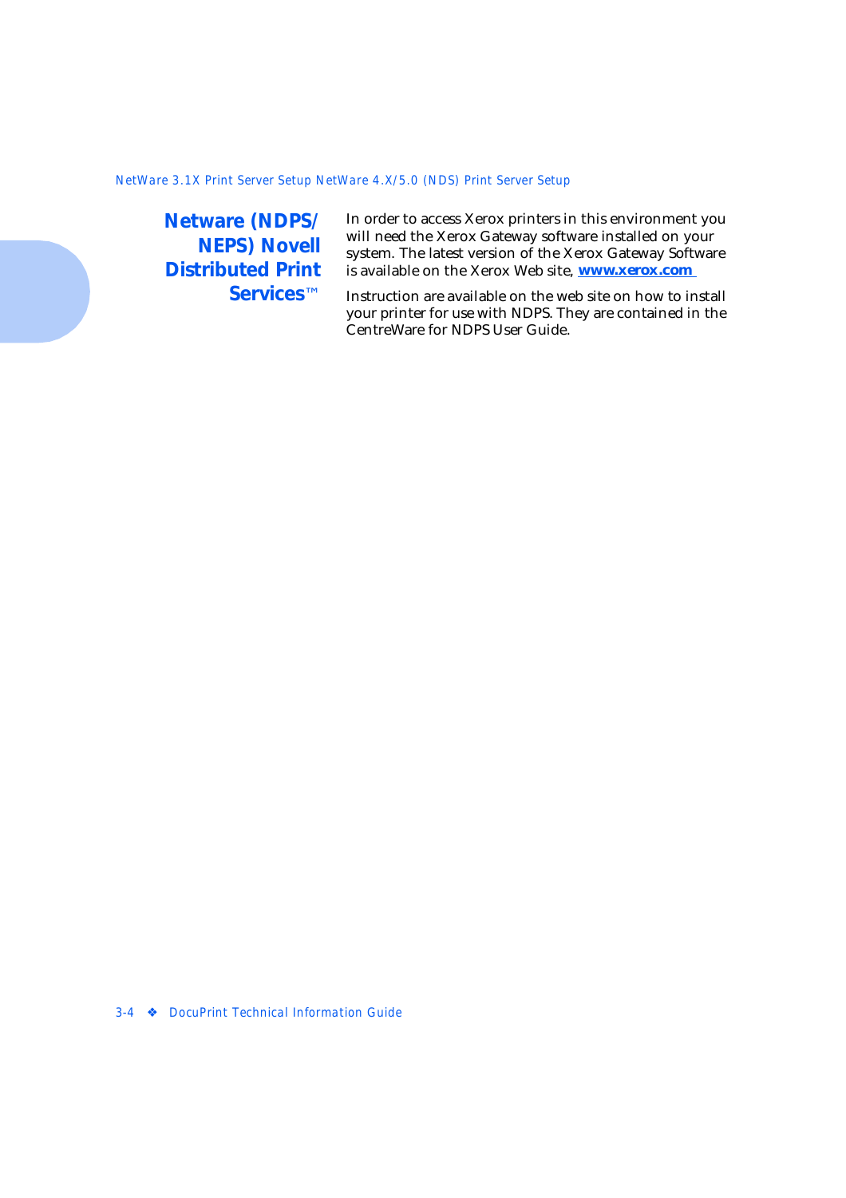## Netware (NDPS/NEPS) Novell Distributed Print Services™

In order to access Xerox printers in this environment you will need the Xerox Gateway software installed on your system. The latest version of the Xerox Gateway Software is available on the Xerox Web site, **www.xerox.com**

Instruction are available on the web site on how to install your printer for use with NDPS. They are contained in the CentreWare for NDPS User Guide.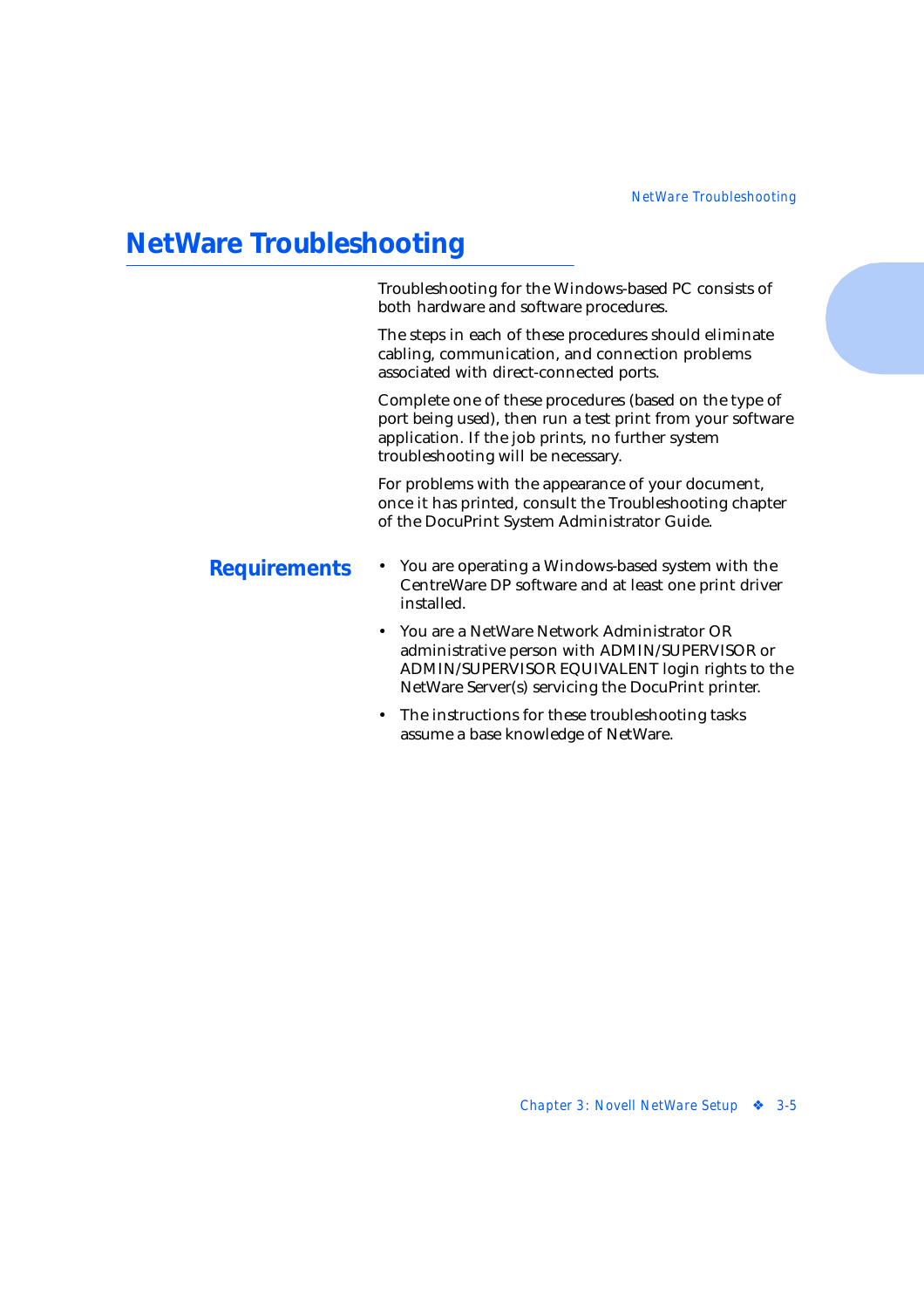# NetWare Troubleshooting

Troubleshooting for the Windows-based PC consists of both hardware and software procedures.

The steps in each of these procedures should eliminate cabling, communication, and connection problems associated with direct-connected ports.

Complete one of these procedures (based on the type of port being used), then run a test print from your software application. If the job prints, no further system troubleshooting will be necessary.

For problems with the appearance of your document, once it has printed, consult the Troubleshooting chapter of the DocuPrint System Administrator Guide.

## Requirements

- You are operating a Windows-based system with the CentreWare DP software and at least one print driver installed.
- You are a NetWare Network Administrator OR administrative person with ADMIN/SUPERVISOR or ADMIN/SUPERVISOR EQUIVALENT login rights to the NetWare Server(s) servicing the DocuPrint printer.
- The instructions for these troubleshooting tasks assume a base knowledge of NetWare.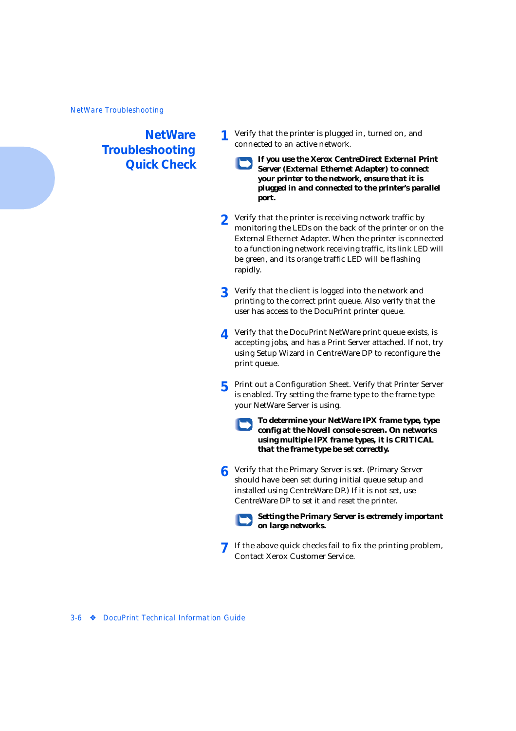## NetWare Troubleshooting Quick Check

1. Verify that the printer is plugged in, turned on, and connected to an active network.

   **If you use the Xerox CentreDirect External Print Server (External Ethernet Adapter) to connect your printer to the network, ensure that it is plugged in and connected to the printer's parallel port.**

2. Verify that the printer is receiving network traffic by monitoring the LEDs on the back of the printer or on the External Ethernet Adapter. When the printer is connected to a functioning network receiving traffic, its link LED will be green, and its orange traffic LED will be flashing rapidly.

3. Verify that the client is logged into the network and printing to the correct print queue. Also verify that the user has access to the DocuPrint printer queue.

4. Verify that the DocuPrint NetWare print queue exists, is accepting jobs, and has a Print Server attached. If not, try using Setup Wizard in CentreWare DP to reconfigure the print queue.

5. Print out a Configuration Sheet. Verify that Printer Server is enabled. Try setting the frame type to the frame type your NetWare Server is using.

   **To determine your NetWare IPX frame type, type config at the Novell console screen. On networks using multiple IPX frame types, it is CRITICAL that the frame type be set correctly.**

6. Verify that the Primary Server is set. (Primary Server should have been set during initial queue setup and installed using CentreWare DP.) If it is not set, use CentreWare DP to set it and reset the printer.

   **Setting the Primary Server is extremely important on large networks.**

7. If the above quick checks fail to fix the printing problem, Contact Xerox Customer Service.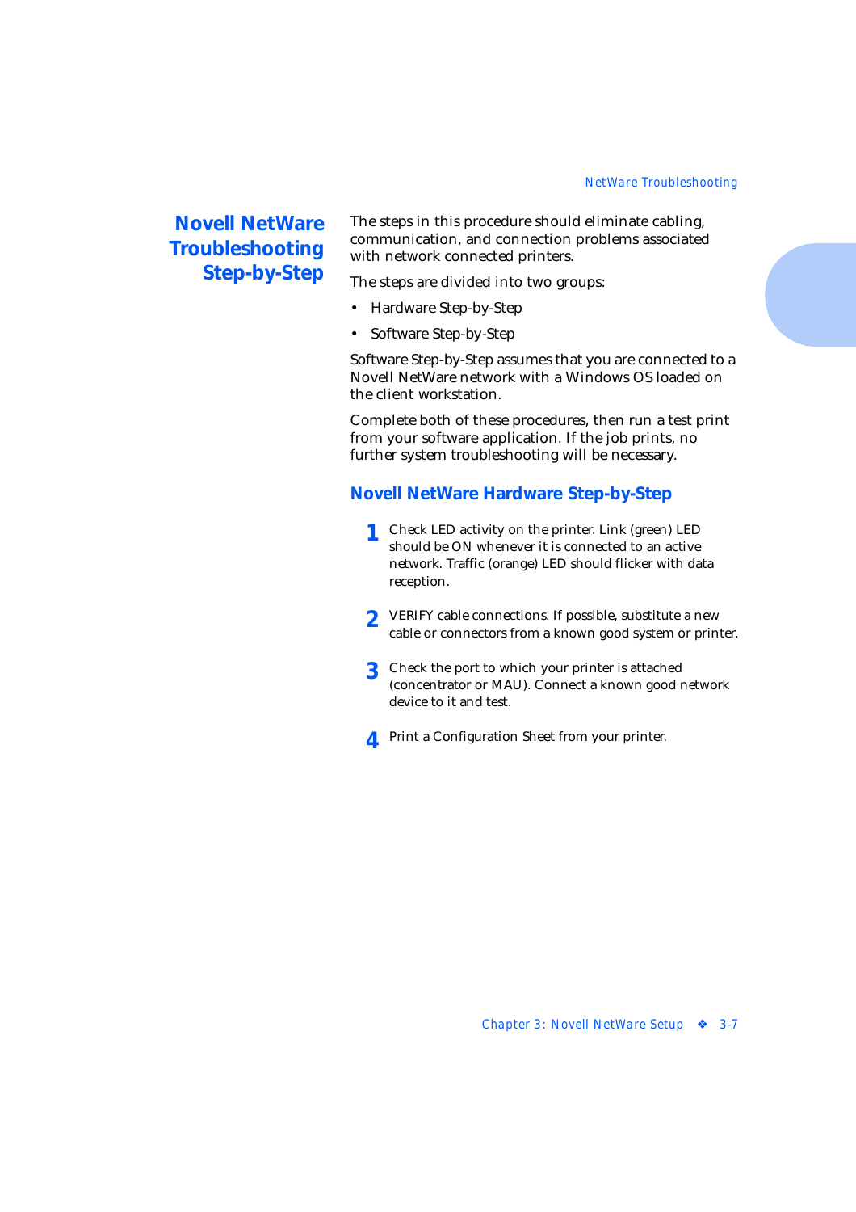# Novell NetWare Troubleshooting Step-by-Step

The steps in this procedure should eliminate cabling, communication, and connection problems associated with network connected printers.

The steps are divided into two groups:

- Hardware Step-by-Step
- Software Step-by-Step

Software Step-by-Step assumes that you are connected to a Novell NetWare network with a Windows OS loaded on the client workstation.

Complete both of these procedures, then run a test print from your software application. If the job prints, no further system troubleshooting will be necessary.

## Novell NetWare Hardware Step-by-Step

1. Check LED activity on the printer. Link (green) LED should be ON whenever it is connected to an active network. Traffic (orange) LED should flicker with data reception.

2. VERIFY cable connections. If possible, substitute a new cable or connectors from a known good system or printer.

3. Check the port to which your printer is attached (concentrator or MAU). Connect a known good network device to it and test.

4. Print a Configuration Sheet from your printer.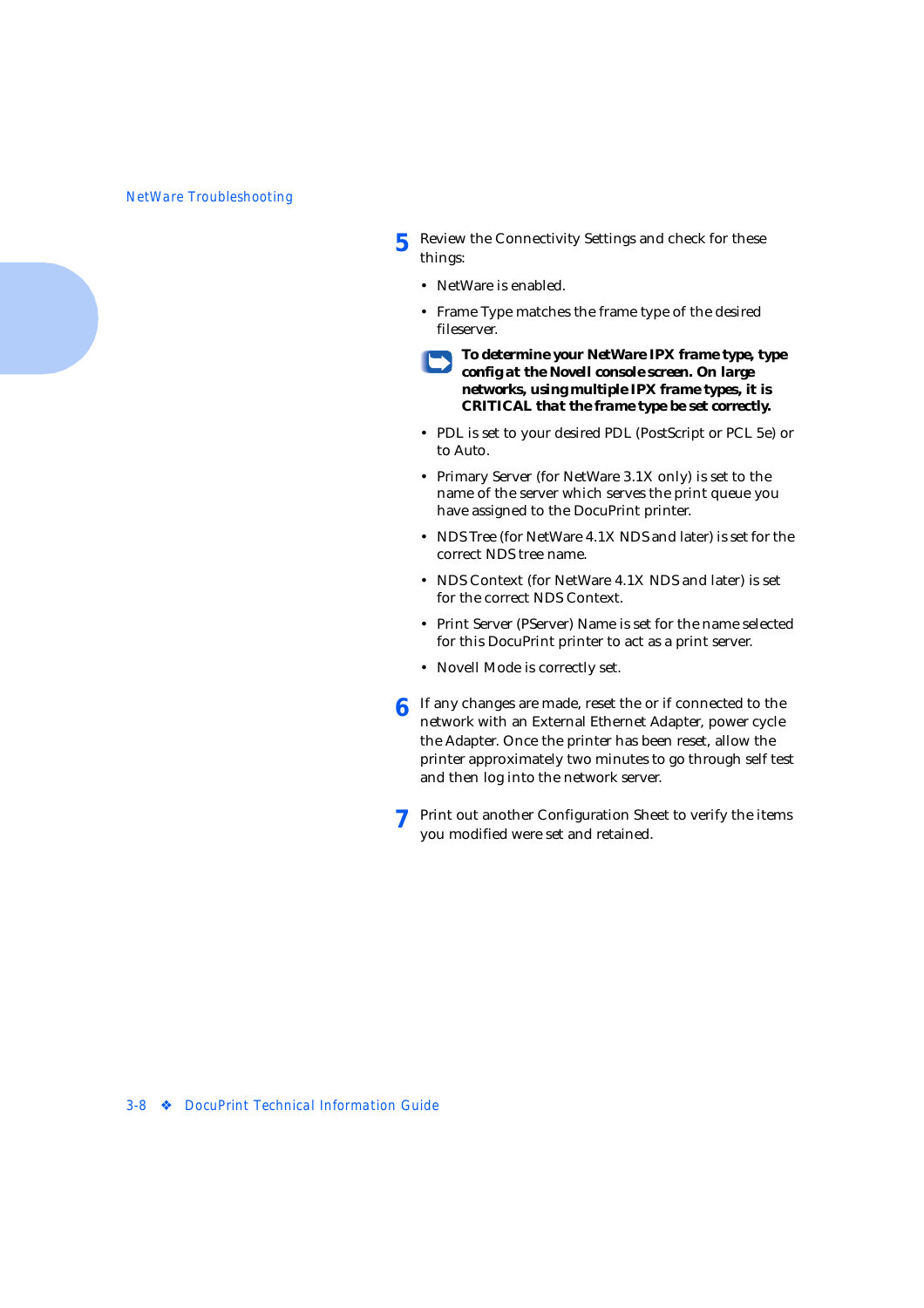5. Review the Connectivity Settings and check for these things:

   - NetWare is enabled.
   - Frame Type matches the frame type of the desired fileserver.

   **To determine your NetWare IPX frame type, type config at the Novell console screen. On large networks, using multiple IPX frame types, it is CRITICAL that the frame type be set correctly.**

   - PDL is set to your desired PDL (PostScript or PCL 5e) or to Auto.
   - Primary Server (for NetWare 3.1X only) is set to the name of the server which serves the print queue you have assigned to the DocuPrint printer.
   - NDS Tree (for NetWare 4.1X NDS and later) is set for the correct NDS tree name.
   - NDS Context (for NetWare 4.1X NDS and later) is set for the correct NDS Context.
   - Print Server (PServer) Name is set for the name selected for this DocuPrint printer to act as a print server.
   - Novell Mode is correctly set.

6. If any changes are made, reset the or if connected to the network with an External Ethernet Adapter, power cycle the Adapter. Once the printer has been reset, allow the printer approximately two minutes to go through self test and then log into the network server.

7. Print out another Configuration Sheet to verify the items you modified were set and retained.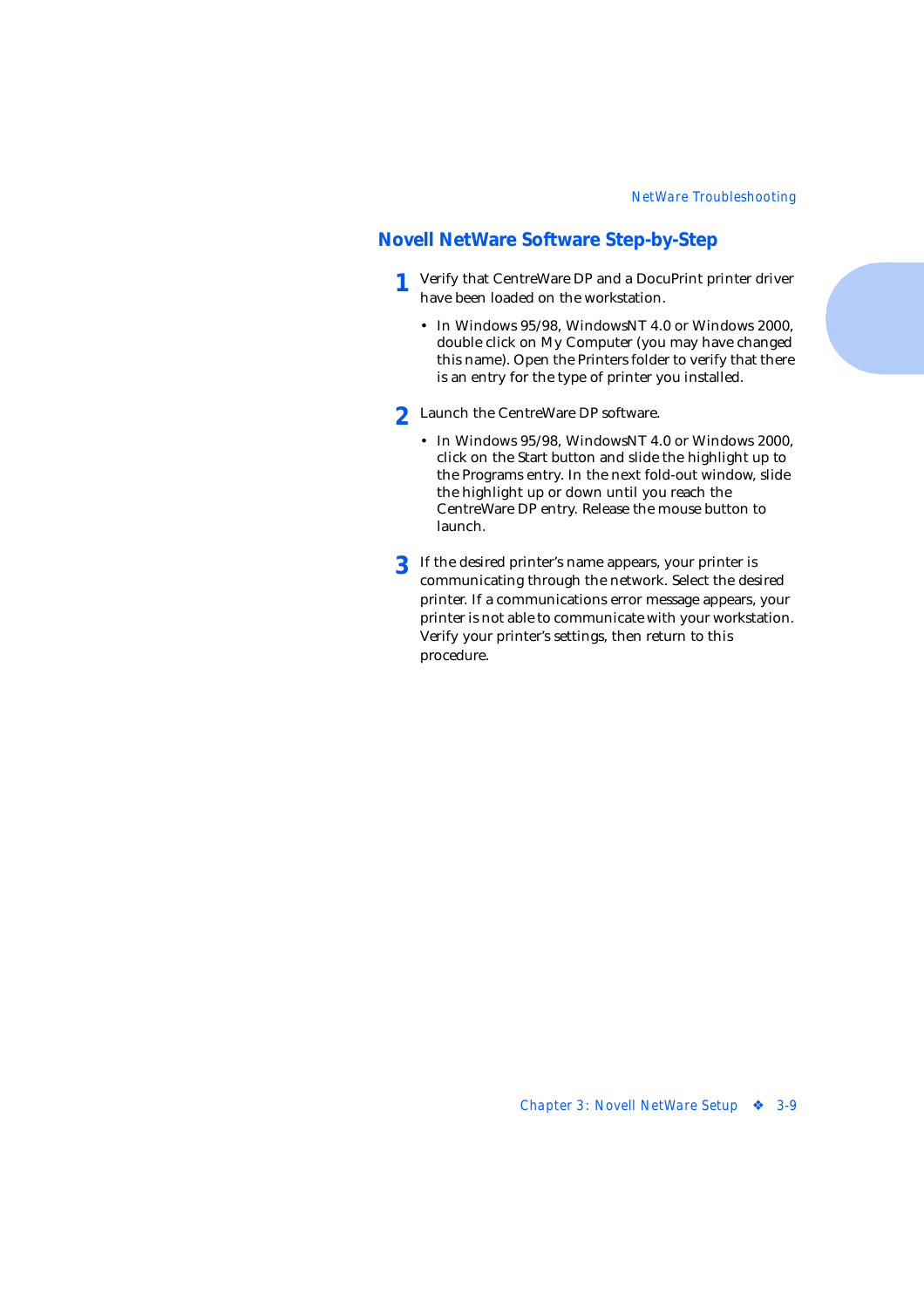## Novell NetWare Software Step-by-Step

1. Verify that CentreWare DP and a DocuPrint printer driver have been loaded on the workstation.
   - In Windows 95/98, WindowsNT 4.0 or Windows 2000, double click on My Computer (you may have changed this name). Open the Printers folder to verify that there is an entry for the type of printer you installed.

2. Launch the CentreWare DP software.
   - In Windows 95/98, WindowsNT 4.0 or Windows 2000, click on the Start button and slide the highlight up to the Programs entry. In the next fold-out window, slide the highlight up or down until you reach the CentreWare DP entry. Release the mouse button to launch.

3. If the desired printer's name appears, your printer is communicating through the network. Select the desired printer. If a communications error message appears, your printer is not able to communicate with your workstation. Verify your printer's settings, then return to this procedure.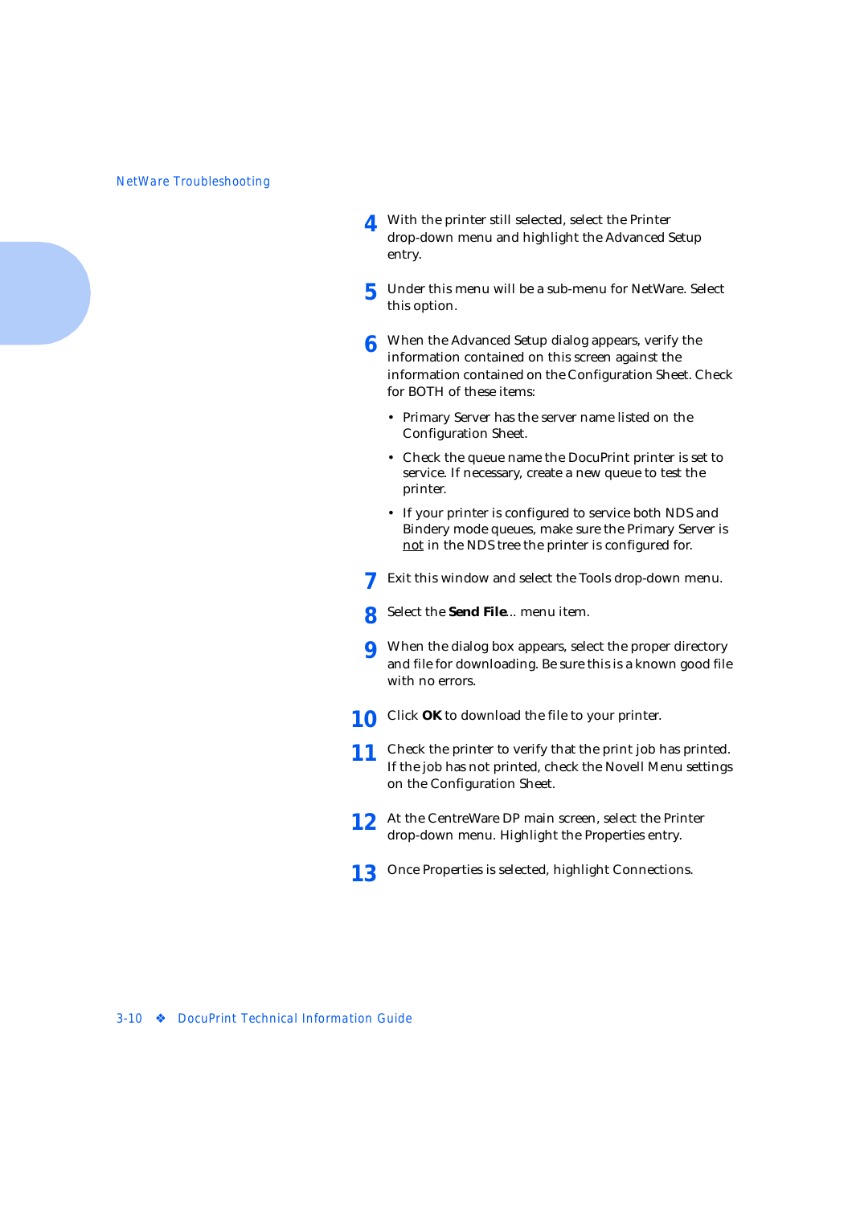4. With the printer still selected, select the Printer drop-down menu and highlight the Advanced Setup entry.

5. Under this menu will be a sub-menu for NetWare. Select this option.

6. When the Advanced Setup dialog appears, verify the information contained on this screen against the information contained on the Configuration Sheet. Check for BOTH of these items:

   - Primary Server has the server name listed on the Configuration Sheet.
   - Check the queue name the DocuPrint printer is set to service. If necessary, create a new queue to test the printer.
   - If your printer is configured to service both NDS and Bindery mode queues, make sure the Primary Server is not in the NDS tree the printer is configured for.

7. Exit this window and select the Tools drop-down menu.

8. Select the **Send File**... menu item.

9. When the dialog box appears, select the proper directory and file for downloading. Be sure this is a known good file with no errors.

10. Click **OK** to download the file to your printer.

11. Check the printer to verify that the print job has printed. If the job has not printed, check the Novell Menu settings on the Configuration Sheet.

12. At the CentreWare DP main screen, select the Printer drop-down menu. Highlight the Properties entry.

13. Once Properties is selected, highlight Connections.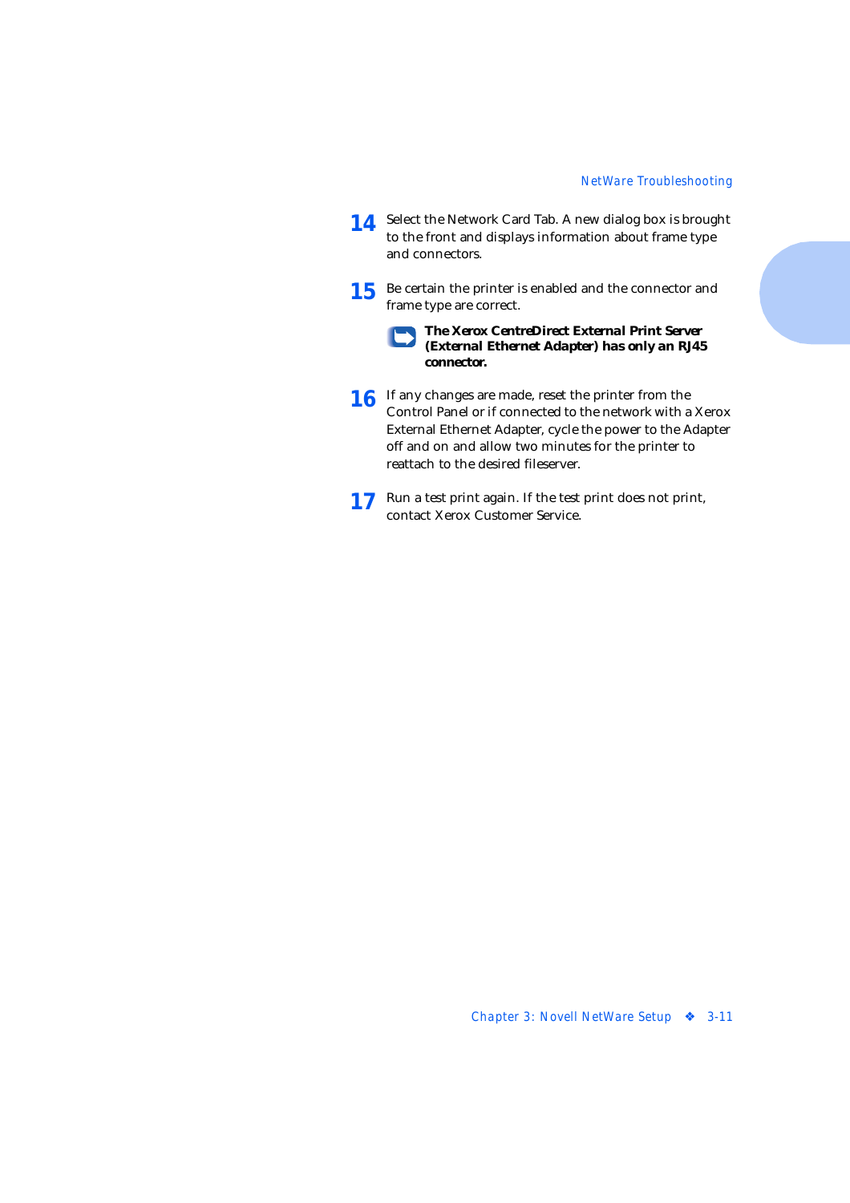14. Select the Network Card Tab. A new dialog box is brought to the front and displays information about frame type and connectors.

15. Be certain the printer is enabled and the connector and frame type are correct.

    **The Xerox CentreDirect External Print Server (External Ethernet Adapter) has only an RJ45 connector.**

16. If any changes are made, reset the printer from the Control Panel or if connected to the network with a Xerox External Ethernet Adapter, cycle the power to the Adapter off and on and allow two minutes for the printer to reattach to the desired fileserver.

17. Run a test print again. If the test print does not print, contact Xerox Customer Service.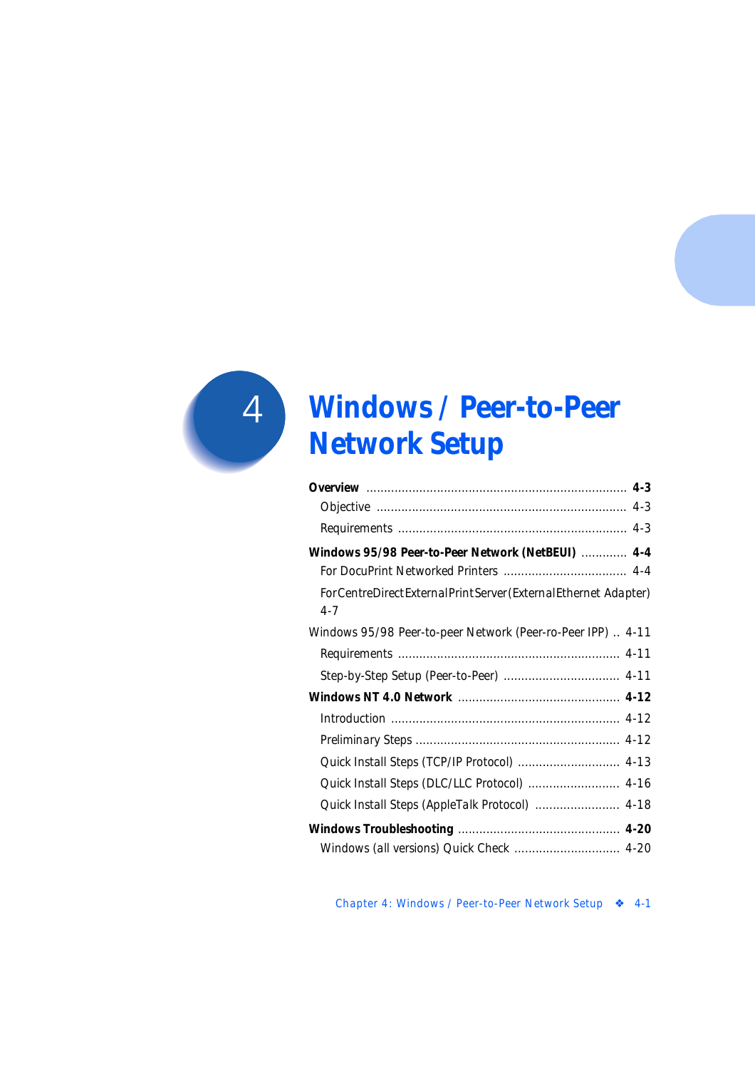4

# Windows / Peer-to-Peer Network Setup

**Overview** ........................................................................ **4-3**

Objective ........................................................................ 4-3

Requirements ................................................................ 4-3

**Windows 95/98 Peer-to-Peer Network (NetBEUI)** ............. **4-4**

For DocuPrint Networked Printers .................................... 4-4

ForCentreDirectExternalPrintServer(ExternalEthernet Adapter) 4-7

Windows 95/98 Peer-to-peer Network (Peer-ro-Peer IPP) .. 4-11

Requirements ............................................................... 4-11

Step-by-Step Setup (Peer-to-Peer) ................................. 4-11

**Windows NT 4.0 Network** .............................................. **4-12**

Introduction ................................................................. 4-12

Preliminary Steps .......................................................... 4-12

Quick Install Steps (TCP/IP Protocol) ............................. 4-13

Quick Install Steps (DLC/LLC Protocol) .......................... 4-16

Quick Install Steps (AppleTalk Protocol) ........................ 4-18

**Windows Troubleshooting** .............................................. **4-20**

Windows (all versions) Quick Check .............................. 4-20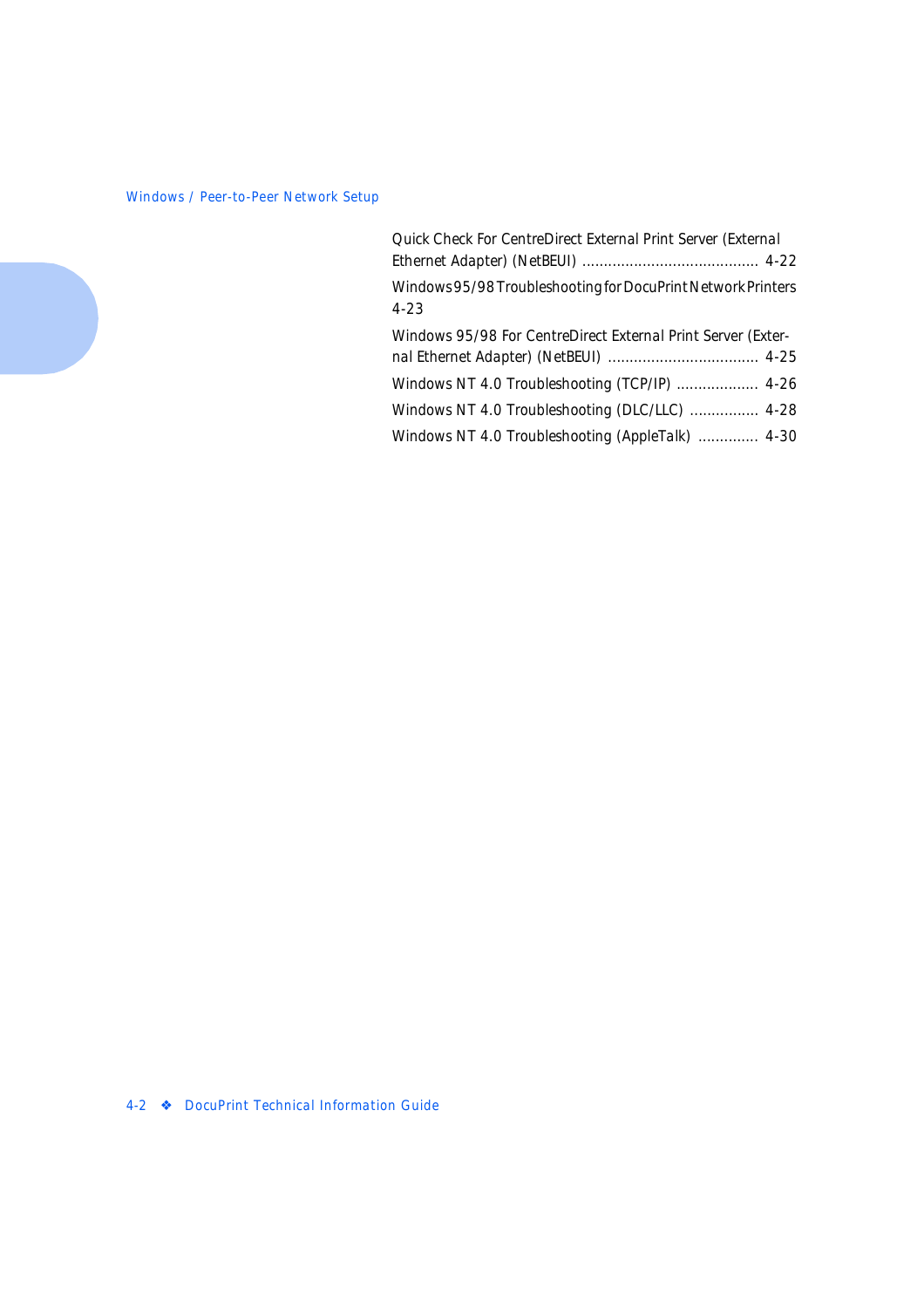Quick Check For CentreDirect External Print Server (External Ethernet Adapter) (NetBEUI) ......................................... 4-22

Windows 95/98 Troubleshooting for DocuPrint Network Printers 4-23

Windows 95/98 For CentreDirect External Print Server (External Ethernet Adapter) (NetBEUI) ................................... 4-25

Windows NT 4.0 Troubleshooting (TCP/IP) ................... 4-26

Windows NT 4.0 Troubleshooting (DLC/LLC) ................ 4-28

Windows NT 4.0 Troubleshooting (AppleTalk) .............. 4-30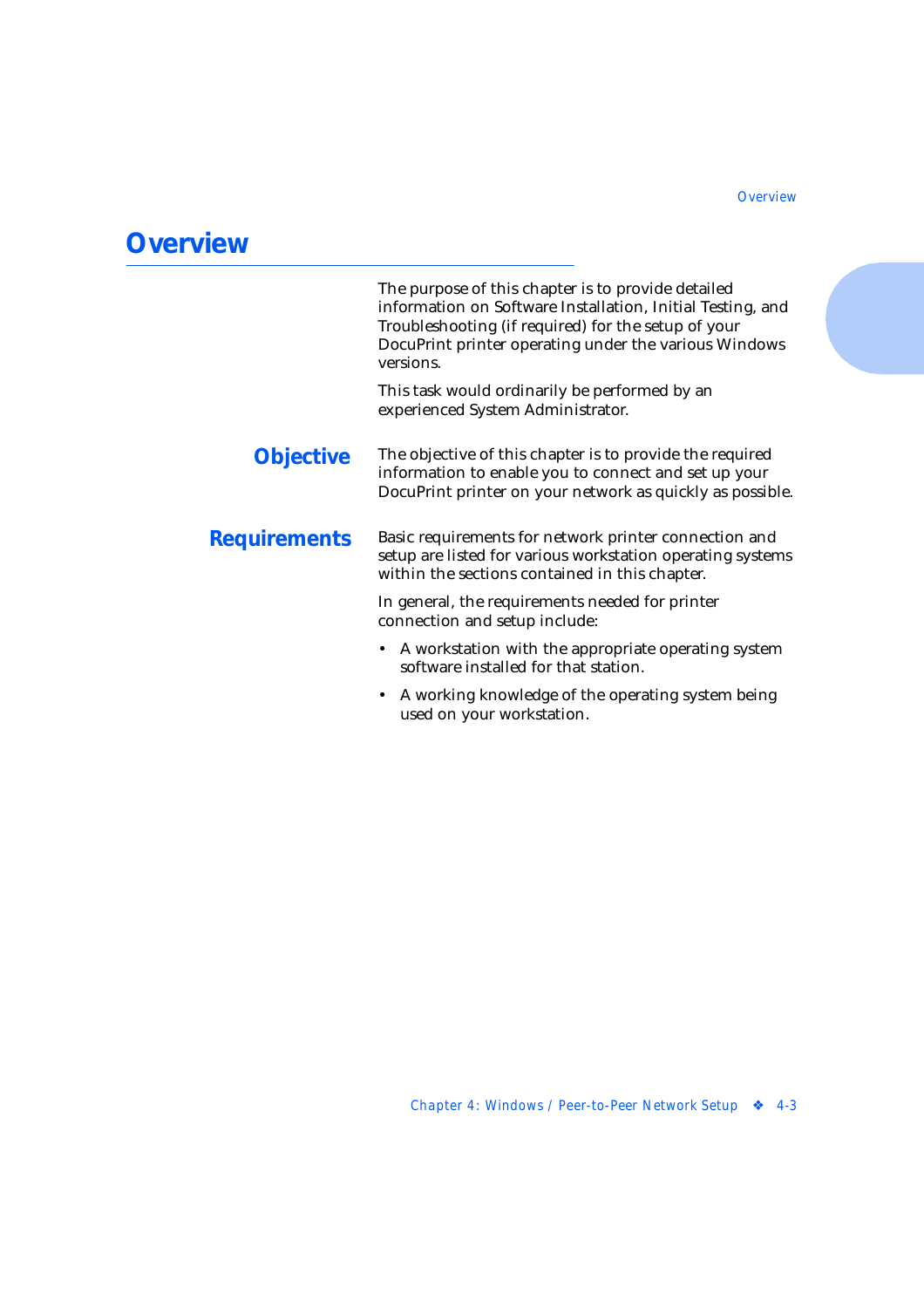# Overview

The purpose of this chapter is to provide detailed information on Software Installation, Initial Testing, and Troubleshooting (if required) for the setup of your DocuPrint printer operating under the various Windows versions.

This task would ordinarily be performed by an experienced System Administrator.

## Objective

The objective of this chapter is to provide the required information to enable you to connect and set up your DocuPrint printer on your network as quickly as possible.

## Requirements

Basic requirements for network printer connection and setup are listed for various workstation operating systems within the sections contained in this chapter.

In general, the requirements needed for printer connection and setup include:

- A workstation with the appropriate operating system software installed for that station.
- A working knowledge of the operating system being used on your workstation.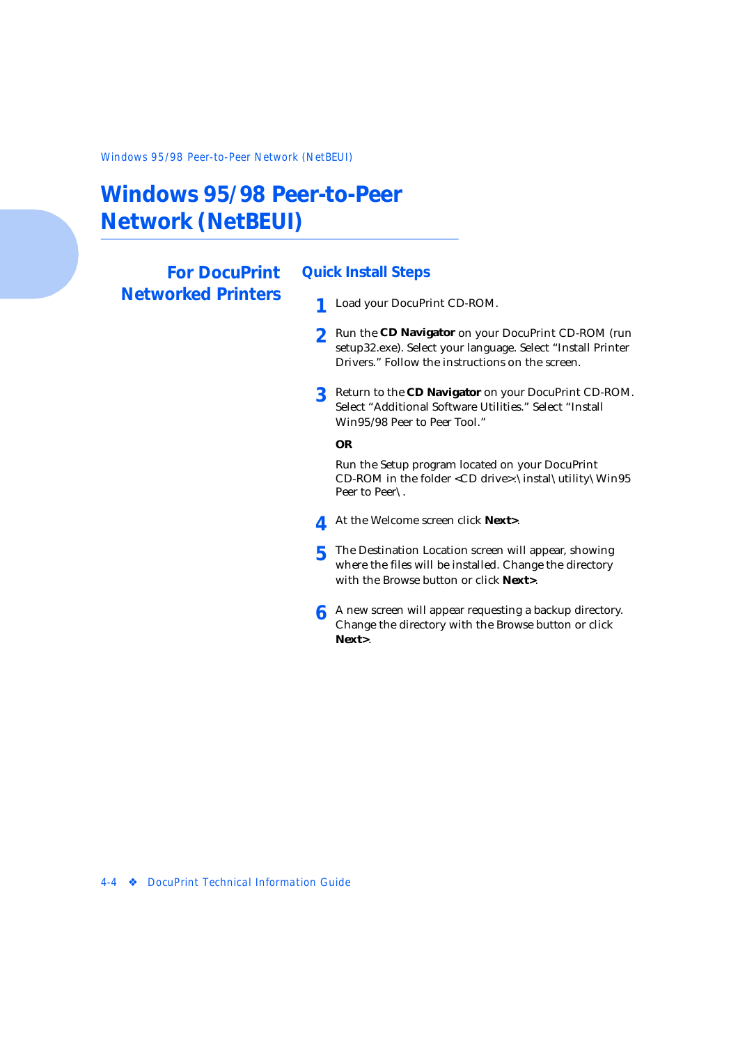# Windows 95/98 Peer-to-Peer Network (NetBEUI)

## For DocuPrint Networked Printers

### Quick Install Steps

1. Load your DocuPrint CD-ROM.
2. Run the **CD Navigator** on your DocuPrint CD-ROM (run setup32.exe). Select your language. Select “Install Printer Drivers.” Follow the instructions on the screen.
3. Return to the **CD Navigator** on your DocuPrint CD-ROM. Select “Additional Software Utilities.” Select “Install Win95/98 Peer to Peer Tool.”

   **OR**

   Run the Setup program located on your DocuPrint CD-ROM in the folder <CD drive>:\instal\utility\Win95 Peer to Peer\ .
4. At the Welcome screen click **Next>**.
5. The Destination Location screen will appear, showing where the files will be installed. Change the directory with the Browse button or click **Next>**.
6. A new screen will appear requesting a backup directory. Change the directory with the Browse button or click **Next>**.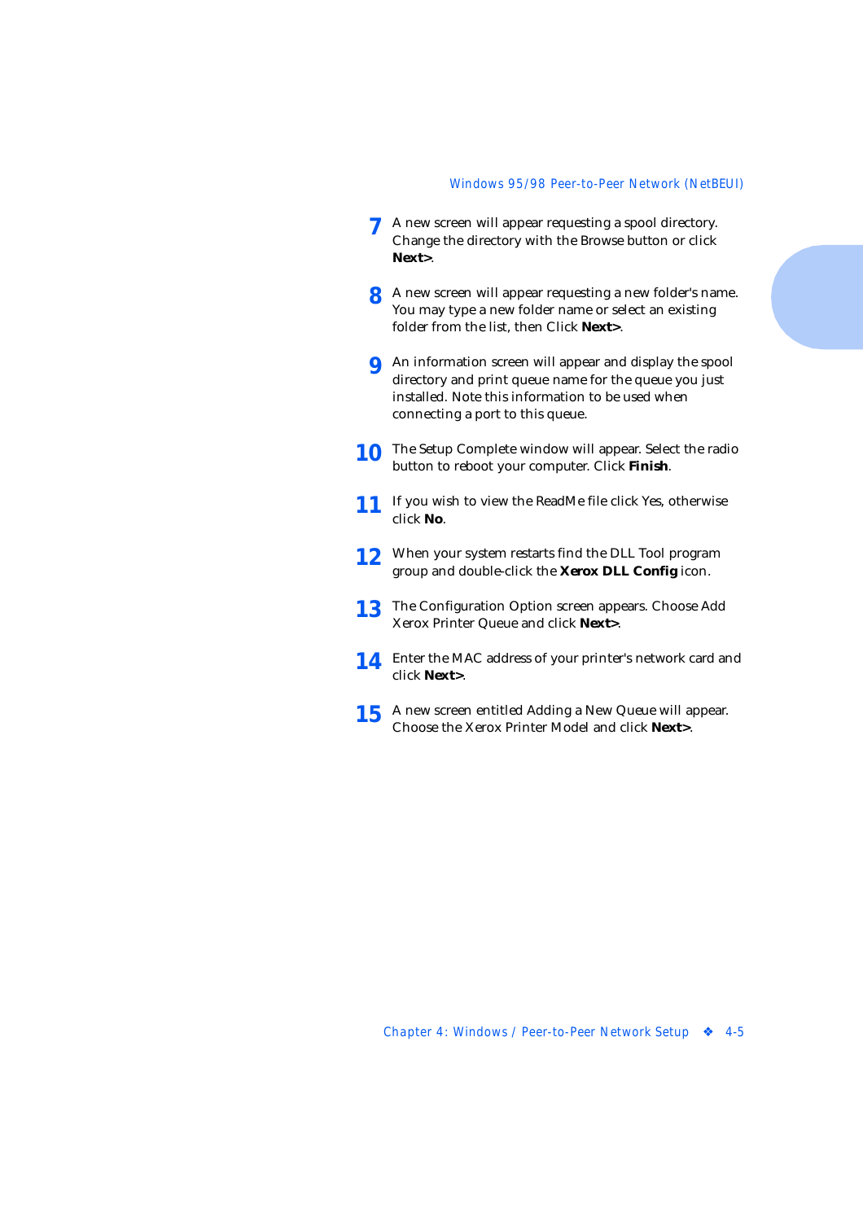7. A new screen will appear requesting a spool directory. Change the directory with the Browse button or click **Next>**.

8. A new screen will appear requesting a new folder's name. You may type a new folder name or select an existing folder from the list, then Click **Next>**.

9. An information screen will appear and display the spool directory and print queue name for the queue you just installed. Note this information to be used when connecting a port to this queue.

10. The Setup Complete window will appear. Select the radio button to reboot your computer. Click **Finish**.

11. If you wish to view the ReadMe file click Yes, otherwise click **No**.

12. When your system restarts find the DLL Tool program group and double-click the **Xerox DLL Config** icon.

13. The Configuration Option screen appears. Choose Add Xerox Printer Queue and click **Next>**.

14. Enter the MAC address of your printer's network card and click **Next>**.

15. A new screen entitled Adding a New Queue will appear. Choose the Xerox Printer Model and click **Next>**.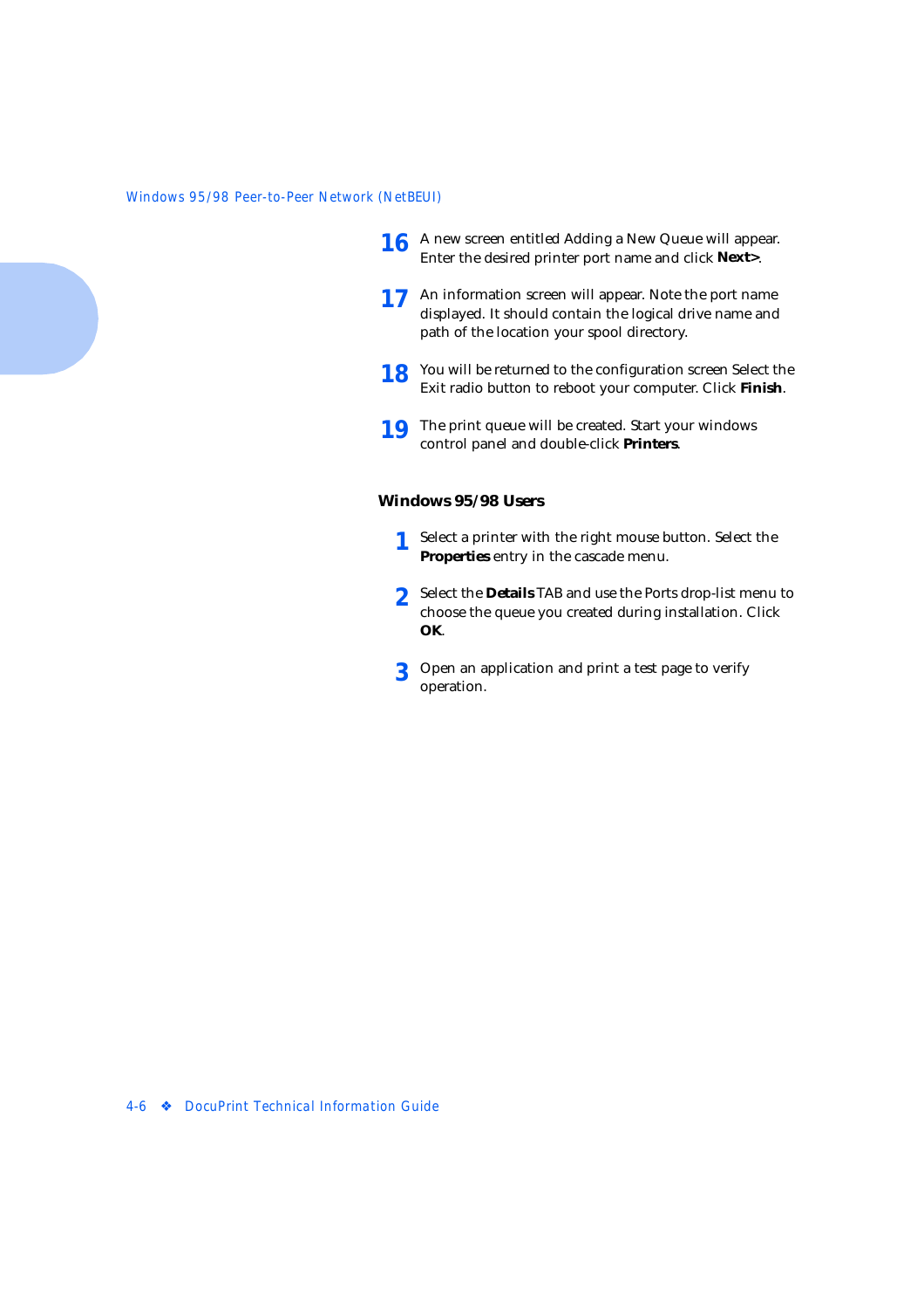16. A new screen entitled Adding a New Queue will appear. Enter the desired printer port name and click **Next>**.

17. An information screen will appear. Note the port name displayed. It should contain the logical drive name and path of the location your spool directory.

18. You will be returned to the configuration screen Select the Exit radio button to reboot your computer. Click **Finish**.

19. The print queue will be created. Start your windows control panel and double-click **Printers**.

### Windows 95/98 Users

1. Select a printer with the right mouse button. Select the **Properties** entry in the cascade menu.

2. Select the **Details** TAB and use the Ports drop-list menu to choose the queue you created during installation. Click **OK**.

3. Open an application and print a test page to verify operation.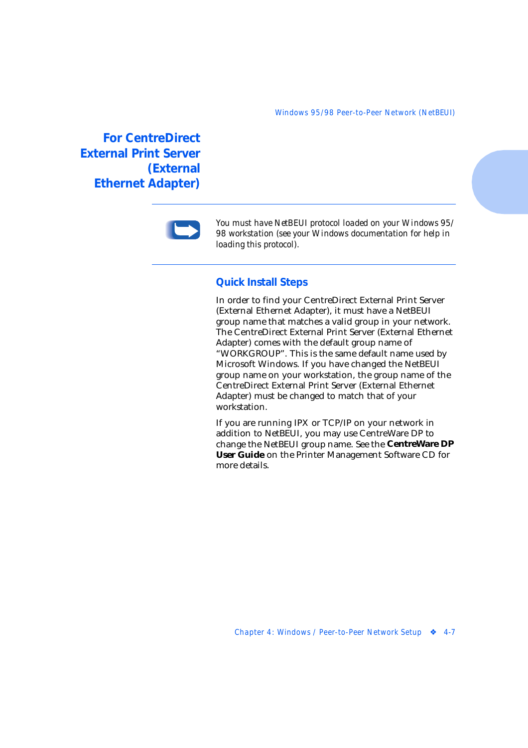## For CentreDirect External Print Server (External Ethernet Adapter)

*You must have NetBEUI protocol loaded on your Windows 95/98 workstation (see your Windows documentation for help in loading this protocol).*

### Quick Install Steps

In order to find your CentreDirect External Print Server (External Ethernet Adapter), it must have a NetBEUI group name that matches a valid group in your network. The CentreDirect External Print Server (External Ethernet Adapter) comes with the default group name of "WORKGROUP". This is the same default name used by Microsoft Windows. If you have changed the NetBEUI group name on your workstation, the group name of the CentreDirect External Print Server (External Ethernet Adapter) must be changed to match that of your workstation.

If you are running IPX or TCP/IP on your network in addition to NetBEUI, you may use CentreWare DP to change the NetBEUI group name. See the **CentreWare DP User Guide** on the Printer Management Software CD for more details.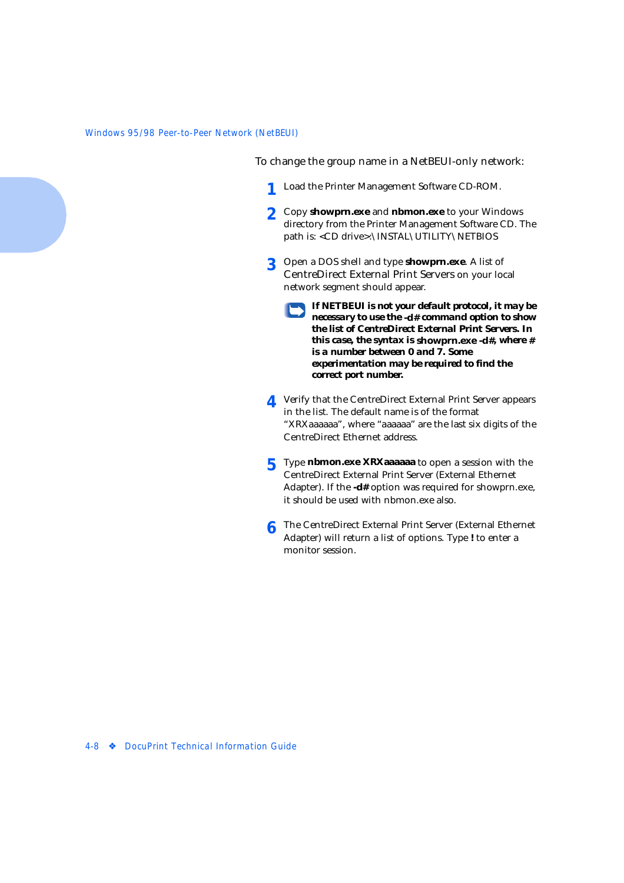To change the group name in a NetBEUI-only network:

1. Load the Printer Management Software CD-ROM.
2. Copy **showprn.exe** and **nbmon.exe** to your Windows directory from the Printer Management Software CD. The path is: <CD drive>:\INSTAL\UTILITY\NETBIOS
3. Open a DOS shell and type **showprn.exe**. A list of CentreDirect External Print Servers on your local network segment should appear.

   **If NETBEUI is not your default protocol, it may be necessary to use the -d# command option to show the list of CentreDirect External Print Servers. In this case, the syntax is showprn.exe -d#, where # is a number between 0 and 7. Some experimentation may be required to find the correct port number.**

4. Verify that the CentreDirect External Print Server appears in the list. The default name is of the format "XRXaaaaaa", where "aaaaaa" are the last six digits of the CentreDirect Ethernet address.
5. Type **nbmon.exe XRXaaaaaa** to open a session with the CentreDirect External Print Server (External Ethernet Adapter). If the **-d#** option was required for showprn.exe, it should be used with nbmon.exe also.
6. The CentreDirect External Print Server (External Ethernet Adapter) will return a list of options. Type **!** to enter a monitor session.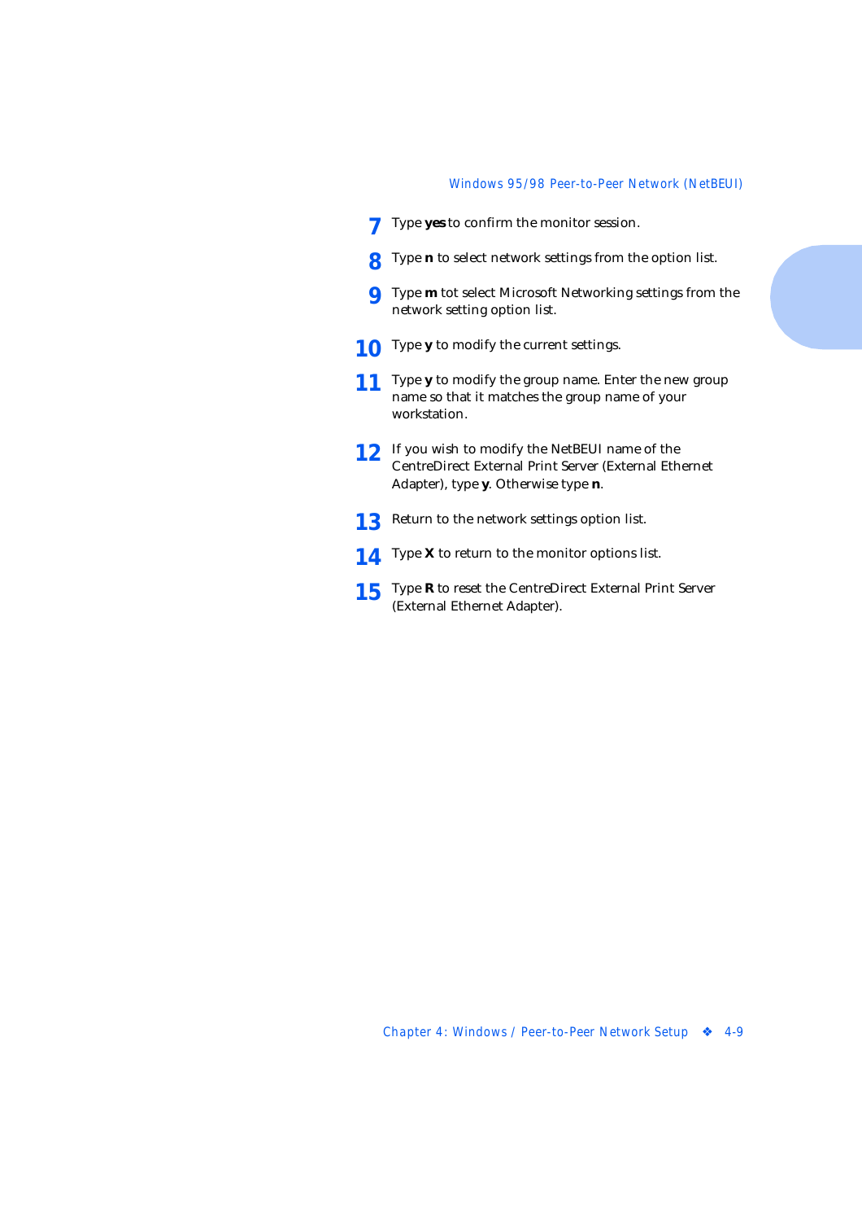7. Type **yes** to confirm the monitor session.
8. Type **n** to select network settings from the option list.
9. Type **m** tot select Microsoft Networking settings from the network setting option list.
10. Type **y** to modify the current settings.
11. Type **y** to modify the group name. Enter the new group name so that it matches the group name of your workstation.
12. If you wish to modify the NetBEUI name of the CentreDirect External Print Server (External Ethernet Adapter), type **y**. Otherwise type **n**.
13. Return to the network settings option list.
14. Type **X** to return to the monitor options list.
15. Type **R** to reset the CentreDirect External Print Server (External Ethernet Adapter).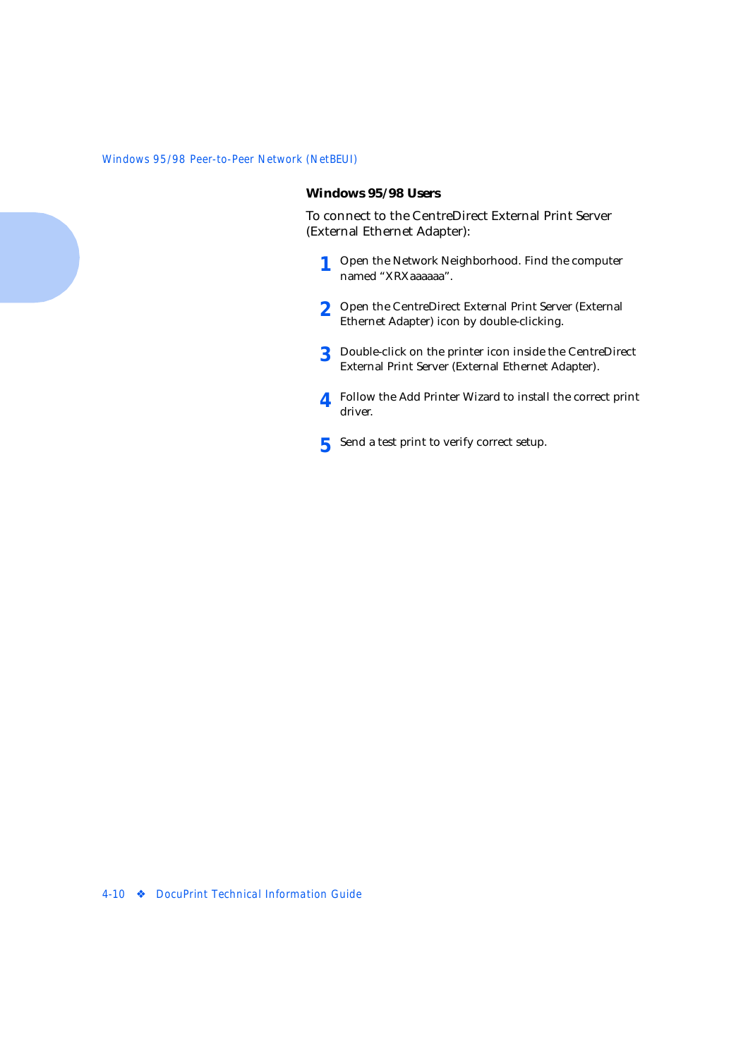### Windows 95/98 Users

To connect to the CentreDirect External Print Server (External Ethernet Adapter):

1. Open the Network Neighborhood. Find the computer named “XRXaaaaaa”.
2. Open the CentreDirect External Print Server (External Ethernet Adapter) icon by double-clicking.
3. Double-click on the printer icon inside the CentreDirect External Print Server (External Ethernet Adapter).
4. Follow the Add Printer Wizard to install the correct print driver.
5. Send a test print to verify correct setup.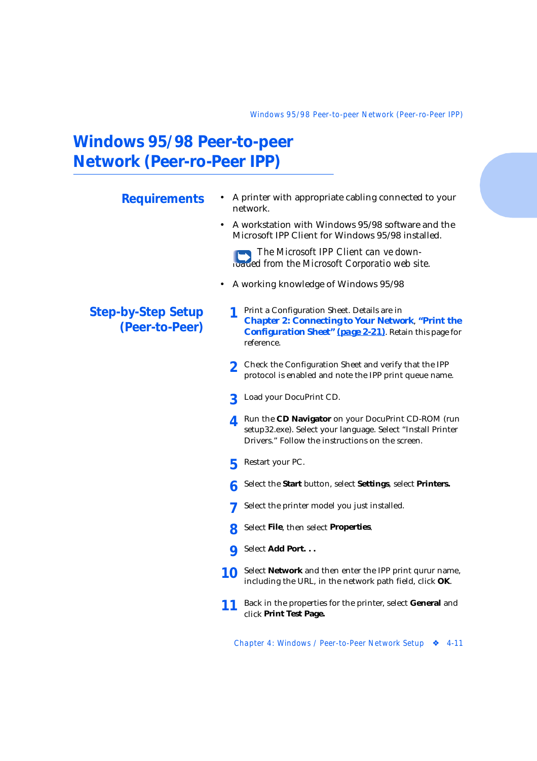# Windows 95/98 Peer-to-peer Network (Peer-ro-Peer IPP)

## Requirements

- A printer with appropriate cabling connected to your network.
- A workstation with Windows 95/98 software and the Microsoft IPP Client for Windows 95/98 installed.

  The Microsoft IPP Client can ve downloaded from the Microsoft Corporatio web site.

- A working knowledge of Windows 95/98

## Step-by-Step Setup (Peer-to-Peer)

1. Print a Configuration Sheet. Details are in **Chapter 2: Connecting to Your Network**, **"Print the Configuration Sheet" (page 2-21)**. Retain this page for reference.
2. Check the Configuration Sheet and verify that the IPP protocol is enabled and note the IPP print queue name.
3. Load your DocuPrint CD.
4. Run the **CD Navigator** on your DocuPrint CD-ROM (run setup32.exe). Select your language. Select "Install Printer Drivers." Follow the instructions on the screen.
5. Restart your PC.
6. Select the **Start** button, select **Settings**, select **Printers.**
7. Select the printer model you just installed.
8. Select **File**, then select **Properties**.
9. Select **Add Port. . .**
10. Select **Network** and then enter the IPP print qurur name, including the URL, in the network path field, click **OK**.
11. Back in the properties for the printer, select **General** and click **Print Test Page.**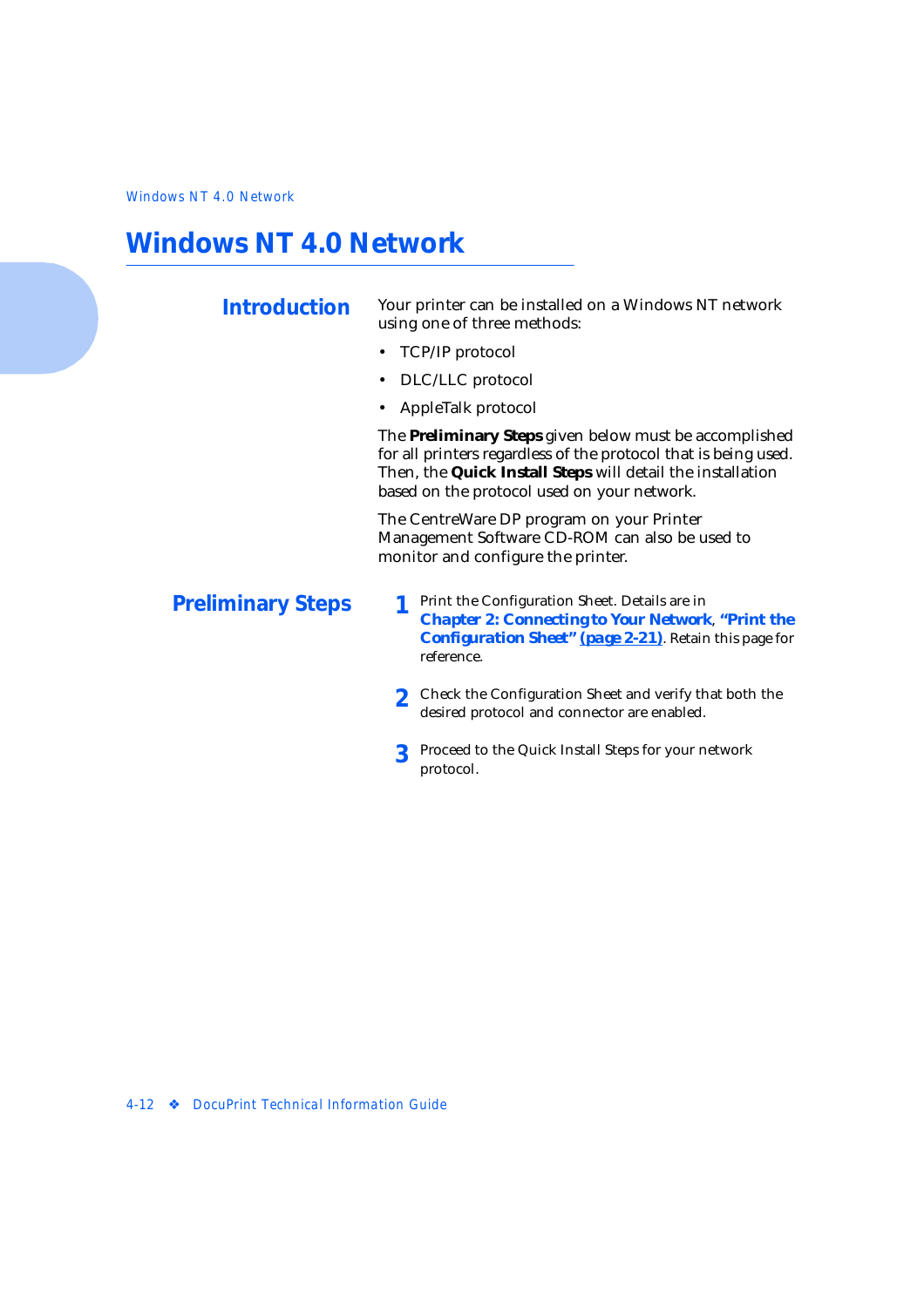# Windows NT 4.0 Network

## Introduction

Your printer can be installed on a Windows NT network using one of three methods:

- TCP/IP protocol
- DLC/LLC protocol
- AppleTalk protocol

The **Preliminary Steps** given below must be accomplished for all printers regardless of the protocol that is being used. Then, the **Quick Install Steps** will detail the installation based on the protocol used on your network.

The CentreWare DP program on your Printer Management Software CD-ROM can also be used to monitor and configure the printer.

## Preliminary Steps

1. Print the Configuration Sheet. Details are in **Chapter 2: Connecting to Your Network**, **"Print the Configuration Sheet" (page 2-21)**. Retain this page for reference.
2. Check the Configuration Sheet and verify that both the desired protocol and connector are enabled.
3. Proceed to the Quick Install Steps for your network protocol.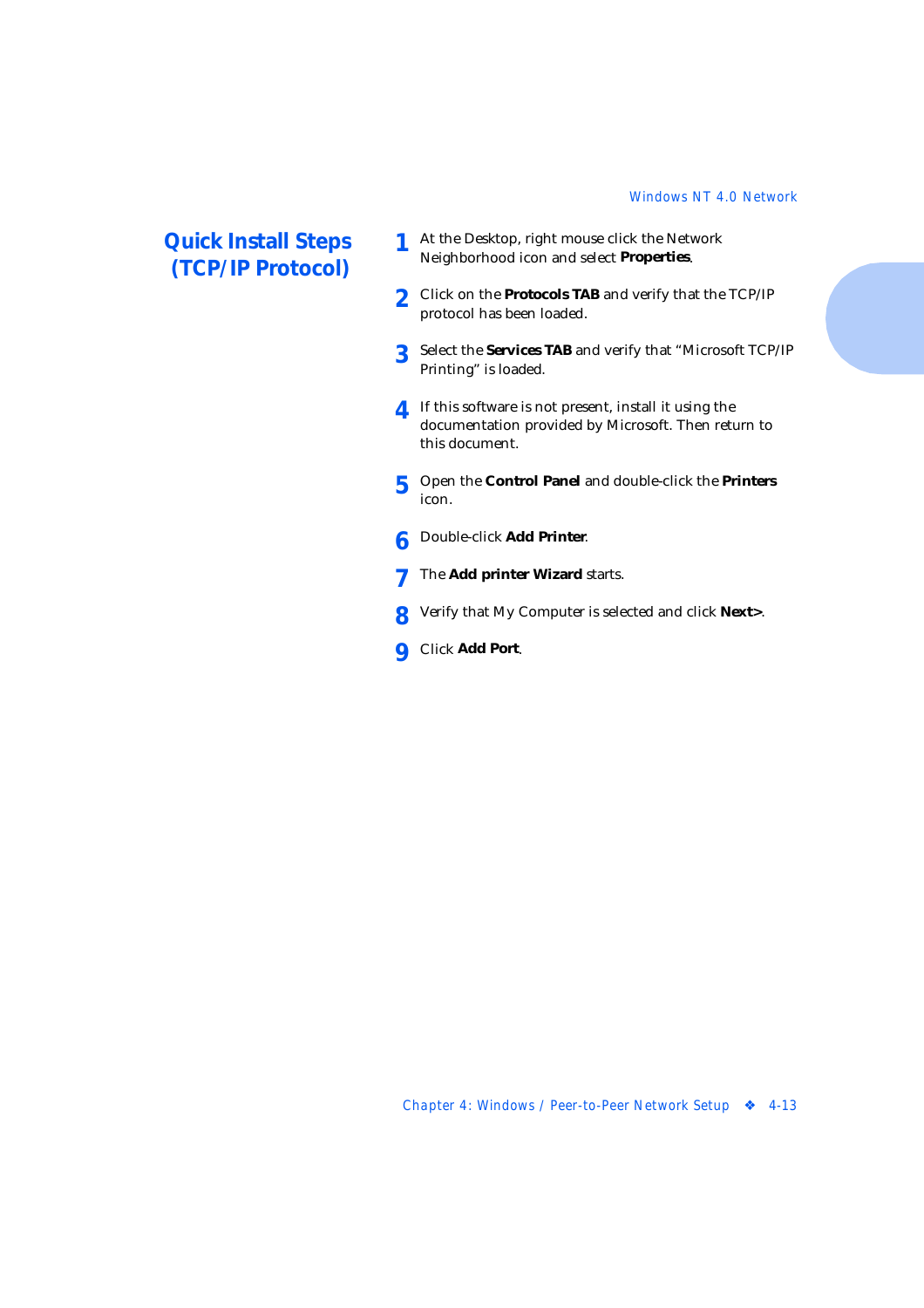## Quick Install Steps (TCP/IP Protocol)

1. At the Desktop, right mouse click the Network Neighborhood icon and select **Properties**.
2. Click on the **Protocols TAB** and verify that the TCP/IP protocol has been loaded.
3. Select the **Services TAB** and verify that “Microsoft TCP/IP Printing” is loaded.
4. If this software is not present, install it using the documentation provided by Microsoft. Then return to this document.
5. Open the **Control Panel** and double-click the **Printers** icon.
6. Double-click **Add Printer**.
7. The **Add printer Wizard** starts.
8. Verify that My Computer is selected and click **Next>**.
9. Click **Add Port**.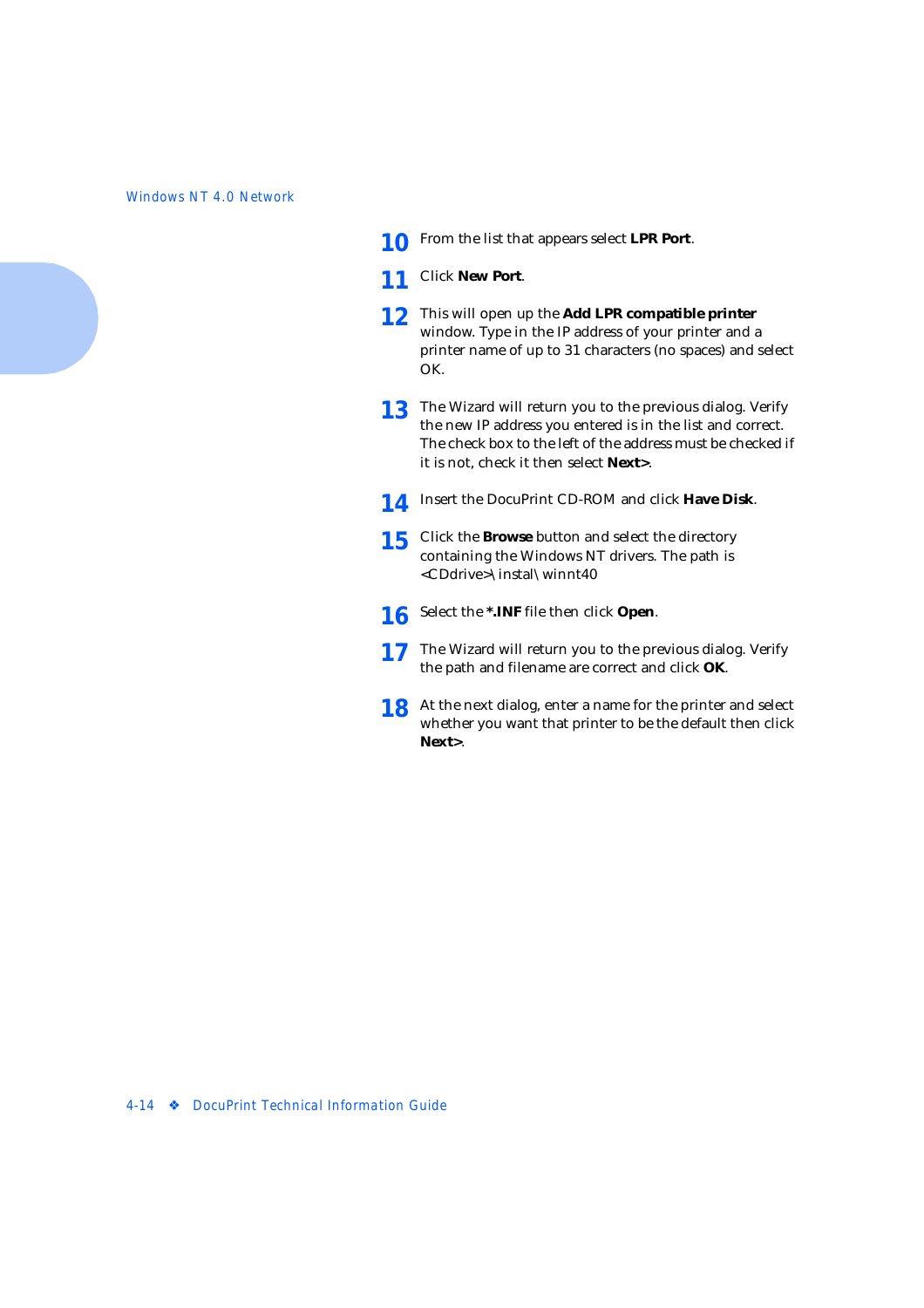10. From the list that appears select **LPR Port**.
11. Click **New Port**.
12. This will open up the **Add LPR compatible printer** window. Type in the IP address of your printer and a printer name of up to 31 characters (no spaces) and select OK.
13. The Wizard will return you to the previous dialog. Verify the new IP address you entered is in the list and correct. The check box to the left of the address must be checked if it is not, check it then select **Next>**.
14. Insert the DocuPrint CD-ROM and click **Have Disk**.
15. Click the **Browse** button and select the directory containing the Windows NT drivers. The path is <CDdrive>\instal\winnt40
16. Select the ***.INF** file then click **Open**.
17. The Wizard will return you to the previous dialog. Verify the path and filename are correct and click **OK**.
18. At the next dialog, enter a name for the printer and select whether you want that printer to be the default then click **Next>**.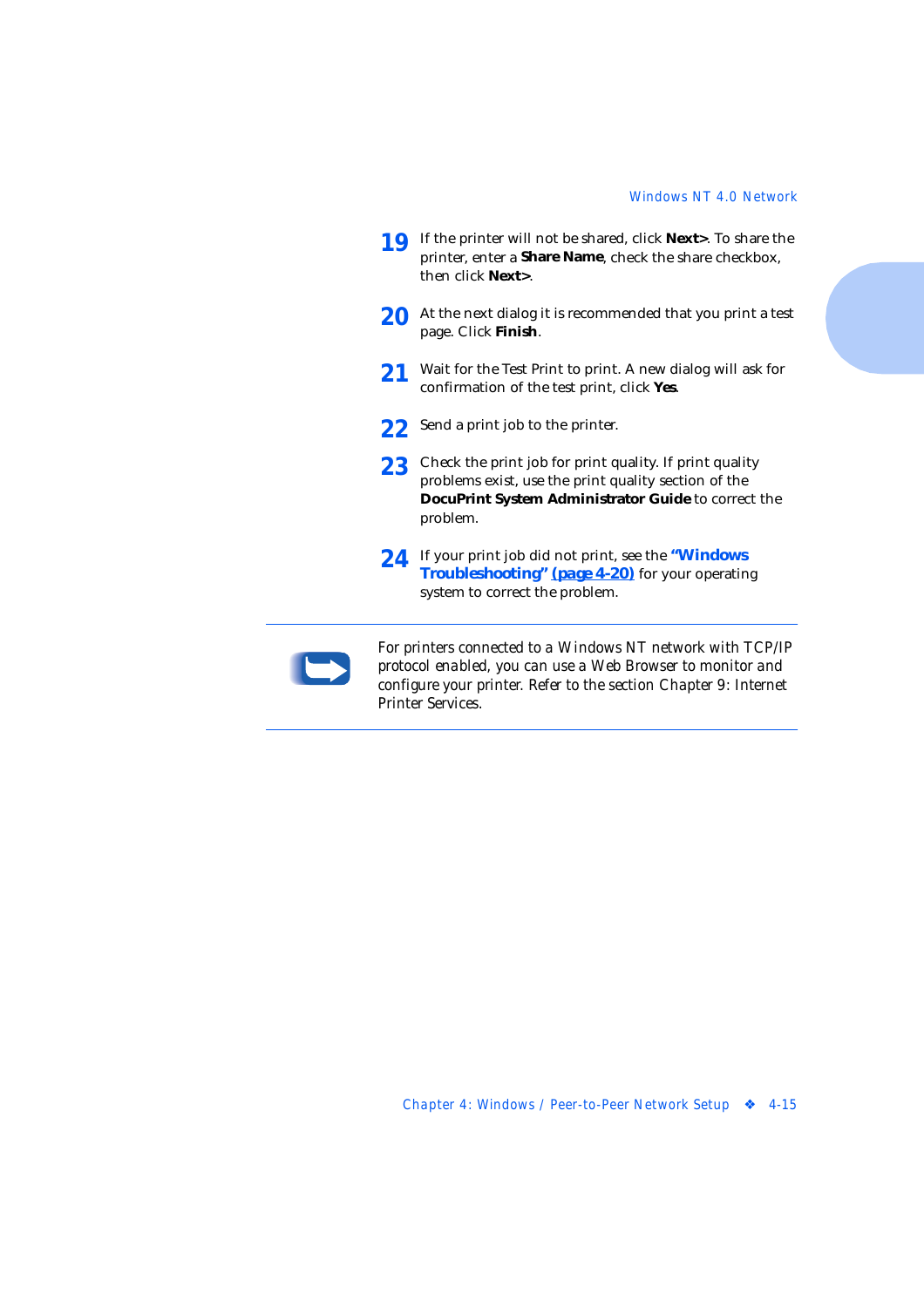19. If the printer will not be shared, click **Next>**. To share the printer, enter a **Share Name**, check the share checkbox, then click **Next>**.

20. At the next dialog it is recommended that you print a test page. Click **Finish**.

21. Wait for the Test Print to print. A new dialog will ask for confirmation of the test print, click **Yes**.

22. Send a print job to the printer.

23. Check the print job for print quality. If print quality problems exist, use the print quality section of the **DocuPrint System Administrator Guide** to correct the problem.

24. If your print job did not print, see the **"Windows Troubleshooting"** (page 4-20) for your operating system to correct the problem.

---

*For printers connected to a Windows NT network with TCP/IP protocol enabled, you can use a Web Browser to monitor and configure your printer. Refer to the section Chapter 9: Internet Printer Services.*

---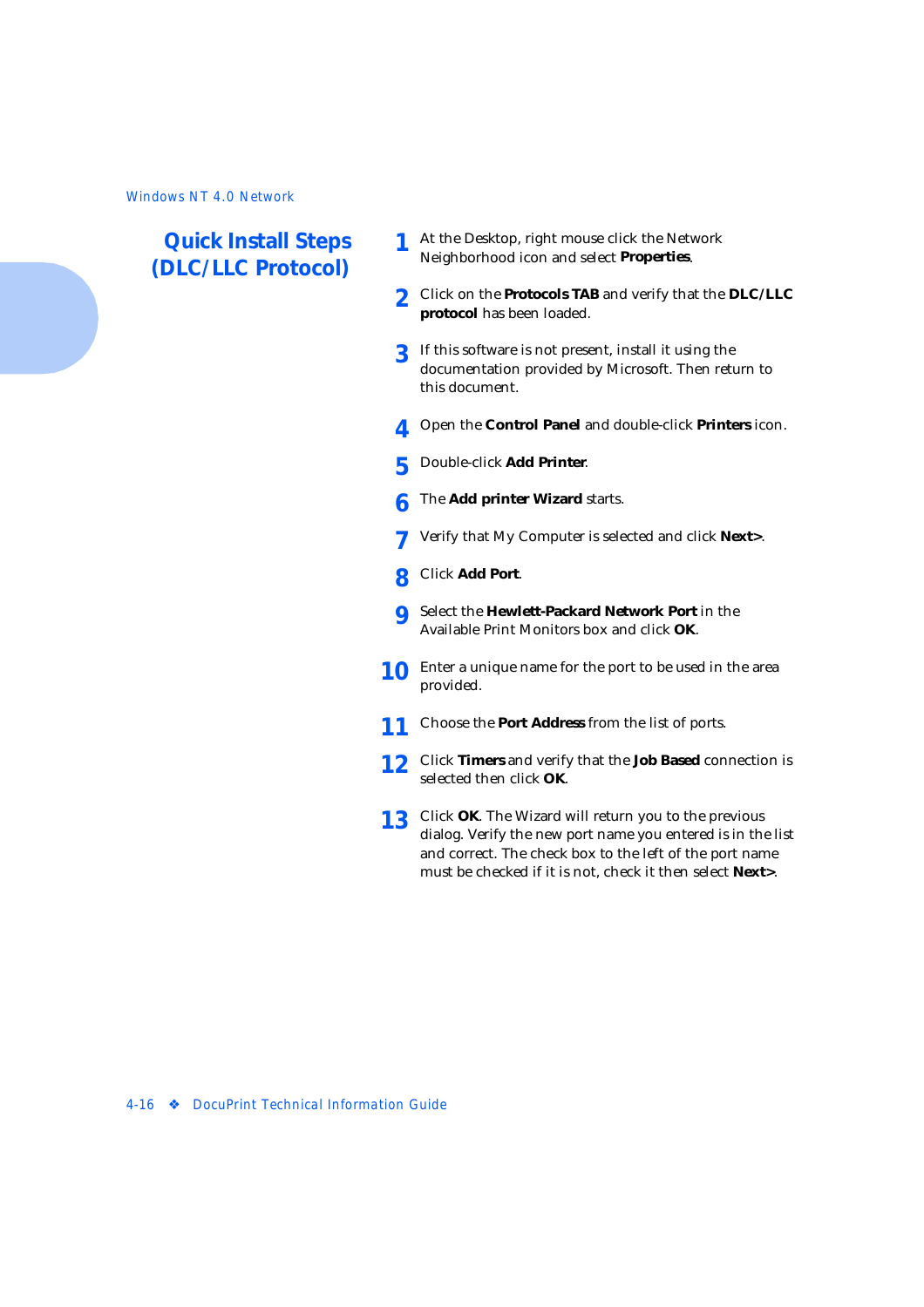## Quick Install Steps (DLC/LLC Protocol)

1. At the Desktop, right mouse click the Network Neighborhood icon and select **Properties**.
2. Click on the **Protocols TAB** and verify that the **DLC/LLC protocol** has been loaded.
3. If this software is not present, install it using the documentation provided by Microsoft. Then return to this document.
4. Open the **Control Panel** and double-click **Printers** icon.
5. Double-click **Add Printer**.
6. The **Add printer Wizard** starts.
7. Verify that My Computer is selected and click **Next>**.
8. Click **Add Port**.
9. Select the **Hewlett-Packard Network Port** in the Available Print Monitors box and click **OK**.
10. Enter a unique name for the port to be used in the area provided.
11. Choose the **Port Address** from the list of ports.
12. Click **Timers** and verify that the **Job Based** connection is selected then click **OK**.
13. Click **OK**. The Wizard will return you to the previous dialog. Verify the new port name you entered is in the list and correct. The check box to the left of the port name must be checked if it is not, check it then select **Next>**.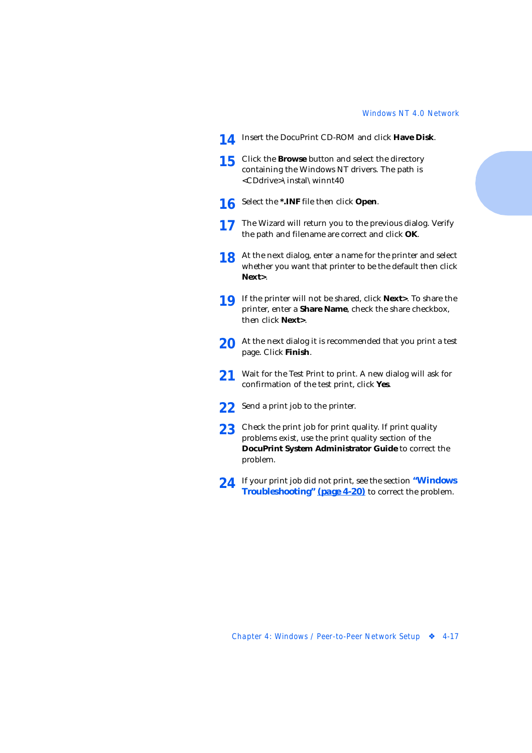14. Insert the DocuPrint CD-ROM and click **Have Disk**.
15. Click the **Browse** button and select the directory containing the Windows NT drivers. The path is <CDdrive>\instal\winnt40
16. Select the ***.INF** file then click **Open**.
17. The Wizard will return you to the previous dialog. Verify the path and filename are correct and click **OK**.
18. At the next dialog, enter a name for the printer and select whether you want that printer to be the default then click **Next>**.
19. If the printer will not be shared, click **Next>**. To share the printer, enter a **Share Name**, check the share checkbox, then click **Next>**.
20. At the next dialog it is recommended that you print a test page. Click **Finish**.
21. Wait for the Test Print to print. A new dialog will ask for confirmation of the test print, click **Yes**.
22. Send a print job to the printer.
23. Check the print job for print quality. If print quality problems exist, use the print quality section of the **DocuPrint System Administrator Guide** to correct the problem.
24. If your print job did not print, see the section **"Windows Troubleshooting" (page 4-20)** to correct the problem.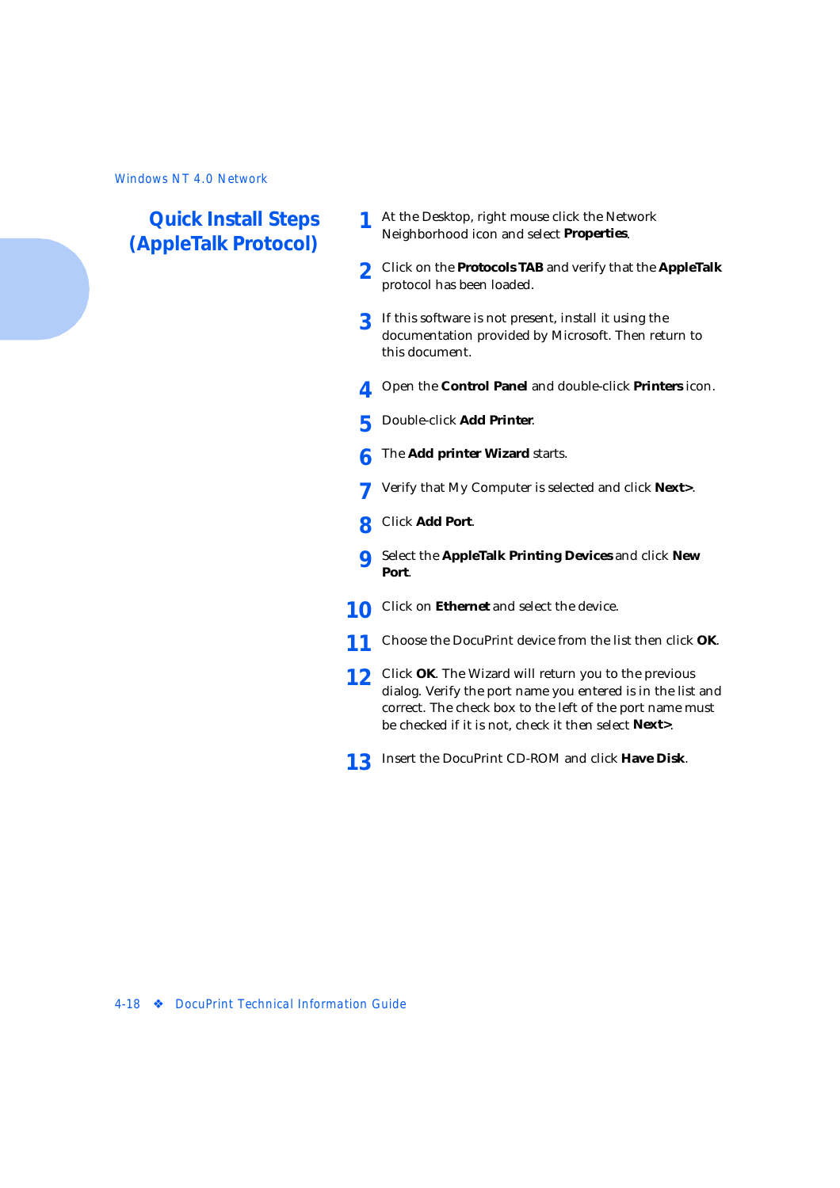## Quick Install Steps (AppleTalk Protocol)

1. At the Desktop, right mouse click the Network Neighborhood icon and select **Properties**.
2. Click on the **Protocols TAB** and verify that the **AppleTalk** protocol has been loaded.
3. If this software is not present, install it using the documentation provided by Microsoft. Then return to this document.
4. Open the **Control Panel** and double-click **Printers** icon.
5. Double-click **Add Printer**.
6. The **Add printer Wizard** starts.
7. Verify that My Computer is selected and click **Next>**.
8. Click **Add Port**.
9. Select the **AppleTalk Printing Devices** and click **New Port**.
10. Click on **Ethernet** and select the device.
11. Choose the DocuPrint device from the list then click **OK**.
12. Click **OK**. The Wizard will return you to the previous dialog. Verify the port name you entered is in the list and correct. The check box to the left of the port name must be checked if it is not, check it then select **Next>**.
13. Insert the DocuPrint CD-ROM and click **Have Disk**.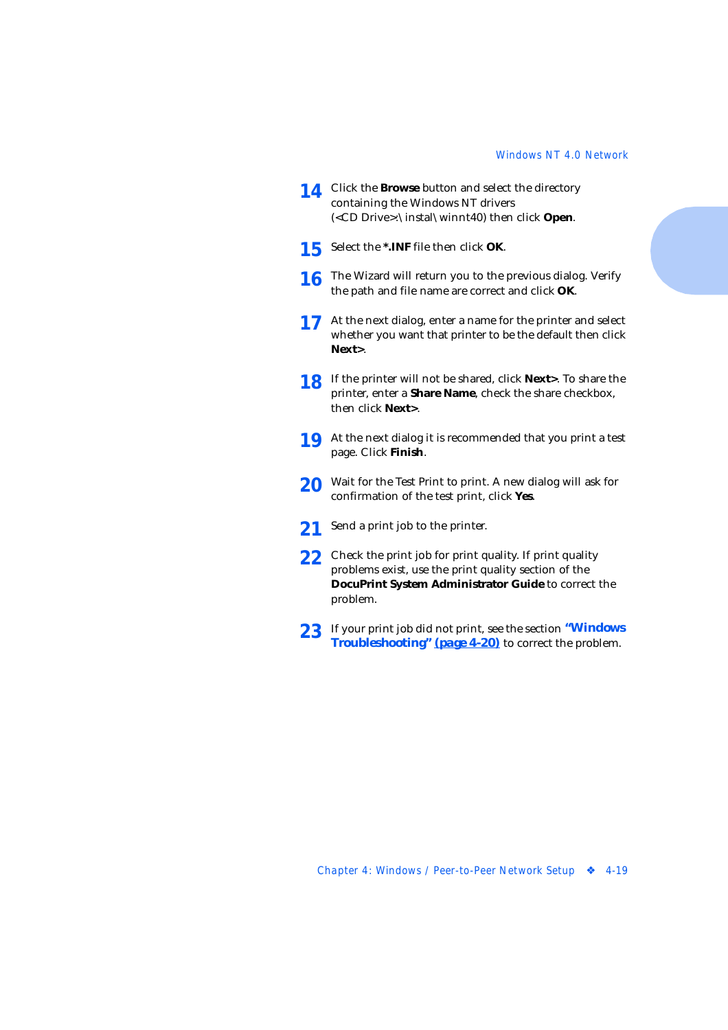14. Click the **Browse** button and select the directory containing the Windows NT drivers (<CD Drive>:\ instal\ winnt40) then click **Open**.

15. Select the ***.INF** file then click **OK**.

16. The Wizard will return you to the previous dialog. Verify the path and file name are correct and click **OK**.

17. At the next dialog, enter a name for the printer and select whether you want that printer to be the default then click **Next>**.

18. If the printer will not be shared, click **Next>**. To share the printer, enter a **Share Name**, check the share checkbox, then click **Next>**.

19. At the next dialog it is recommended that you print a test page. Click **Finish**.

20. Wait for the Test Print to print. A new dialog will ask for confirmation of the test print, click **Yes**.

21. Send a print job to the printer.

22. Check the print job for print quality. If print quality problems exist, use the print quality section of the **DocuPrint System Administrator Guide** to correct the problem.

23. If your print job did not print, see the section **"Windows Troubleshooting" (page 4-20)** to correct the problem.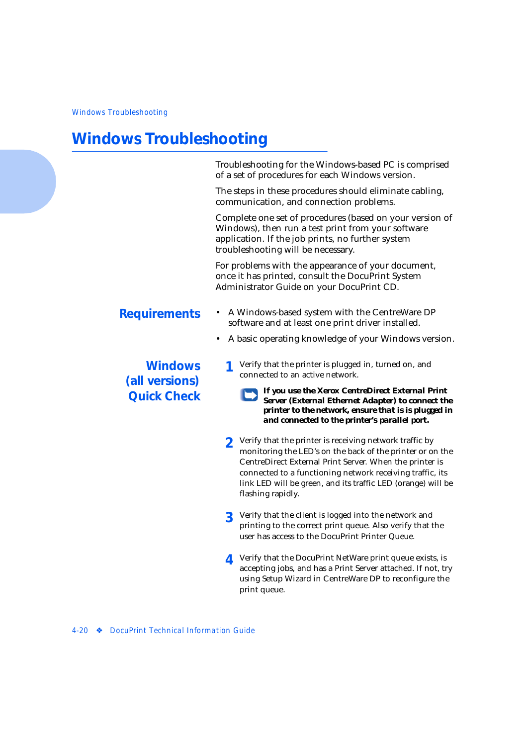# Windows Troubleshooting

Troubleshooting for the Windows-based PC is comprised of a set of procedures for each Windows version.

The steps in these procedures should eliminate cabling, communication, and connection problems.

Complete one set of procedures (based on your version of Windows), then run a test print from your software application. If the job prints, no further system troubleshooting will be necessary.

For problems with the appearance of your document, once it has printed, consult the DocuPrint System Administrator Guide on your DocuPrint CD.

## Requirements

- A Windows-based system with the CentreWare DP software and at least one print driver installed.
- A basic operating knowledge of your Windows version.

## Windows (all versions) Quick Check

1. Verify that the printer is plugged in, turned on, and connected to an active network.

   **If you use the Xerox CentreDirect External Print Server (External Ethernet Adapter) to connect the printer to the network, ensure that is is plugged in and connected to the printer's parallel port.**

2. Verify that the printer is receiving network traffic by monitoring the LED's on the back of the printer or on the CentreDirect External Print Server. When the printer is connected to a functioning network receiving traffic, its link LED will be green, and its traffic LED (orange) will be flashing rapidly.

3. Verify that the client is logged into the network and printing to the correct print queue. Also verify that the user has access to the DocuPrint Printer Queue.

4. Verify that the DocuPrint NetWare print queue exists, is accepting jobs, and has a Print Server attached. If not, try using Setup Wizard in CentreWare DP to reconfigure the print queue.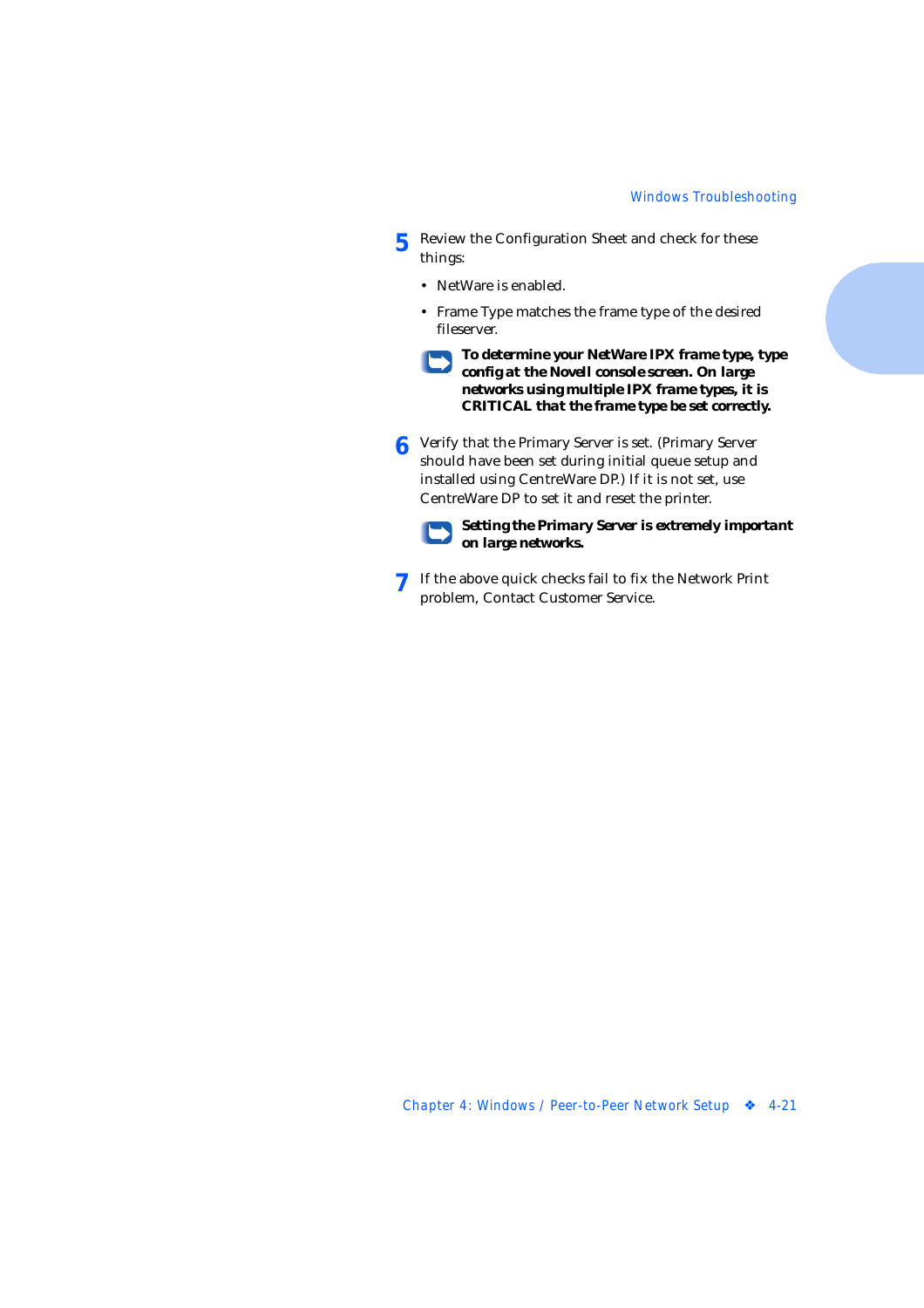5. Review the Configuration Sheet and check for these things:

   - NetWare is enabled.
   - Frame Type matches the frame type of the desired fileserver.

   **To determine your NetWare IPX frame type, type config at the Novell console screen. On large networks using multiple IPX frame types, it is CRITICAL that the frame type be set correctly.**

6. Verify that the Primary Server is set. (Primary Server should have been set during initial queue setup and installed using CentreWare DP.) If it is not set, use CentreWare DP to set it and reset the printer.

   **Setting the Primary Server is extremely important on large networks.**

7. If the above quick checks fail to fix the Network Print problem, Contact Customer Service.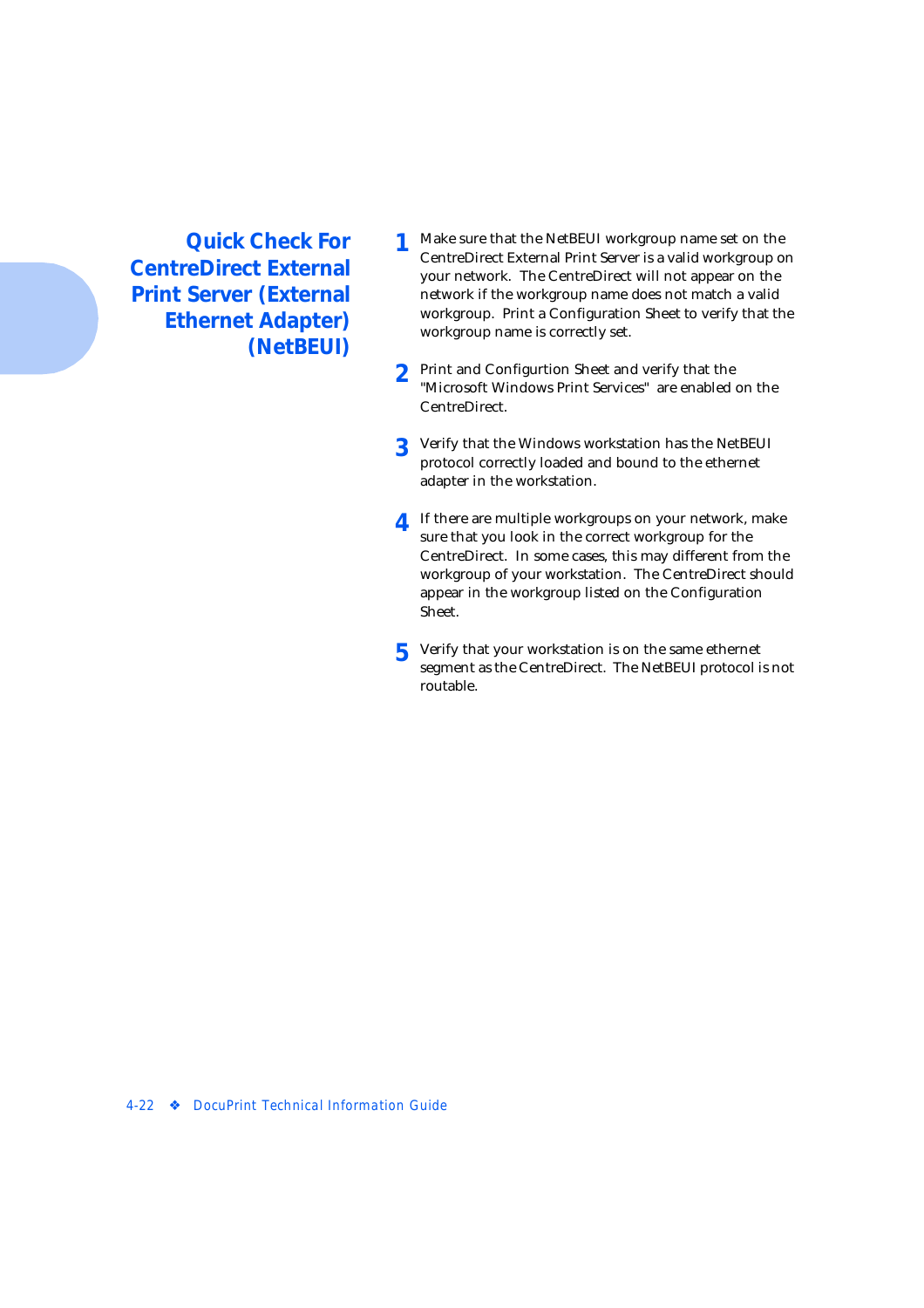## Quick Check For CentreDirect External Print Server (External Ethernet Adapter) (NetBEUI)

1. Make sure that the NetBEUI workgroup name set on the CentreDirect External Print Server is a valid workgroup on your network. The CentreDirect will not appear on the network if the workgroup name does not match a valid workgroup. Print a Configuration Sheet to verify that the workgroup name is correctly set.

2. Print and Configurtion Sheet and verify that the "Microsoft Windows Print Services" are enabled on the CentreDirect.

3. Verify that the Windows workstation has the NetBEUI protocol correctly loaded and bound to the ethernet adapter in the workstation.

4. If there are multiple workgroups on your network, make sure that you look in the correct workgroup for the CentreDirect. In some cases, this may different from the workgroup of your workstation. The CentreDirect should appear in the workgroup listed on the Configuration Sheet.

5. Verify that your workstation is on the same ethernet segment as the CentreDirect. The NetBEUI protocol is not routable.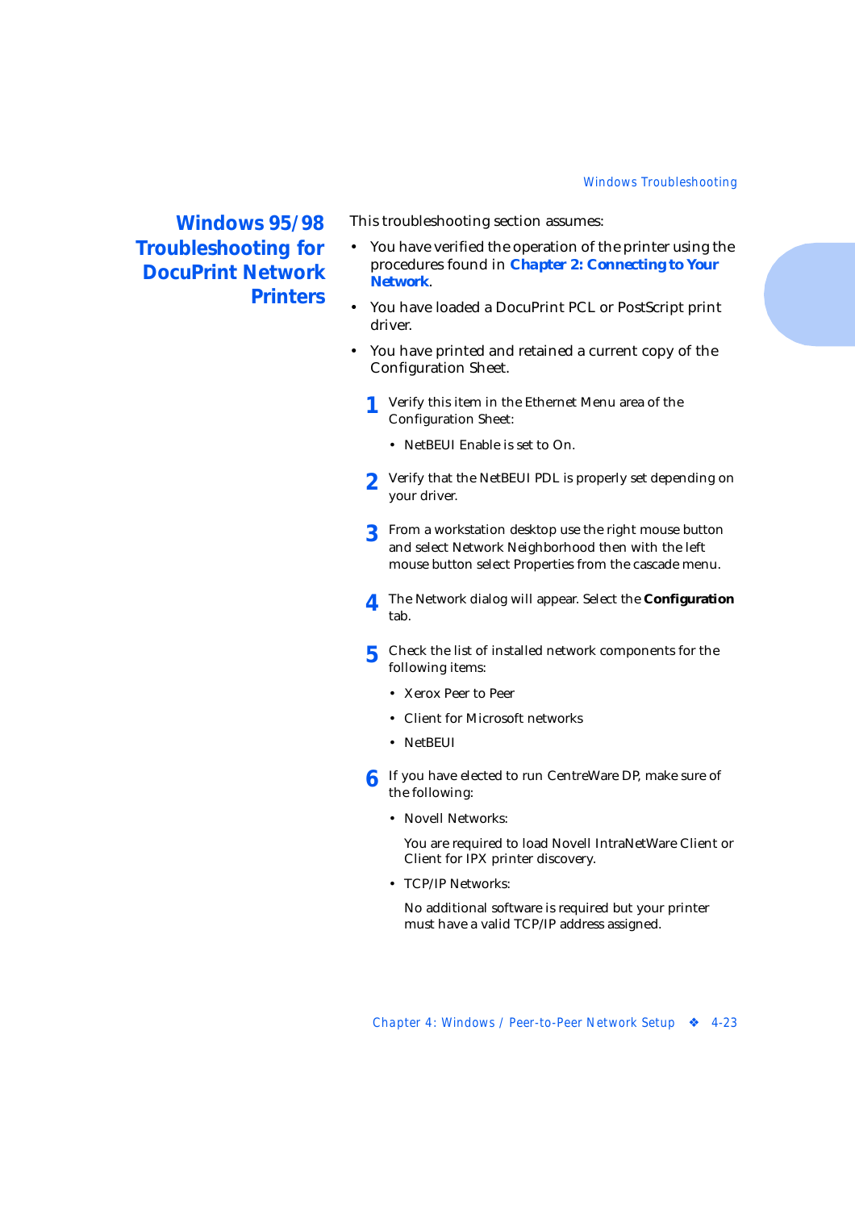## Windows 95/98 Troubleshooting for DocuPrint Network Printers

This troubleshooting section assumes:

- You have verified the operation of the printer using the procedures found in **Chapter 2: Connecting to Your Network**.
- You have loaded a DocuPrint PCL or PostScript print driver.
- You have printed and retained a current copy of the Configuration Sheet.

1. Verify this item in the Ethernet Menu area of the Configuration Sheet:
   - NetBEUI Enable is set to On.
2. Verify that the NetBEUI PDL is properly set depending on your driver.
3. From a workstation desktop use the right mouse button and select Network Neighborhood then with the left mouse button select Properties from the cascade menu.
4. The Network dialog will appear. Select the **Configuration** tab.
5. Check the list of installed network components for the following items:
   - Xerox Peer to Peer
   - Client for Microsoft networks
   - NetBEUI
6. If you have elected to run CentreWare DP, make sure of the following:
   - Novell Networks:

     You are required to load Novell IntraNetWare Client or Client for IPX printer discovery.
   - TCP/IP Networks:

     No additional software is required but your printer must have a valid TCP/IP address assigned.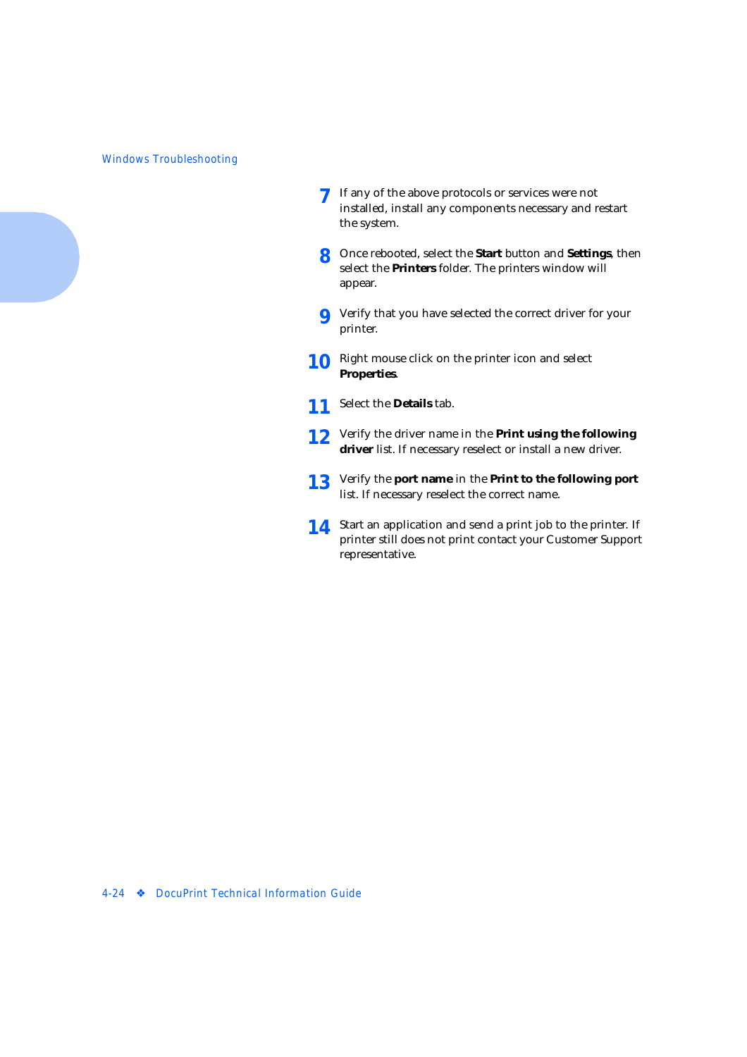7. If any of the above protocols or services were not installed, install any components necessary and restart the system.
8. Once rebooted, select the **Start** button and **Settings**, then select the **Printers** folder. The printers window will appear.
9. Verify that you have selected the correct driver for your printer.
10. Right mouse click on the printer icon and select **Properties**.
11. Select the **Details** tab.
12. Verify the driver name in the **Print using the following driver** list. If necessary reselect or install a new driver.
13. Verify the **port name** in the **Print to the following port** list. If necessary reselect the correct name.
14. Start an application and send a print job to the printer. If printer still does not print contact your Customer Support representative.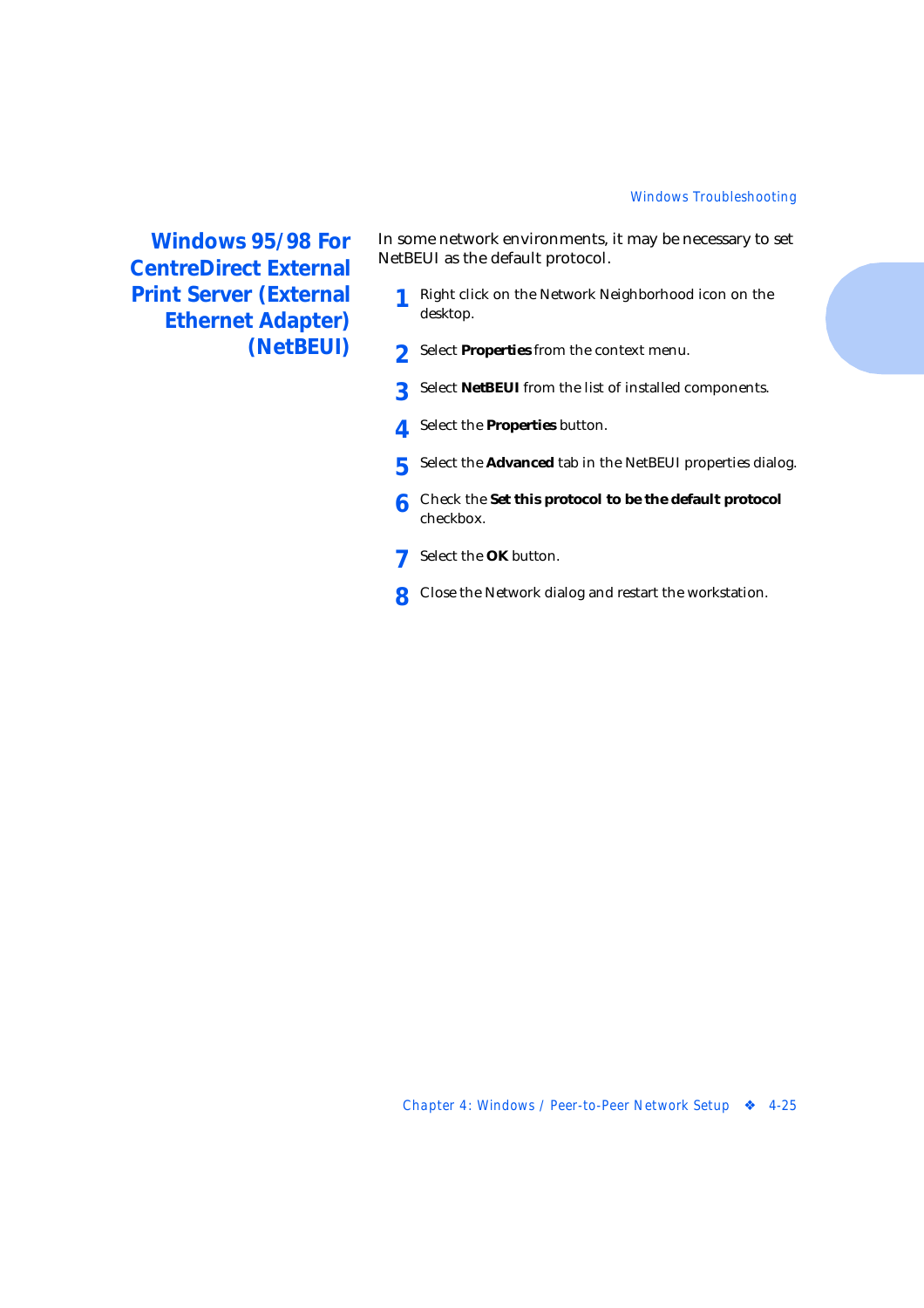## Windows 95/98 For CentreDirect External Print Server (External Ethernet Adapter) (NetBEUI)

In some network environments, it may be necessary to set NetBEUI as the default protocol.

1. Right click on the Network Neighborhood icon on the desktop.
2. Select **Properties** from the context menu.
3. Select **NetBEUI** from the list of installed components.
4. Select the **Properties** button.
5. Select the **Advanced** tab in the NetBEUI properties dialog.
6. Check the **Set this protocol to be the default protocol** checkbox.
7. Select the **OK** button.
8. Close the Network dialog and restart the workstation.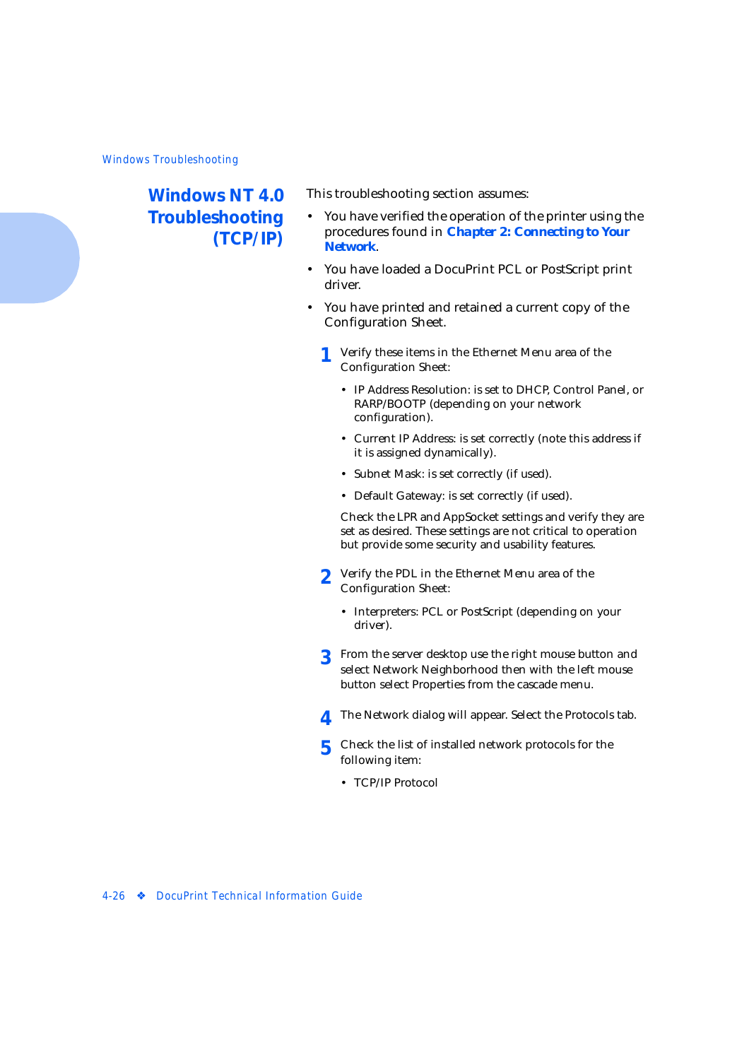## Windows NT 4.0 Troubleshooting (TCP/IP)

This troubleshooting section assumes:

- You have verified the operation of the printer using the procedures found in **Chapter 2: Connecting to Your Network**.
- You have loaded a DocuPrint PCL or PostScript print driver.
- You have printed and retained a current copy of the Configuration Sheet.

1. Verify these items in the Ethernet Menu area of the Configuration Sheet:
   - IP Address Resolution: is set to DHCP, Control Panel, or RARP/BOOTP (depending on your network configuration).
   - Current IP Address: is set correctly (note this address if it is assigned dynamically).
   - Subnet Mask: is set correctly (if used).
   - Default Gateway: is set correctly (if used).

   Check the LPR and AppSocket settings and verify they are set as desired. These settings are not critical to operation but provide some security and usability features.

2. Verify the PDL in the Ethernet Menu area of the Configuration Sheet:
   - Interpreters: PCL or PostScript (depending on your driver).

3. From the server desktop use the right mouse button and select Network Neighborhood then with the left mouse button select Properties from the cascade menu.

4. The Network dialog will appear. Select the Protocols tab.

5. Check the list of installed network protocols for the following item:
   - TCP/IP Protocol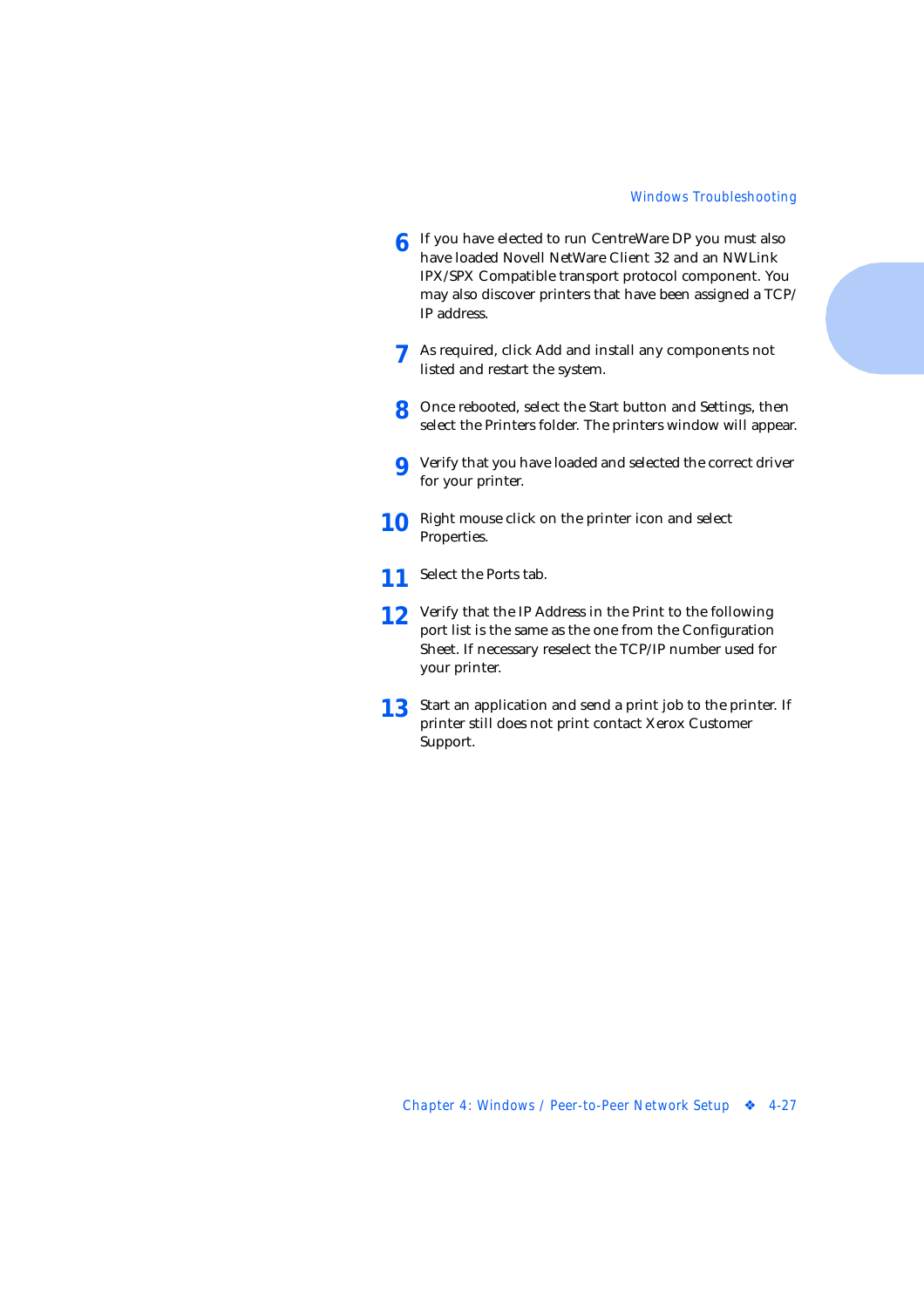6. If you have elected to run CentreWare DP you must also have loaded Novell NetWare Client 32 and an NWLink IPX/SPX Compatible transport protocol component. You may also discover printers that have been assigned a TCP/IP address.
7. As required, click Add and install any components not listed and restart the system.
8. Once rebooted, select the Start button and Settings, then select the Printers folder. The printers window will appear.
9. Verify that you have loaded and selected the correct driver for your printer.
10. Right mouse click on the printer icon and select Properties.
11. Select the Ports tab.
12. Verify that the IP Address in the Print to the following port list is the same as the one from the Configuration Sheet. If necessary reselect the TCP/IP number used for your printer.
13. Start an application and send a print job to the printer. If printer still does not print contact Xerox Customer Support.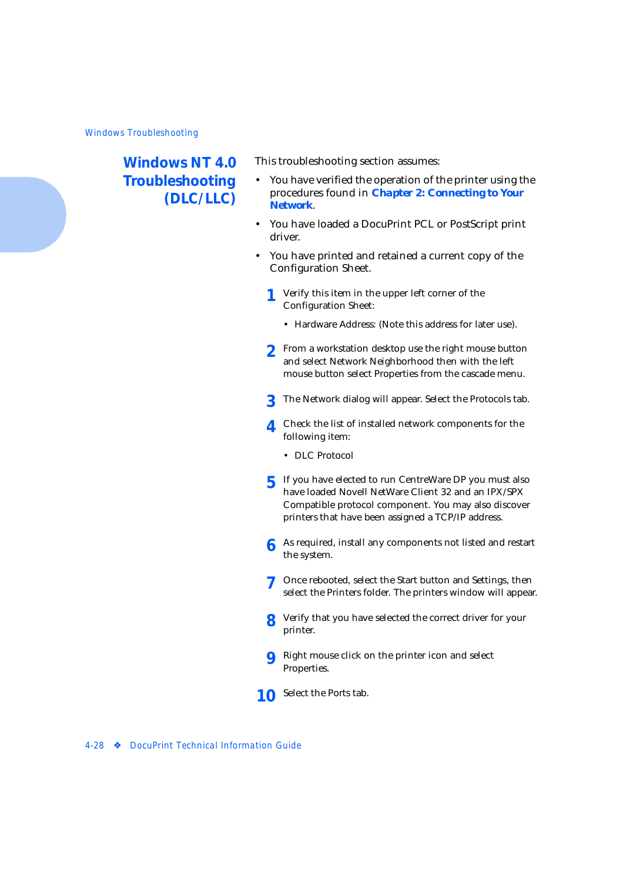## Windows NT 4.0 Troubleshooting (DLC/LLC)

This troubleshooting section assumes:

- You have verified the operation of the printer using the procedures found in **Chapter 2: Connecting to Your Network**.
- You have loaded a DocuPrint PCL or PostScript print driver.
- You have printed and retained a current copy of the Configuration Sheet.

1. Verify this item in the upper left corner of the Configuration Sheet:
   - Hardware Address: (Note this address for later use).
2. From a workstation desktop use the right mouse button and select Network Neighborhood then with the left mouse button select Properties from the cascade menu.
3. The Network dialog will appear. Select the Protocols tab.
4. Check the list of installed network components for the following item:
   - DLC Protocol
5. If you have elected to run CentreWare DP you must also have loaded Novell NetWare Client 32 and an IPX/SPX Compatible protocol component. You may also discover printers that have been assigned a TCP/IP address.
6. As required, install any components not listed and restart the system.
7. Once rebooted, select the Start button and Settings, then select the Printers folder. The printers window will appear.
8. Verify that you have selected the correct driver for your printer.
9. Right mouse click on the printer icon and select Properties.
10. Select the Ports tab.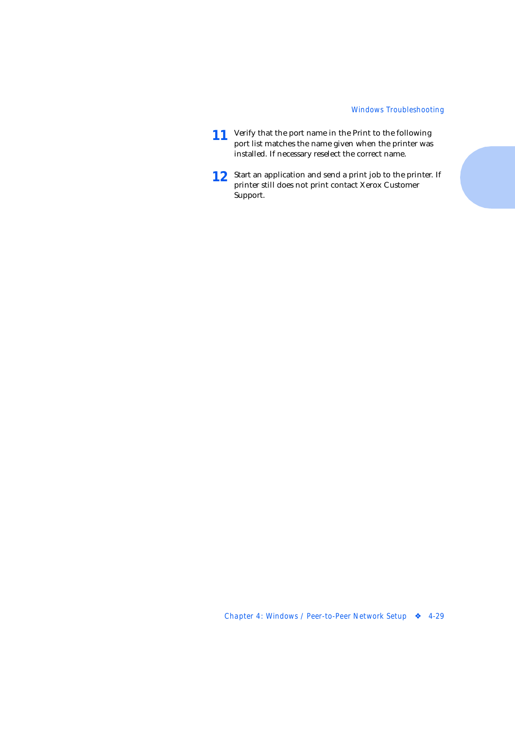11. Verify that the port name in the Print to the following port list matches the name given when the printer was installed. If necessary reselect the correct name.

12. Start an application and send a print job to the printer. If printer still does not print contact Xerox Customer Support.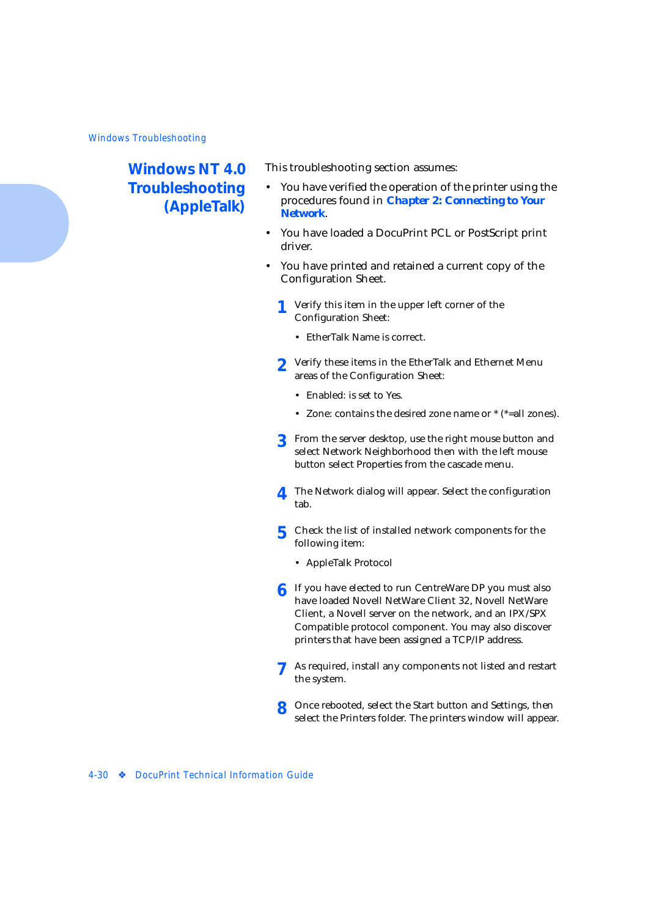## Windows NT 4.0 Troubleshooting (AppleTalk)

This troubleshooting section assumes:

- You have verified the operation of the printer using the procedures found in **Chapter 2: Connecting to Your Network**.
- You have loaded a DocuPrint PCL or PostScript print driver.
- You have printed and retained a current copy of the Configuration Sheet.

1. Verify this item in the upper left corner of the Configuration Sheet:
   - EtherTalk Name is correct.
2. Verify these items in the EtherTalk and Ethernet Menu areas of the Configuration Sheet:
   - Enabled: is set to Yes.
   - Zone: contains the desired zone name or * (*=all zones).
3. From the server desktop, use the right mouse button and select Network Neighborhood then with the left mouse button select Properties from the cascade menu.
4. The Network dialog will appear. Select the configuration tab.
5. Check the list of installed network components for the following item:
   - AppleTalk Protocol
6. If you have elected to run CentreWare DP you must also have loaded Novell NetWare Client 32, Novell NetWare Client, a Novell server on the network, and an IPX/SPX Compatible protocol component. You may also discover printers that have been assigned a TCP/IP address.
7. As required, install any components not listed and restart the system.
8. Once rebooted, select the Start button and Settings, then select the Printers folder. The printers window will appear.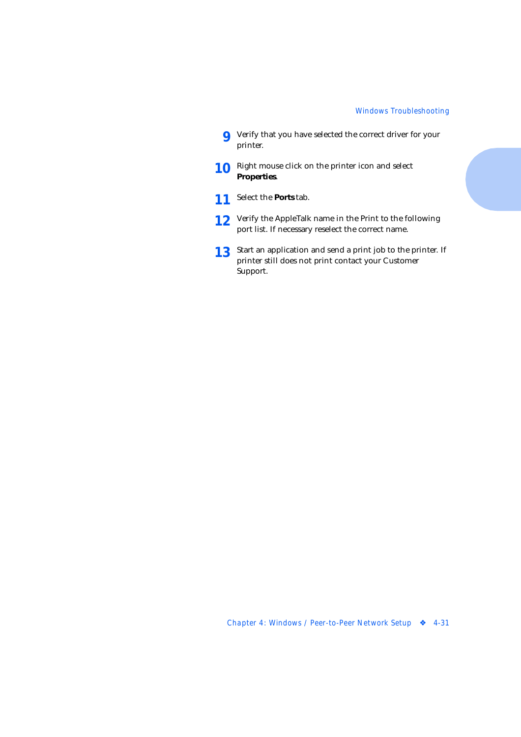9. Verify that you have selected the correct driver for your printer.

10. Right mouse click on the printer icon and select **Properties**.

11. Select the **Ports** tab.

12. Verify the AppleTalk name in the Print to the following port list. If necessary reselect the correct name.

13. Start an application and send a print job to the printer. If printer still does not print contact your Customer Support.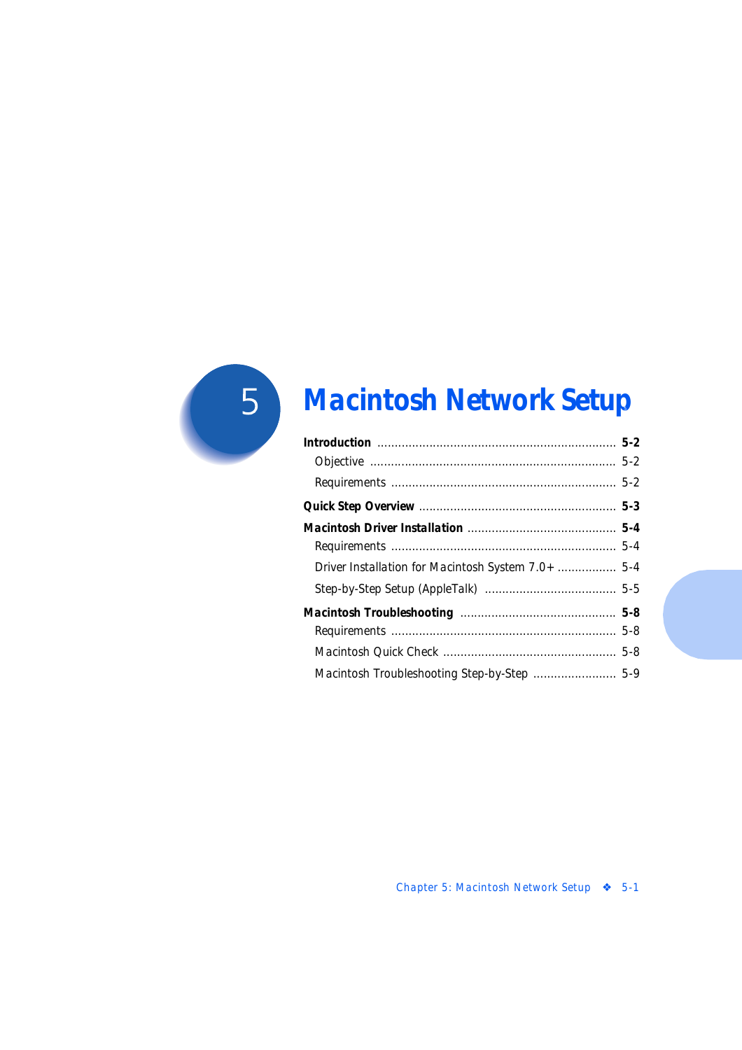# 5 Macintosh Network Setup

**Introduction** .................................................................... **5-2**

Objective ...................................................................... 5-2

Requirements ................................................................ 5-2

**Quick Step Overview** ........................................................ **5-3**

**Macintosh Driver Installation** .......................................... **5-4**

Requirements ................................................................ 5-4

Driver Installation for Macintosh System 7.0+ ................. 5-4

Step-by-Step Setup (AppleTalk) ...................................... 5-5

**Macintosh Troubleshooting** ............................................ **5-8**

Requirements ................................................................ 5-8

Macintosh Quick Check .................................................. 5-8

Macintosh Troubleshooting Step-by-Step ........................ 5-9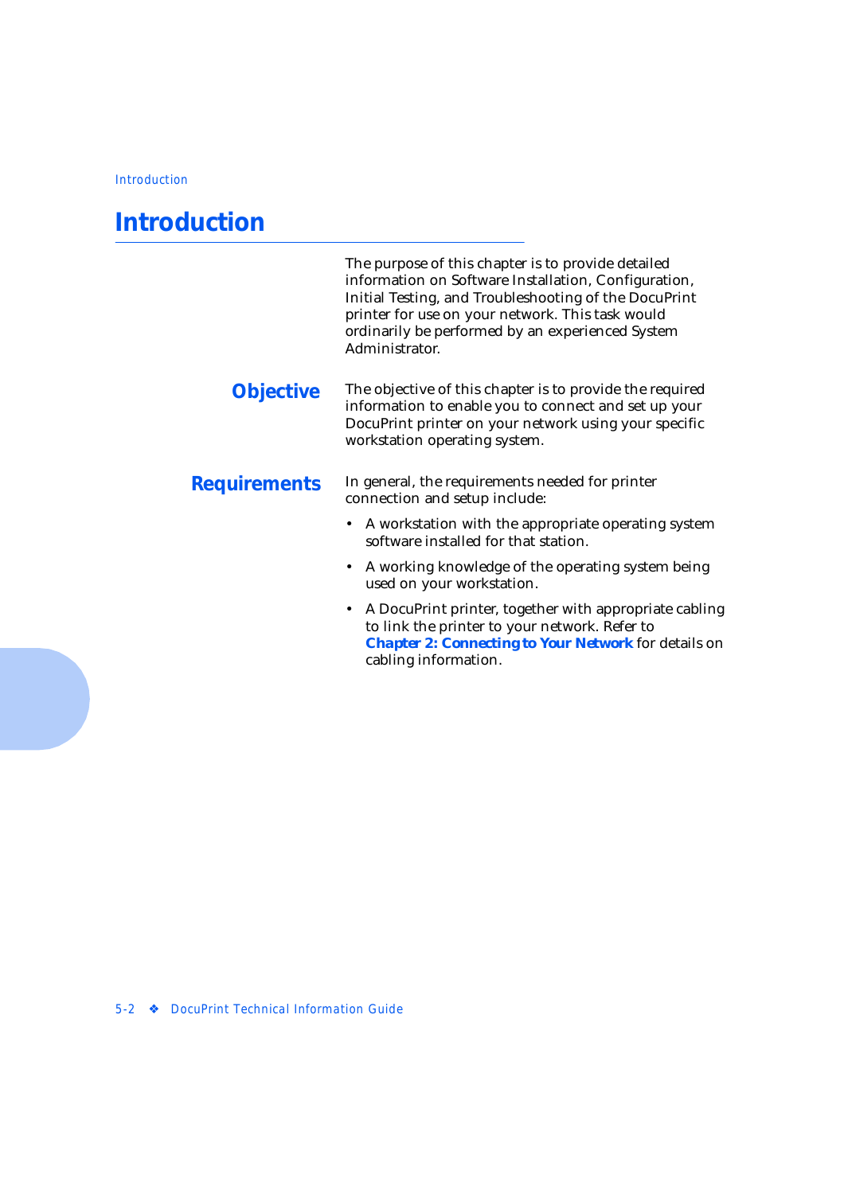# Introduction

The purpose of this chapter is to provide detailed information on Software Installation, Configuration, Initial Testing, and Troubleshooting of the DocuPrint printer for use on your network. This task would ordinarily be performed by an experienced System Administrator.

## Objective

The objective of this chapter is to provide the required information to enable you to connect and set up your DocuPrint printer on your network using your specific workstation operating system.

## Requirements

In general, the requirements needed for printer connection and setup include:

- A workstation with the appropriate operating system software installed for that station.
- A working knowledge of the operating system being used on your workstation.
- A DocuPrint printer, together with appropriate cabling to link the printer to your network. Refer to **Chapter 2: Connecting to Your Network** for details on cabling information.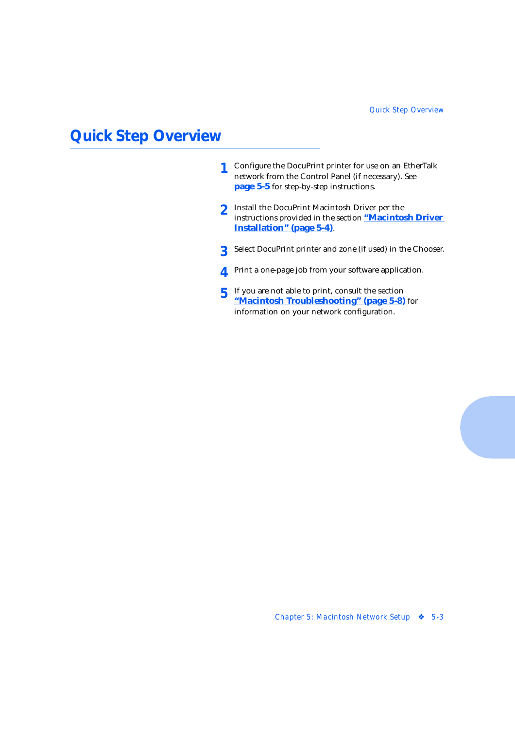# Quick Step Overview

1. Configure the DocuPrint printer for use on an EtherTalk network from the Control Panel (if necessary). See **page 5-5** for step-by-step instructions.

2. Install the DocuPrint Macintosh Driver per the instructions provided in the section **"Macintosh Driver Installation" (page 5-4)**.

3. Select DocuPrint printer and zone (if used) in the Chooser.

4. Print a one-page job from your software application.

5. If you are not able to print, consult the section **"Macintosh Troubleshooting" (page 5-8)** for information on your network configuration.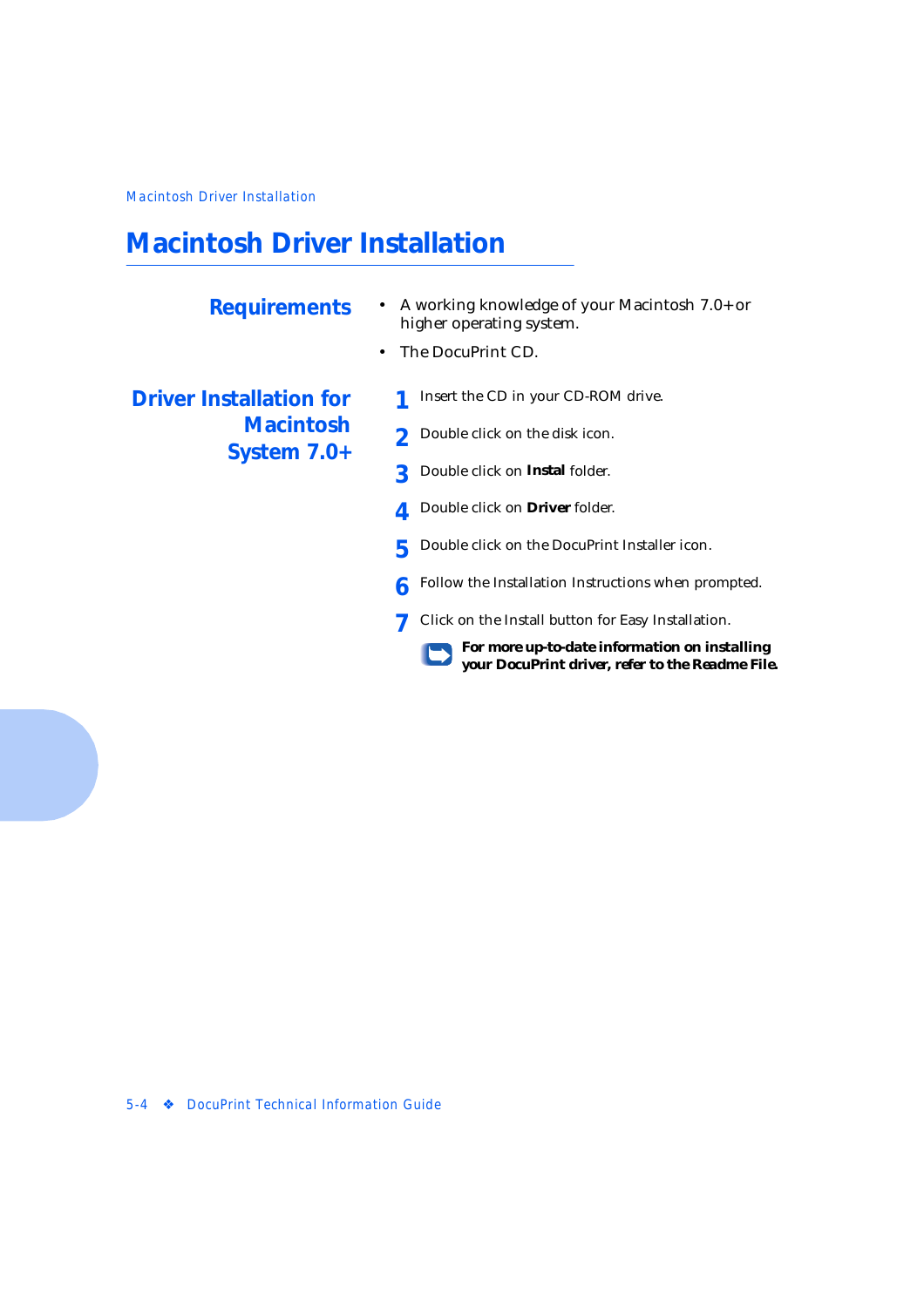# Macintosh Driver Installation

## Requirements

- A working knowledge of your Macintosh 7.0+ or higher operating system.
- The DocuPrint CD.

## Driver Installation for Macintosh System 7.0+

1. Insert the CD in your CD-ROM drive.
2. Double click on the disk icon.
3. Double click on **Instal** folder.
4. Double click on **Driver** folder.
5. Double click on the DocuPrint Installer icon.
6. Follow the Installation Instructions when prompted.
7. Click on the Install button for Easy Installation.

**For more up-to-date information on installing your DocuPrint driver, refer to the Readme File.**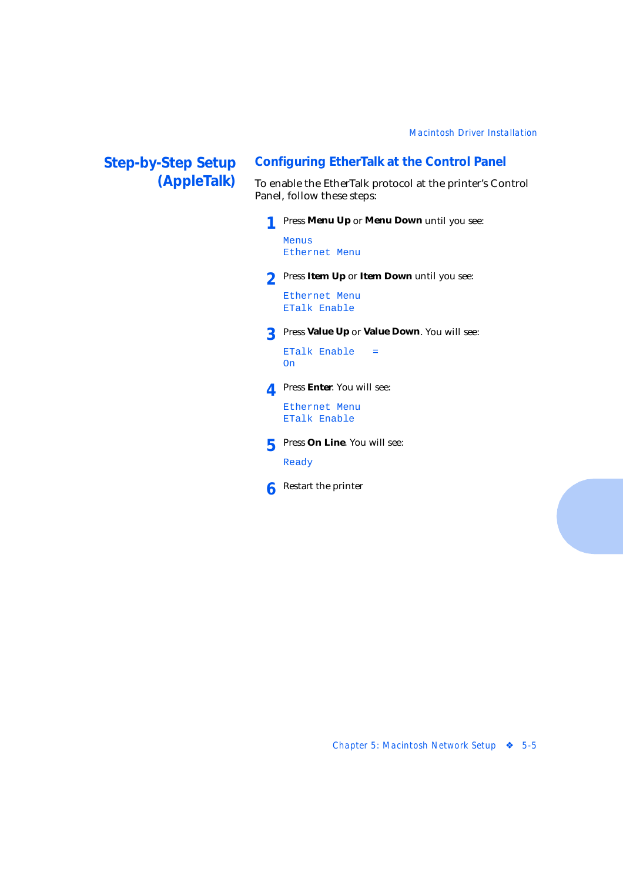## Step-by-Step Setup (AppleTalk)

### Configuring EtherTalk at the Control Panel

To enable the EtherTalk protocol at the printer's Control Panel, follow these steps:

1. Press **Menu Up** or **Menu Down** until you see:

   ```
   Menus
   Ethernet Menu
   ```

2. Press **Item Up** or **Item Down** until you see:

   ```
   Ethernet Menu
   ETalk Enable
   ```

3. Press **Value Up** or **Value Down**. You will see:

   ```
   ETalk Enable   =
   On
   ```

4. Press **Enter**. You will see:

   ```
   Ethernet Menu
   ETalk Enable
   ```

5. Press **On Line**. You will see:

   ```
   Ready
   ```

6. Restart the printer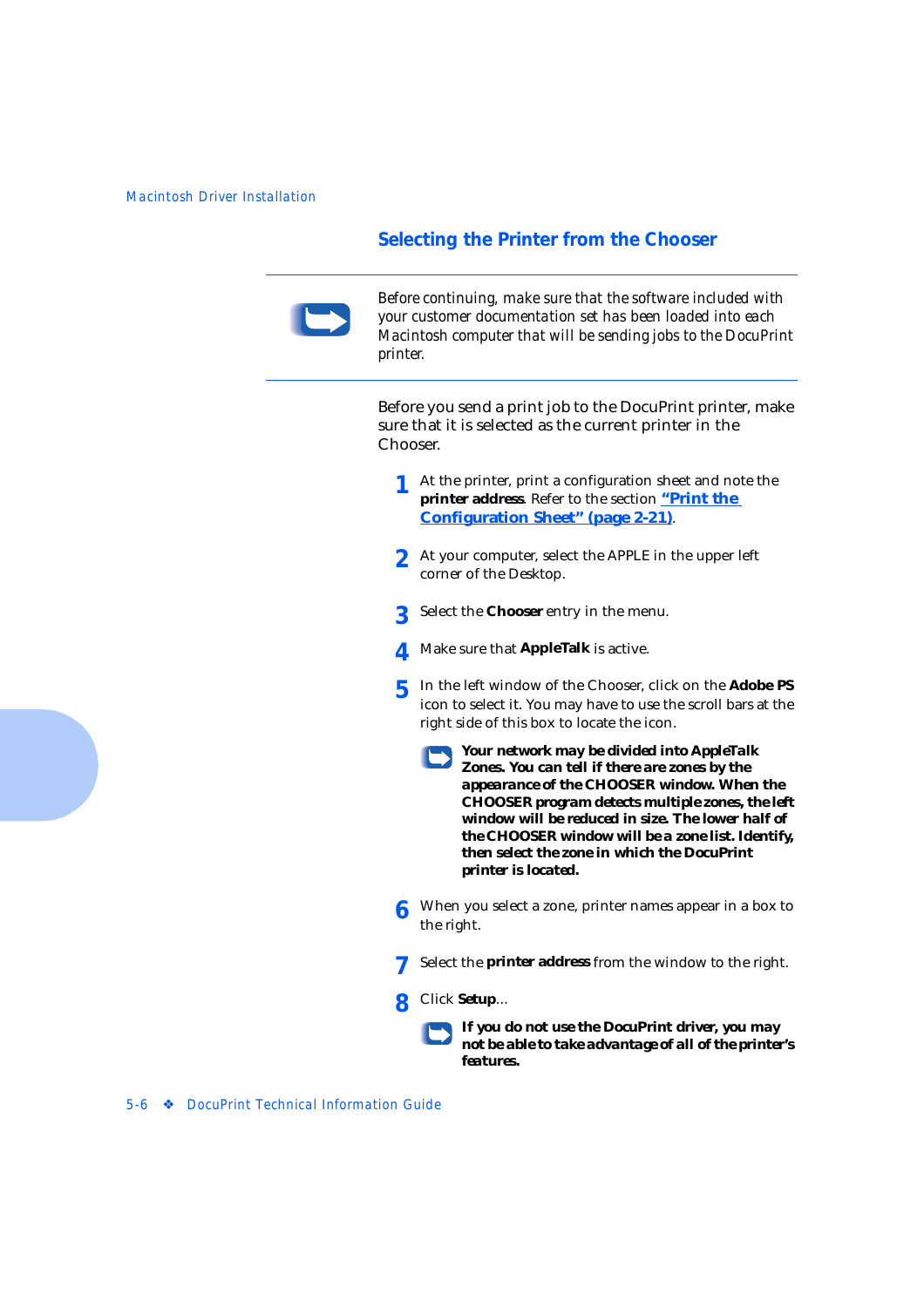## Selecting the Printer from the Chooser

*Before continuing, make sure that the software included with your customer documentation set has been loaded into each Macintosh computer that will be sending jobs to the DocuPrint printer.*

Before you send a print job to the DocuPrint printer, make sure that it is selected as the current printer in the Chooser.

1. At the printer, print a configuration sheet and note the **printer address**. Refer to the section **"Print the Configuration Sheet" (page 2-21)**.
2. At your computer, select the APPLE in the upper left corner of the Desktop.
3. Select the **Chooser** entry in the menu.
4. Make sure that **AppleTalk** is active.
5. In the left window of the Chooser, click on the **Adobe PS** icon to select it. You may have to use the scroll bars at the right side of this box to locate the icon.

   **Your network may be divided into AppleTalk Zones. You can tell if there are zones by the appearance of the CHOOSER window. When the CHOOSER program detects multiple zones, the left window will be reduced in size. The lower half of the CHOOSER window will be a zone list. Identify, then select the zone in which the DocuPrint printer is located.**

6. When you select a zone, printer names appear in a box to the right.
7. Select the **printer address** from the window to the right.
8. Click **Setup**...

   **If you do not use the DocuPrint driver, you may not be able to take advantage of all of the printer's features.**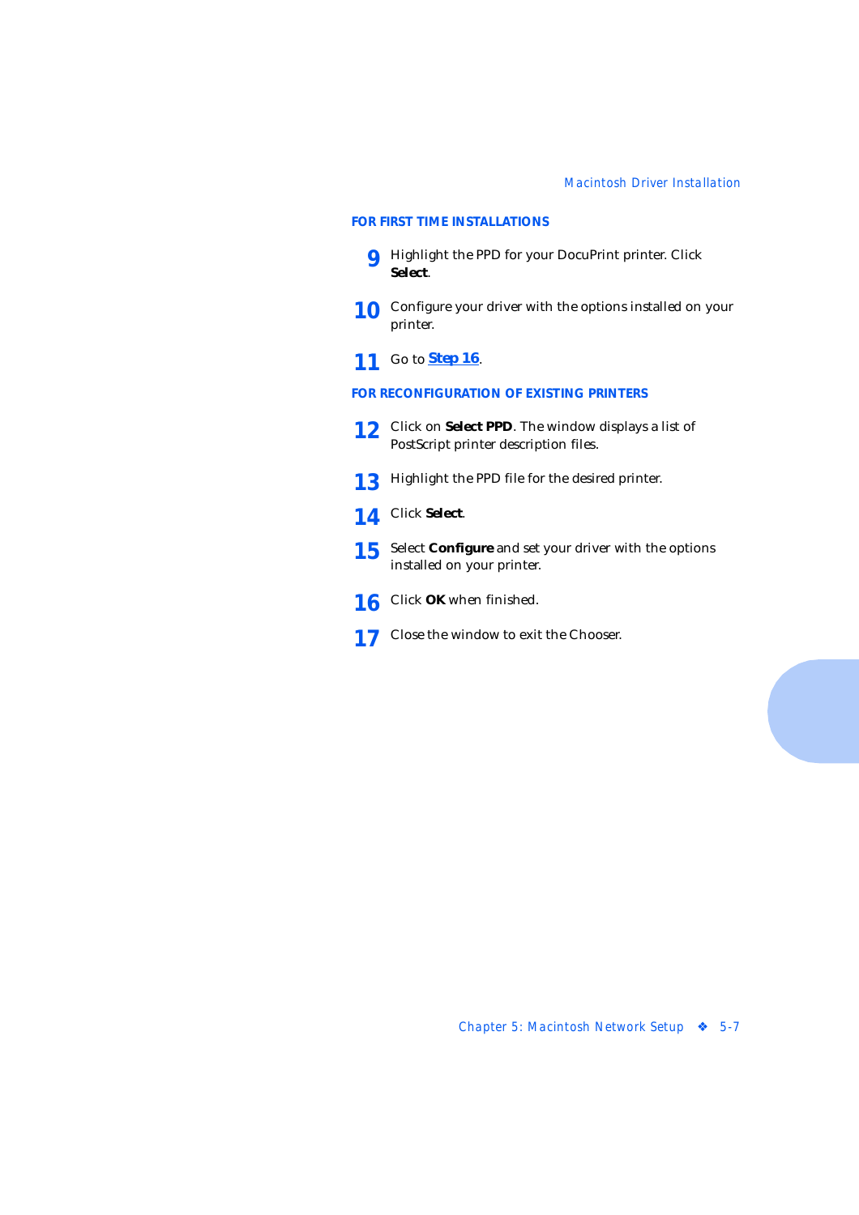## FOR FIRST TIME INSTALLATIONS

9. Highlight the PPD for your DocuPrint printer. Click **Select**.
10. Configure your driver with the options installed on your printer.
11. Go to **Step 16**.

## FOR RECONFIGURATION OF EXISTING PRINTERS

12. Click on **Select PPD**. The window displays a list of PostScript printer description files.
13. Highlight the PPD file for the desired printer.
14. Click **Select**.
15. Select **Configure** and set your driver with the options installed on your printer.
16. Click **OK** when finished.
17. Close the window to exit the Chooser.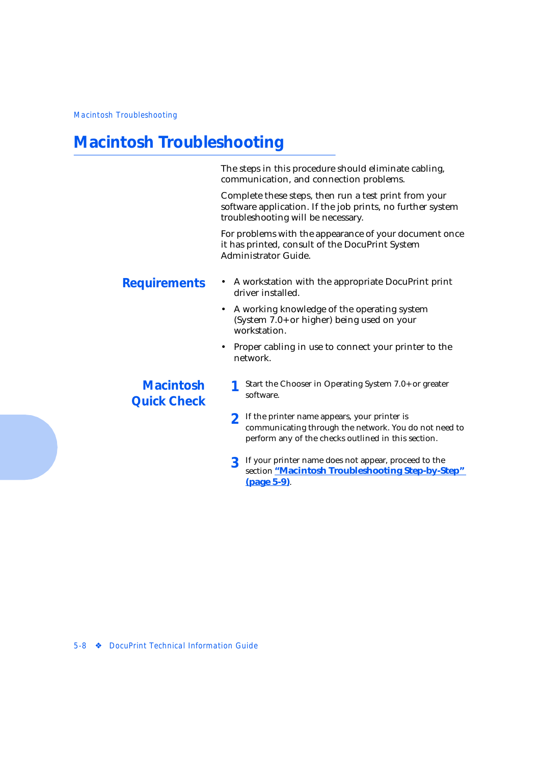# Macintosh Troubleshooting

The steps in this procedure should eliminate cabling, communication, and connection problems.

Complete these steps, then run a test print from your software application. If the job prints, no further system troubleshooting will be necessary.

For problems with the appearance of your document once it has printed, consult of the DocuPrint System Administrator Guide.

## Requirements

- A workstation with the appropriate DocuPrint print driver installed.
- A working knowledge of the operating system (System 7.0+ or higher) being used on your workstation.
- Proper cabling in use to connect your printer to the network.

## Macintosh Quick Check

1. Start the Chooser in Operating System 7.0+ or greater software.
2. If the printer name appears, your printer is communicating through the network. You do not need to perform any of the checks outlined in this section.
3. If your printer name does not appear, proceed to the section **"Macintosh Troubleshooting Step-by-Step" (page 5-9)**.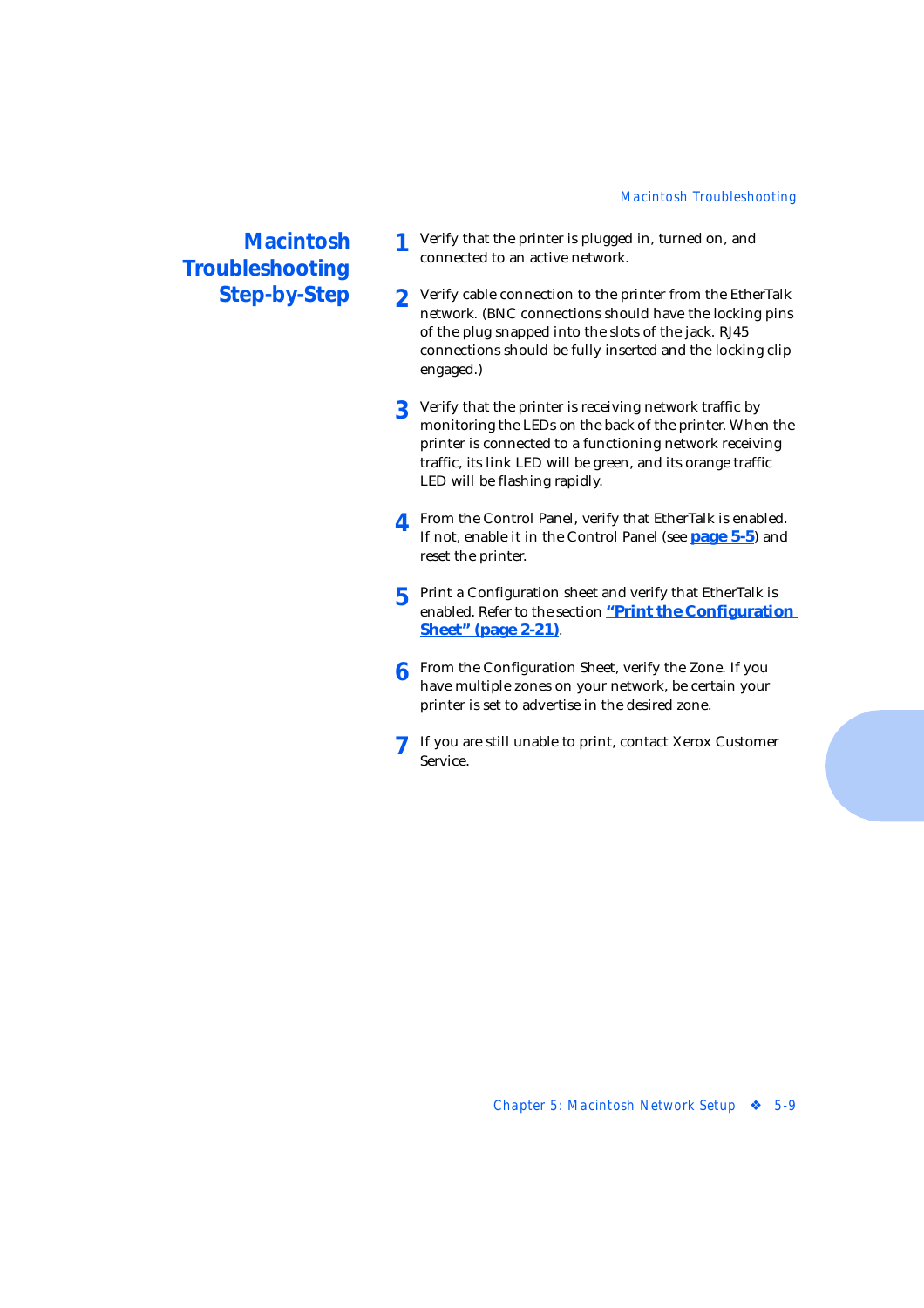## Macintosh Troubleshooting Step-by-Step

1. Verify that the printer is plugged in, turned on, and connected to an active network.
2. Verify cable connection to the printer from the EtherTalk network. (BNC connections should have the locking pins of the plug snapped into the slots of the jack. RJ45 connections should be fully inserted and the locking clip engaged.)
3. Verify that the printer is receiving network traffic by monitoring the LEDs on the back of the printer. When the printer is connected to a functioning network receiving traffic, its link LED will be green, and its orange traffic LED will be flashing rapidly.
4. From the Control Panel, verify that EtherTalk is enabled. If not, enable it in the Control Panel (see **page 5-5**) and reset the printer.
5. Print a Configuration sheet and verify that EtherTalk is enabled. Refer to the section **"Print the Configuration Sheet" (page 2-21)**.
6. From the Configuration Sheet, verify the Zone. If you have multiple zones on your network, be certain your printer is set to advertise in the desired zone.
7. If you are still unable to print, contact Xerox Customer Service.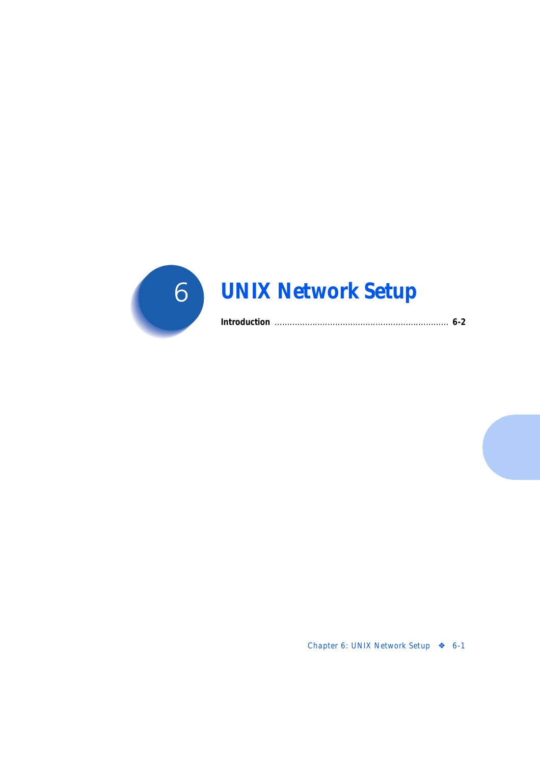# 6 UNIX Network Setup

**Introduction** .................................................................... **6-2**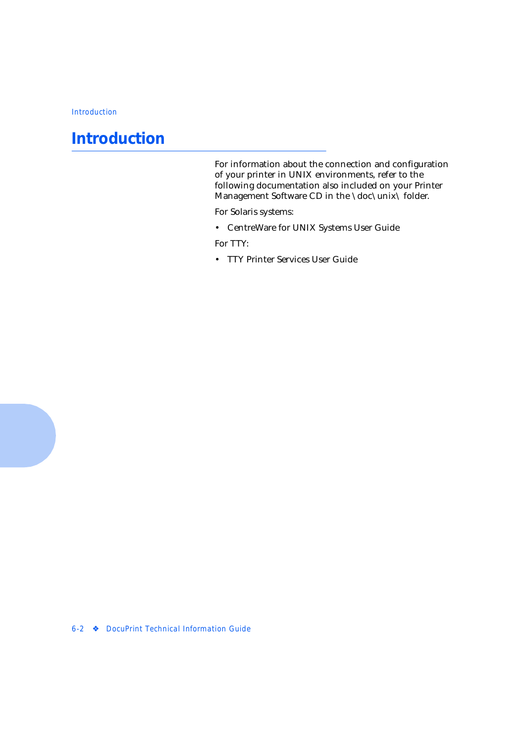# Introduction

For information about the connection and configuration of your printer in UNIX environments, refer to the following documentation also included on your Printer Management Software CD in the \doc\unix\ folder.

For Solaris systems:

- CentreWare for UNIX Systems User Guide

For TTY:

- TTY Printer Services User Guide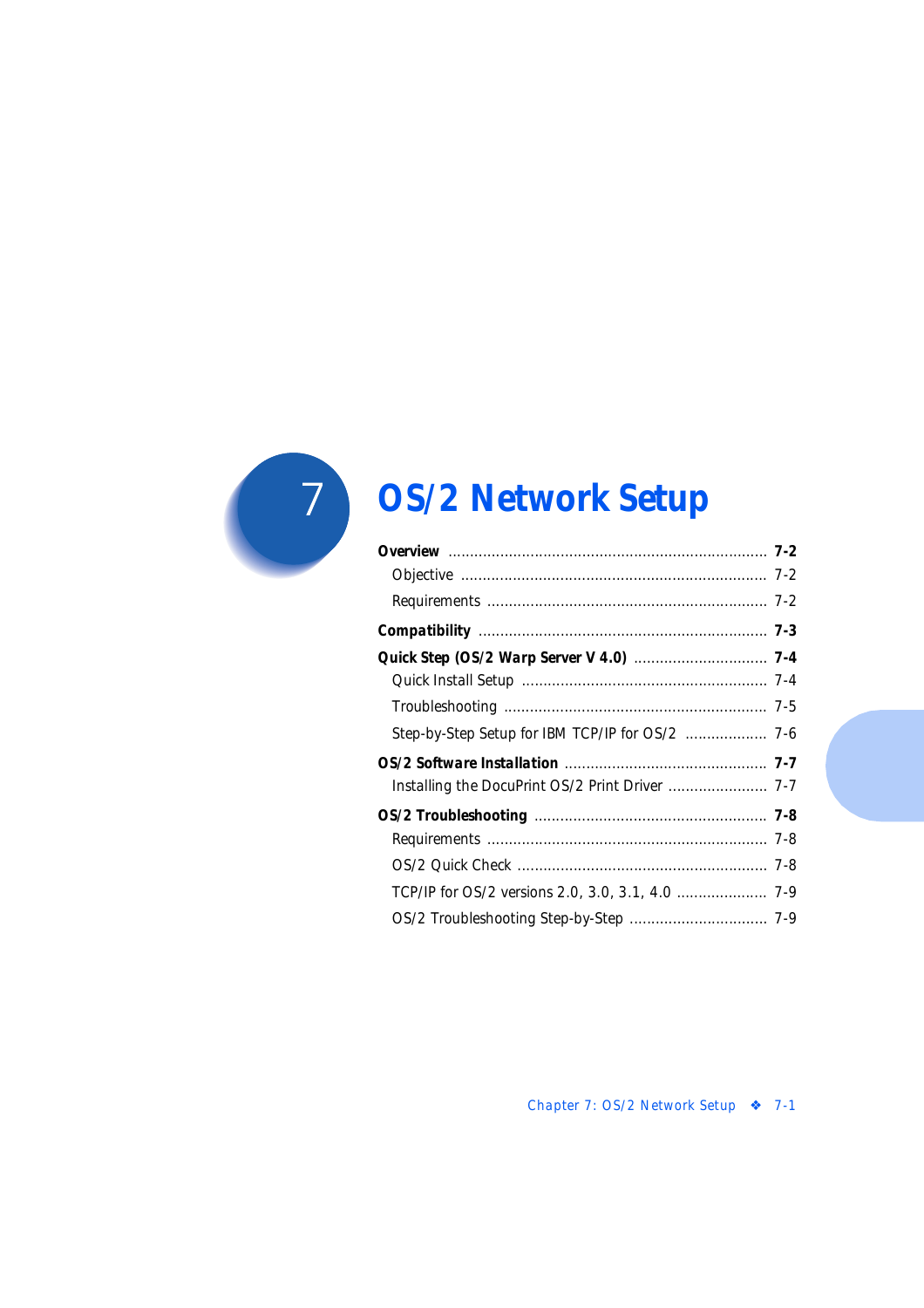# 7 OS/2 Network Setup

**Overview** ........................................................................ **7-2**

Objective ........................................................................ 7-2

Requirements ........................................................................ 7-2

**Compatibility** ........................................................................ **7-3**

**Quick Step (OS/2 Warp Server V 4.0)** ........................................ **7-4**

Quick Install Setup ........................................................................ 7-4

Troubleshooting ........................................................................ 7-5

Step-by-Step Setup for IBM TCP/IP for OS/2 .................... 7-6

***OS/2 Software Installation*** ................................................ **7-7**

Installing the DocuPrint OS/2 Print Driver ........................ 7-7

**OS/2 Troubleshooting** ........................................................ **7-8**

Requirements ........................................................................ 7-8

OS/2 Quick Check ........................................................................ 7-8

TCP/IP for OS/2 versions 2.0, 3.0, 3.1, 4.0 ..................... 7-9

OS/2 Troubleshooting Step-by-Step ................................ 7-9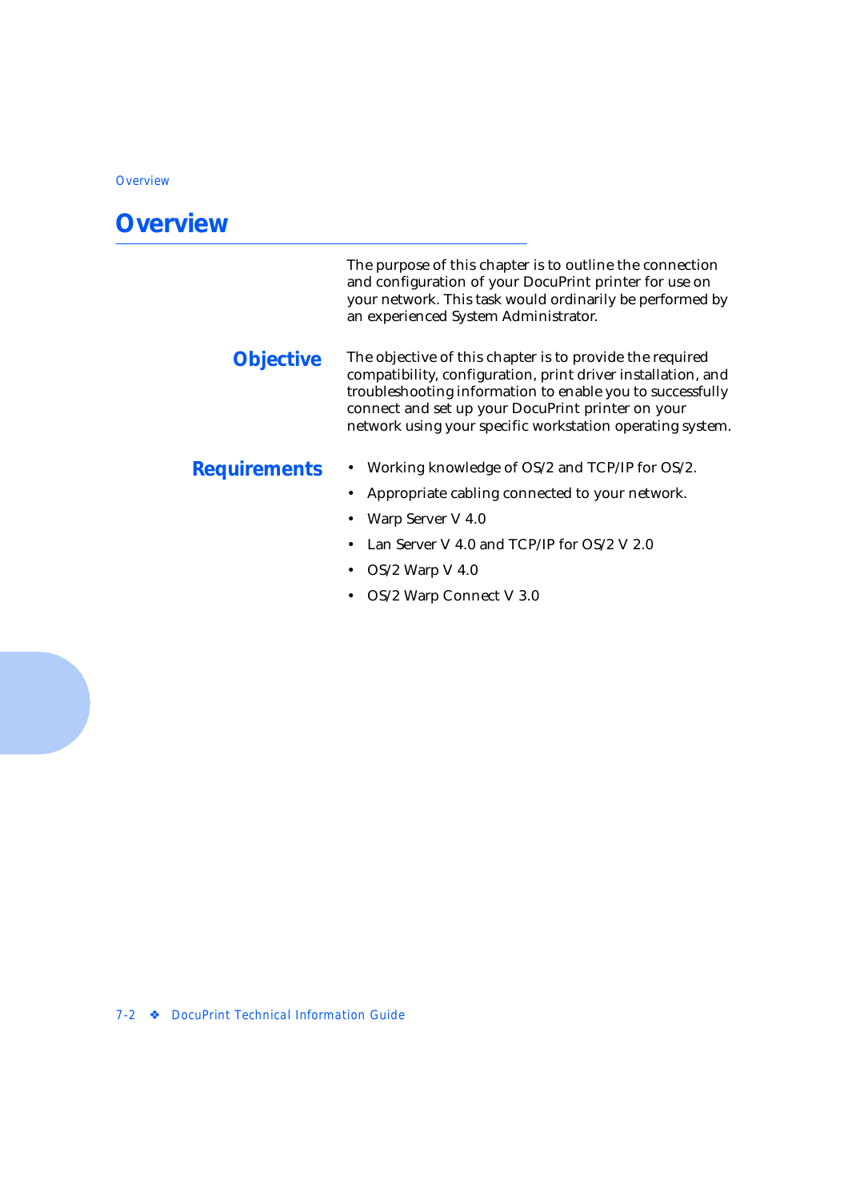# Overview

The purpose of this chapter is to outline the connection and configuration of your DocuPrint printer for use on your network. This task would ordinarily be performed by an experienced System Administrator.

## Objective

The objective of this chapter is to provide the required compatibility, configuration, print driver installation, and troubleshooting information to enable you to successfully connect and set up your DocuPrint printer on your network using your specific workstation operating system.

## Requirements

- Working knowledge of OS/2 and TCP/IP for OS/2.
- Appropriate cabling connected to your network.
- Warp Server V 4.0
- Lan Server V 4.0 and TCP/IP for OS/2 V 2.0
- OS/2 Warp V 4.0
- OS/2 Warp Connect V 3.0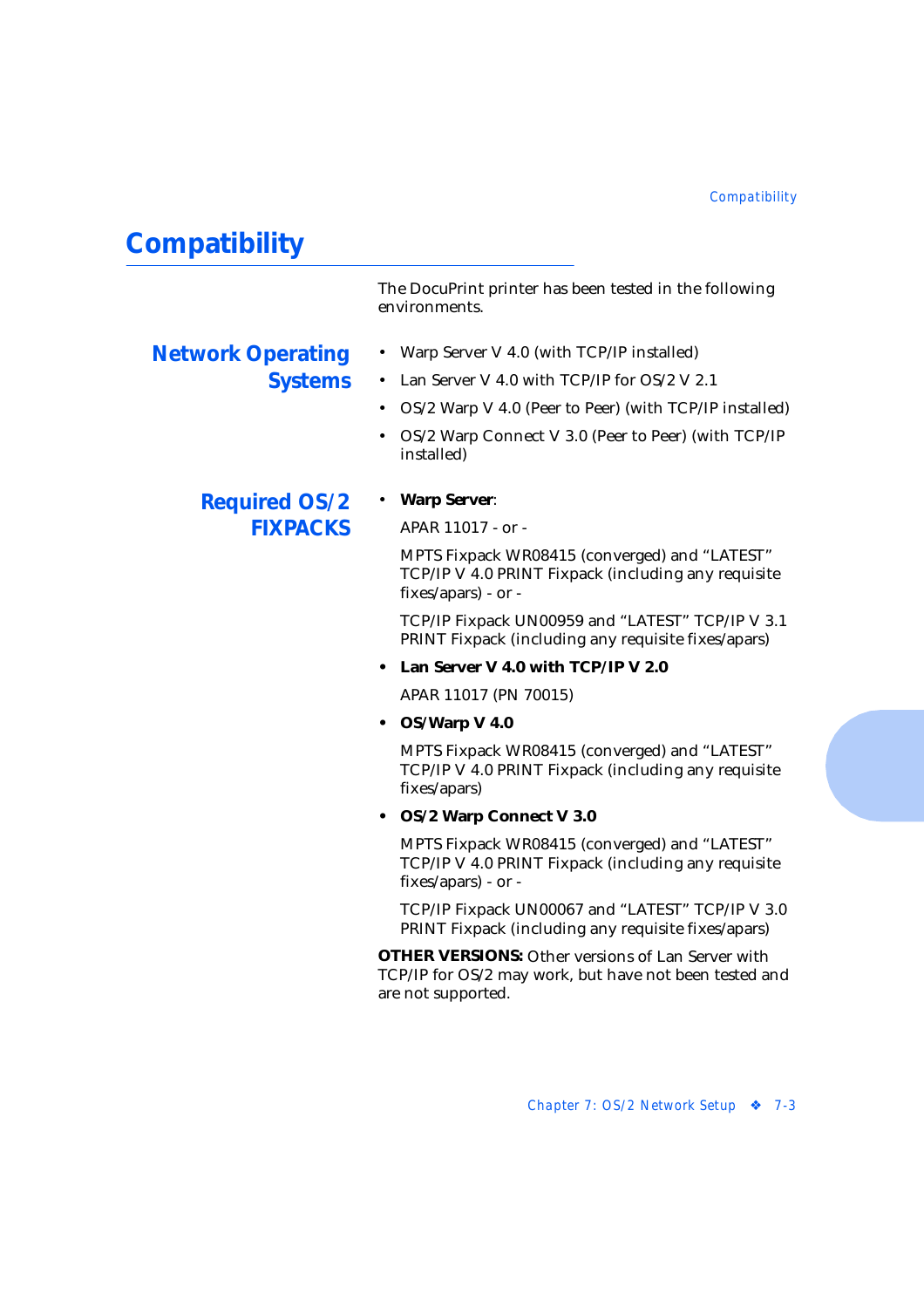# Compatibility

The DocuPrint printer has been tested in the following environments.

## Network Operating Systems

- Warp Server V 4.0 (with TCP/IP installed)
- Lan Server V 4.0 with TCP/IP for OS/2 V 2.1
- OS/2 Warp V 4.0 (Peer to Peer) (with TCP/IP installed)
- OS/2 Warp Connect V 3.0 (Peer to Peer) (with TCP/IP installed)

## Required OS/2 FIXPACKS

- **Warp Server**:

  APAR 11017 - or -

  MPTS Fixpack WR08415 (converged) and “LATEST” TCP/IP V 4.0 PRINT Fixpack (including any requisite fixes/apars) - or -

  TCP/IP Fixpack UN00959 and “LATEST” TCP/IP V 3.1 PRINT Fixpack (including any requisite fixes/apars)

- **Lan Server V 4.0 with TCP/IP V 2.0**

  APAR 11017 (PN 70015)

- **OS/Warp V 4.0**

  MPTS Fixpack WR08415 (converged) and “LATEST” TCP/IP V 4.0 PRINT Fixpack (including any requisite fixes/apars)

- **OS/2 Warp Connect V 3.0**

  MPTS Fixpack WR08415 (converged) and “LATEST” TCP/IP V 4.0 PRINT Fixpack (including any requisite fixes/apars) - or -

  TCP/IP Fixpack UN00067 and “LATEST” TCP/IP V 3.0 PRINT Fixpack (including any requisite fixes/apars)

**OTHER VERSIONS:** Other versions of Lan Server with TCP/IP for OS/2 may work, but have not been tested and are not supported.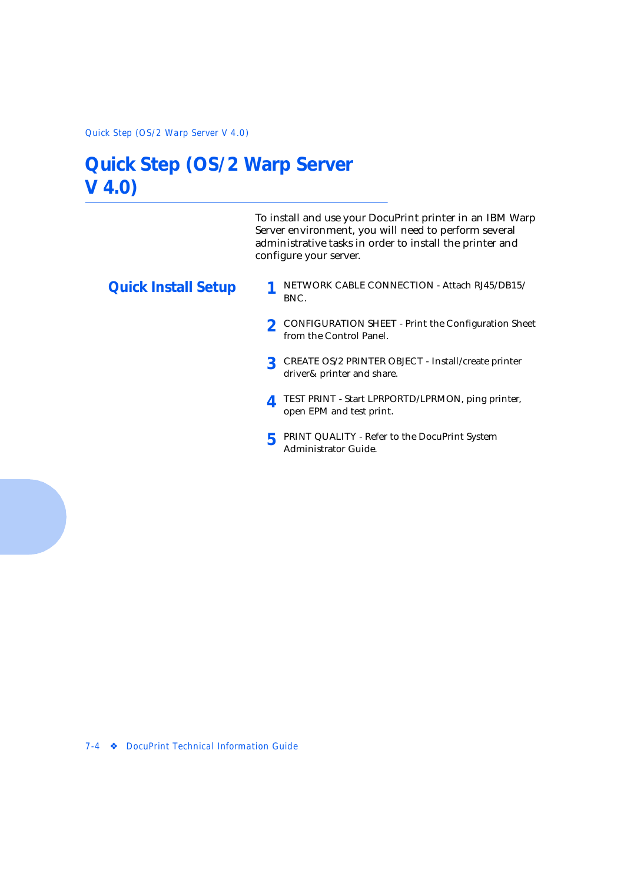# Quick Step (OS/2 Warp Server V 4.0)

To install and use your DocuPrint printer in an IBM Warp Server environment, you will need to perform several administrative tasks in order to install the printer and configure your server.

## Quick Install Setup

1. NETWORK CABLE CONNECTION - Attach RJ45/DB15/ BNC.
2. CONFIGURATION SHEET - Print the Configuration Sheet from the Control Panel.
3. CREATE OS/2 PRINTER OBJECT - Install/create printer driver& printer and share.
4. TEST PRINT - Start LPRPORTD/LPRMON, ping printer, open EPM and test print.
5. PRINT QUALITY - Refer to the DocuPrint System Administrator Guide.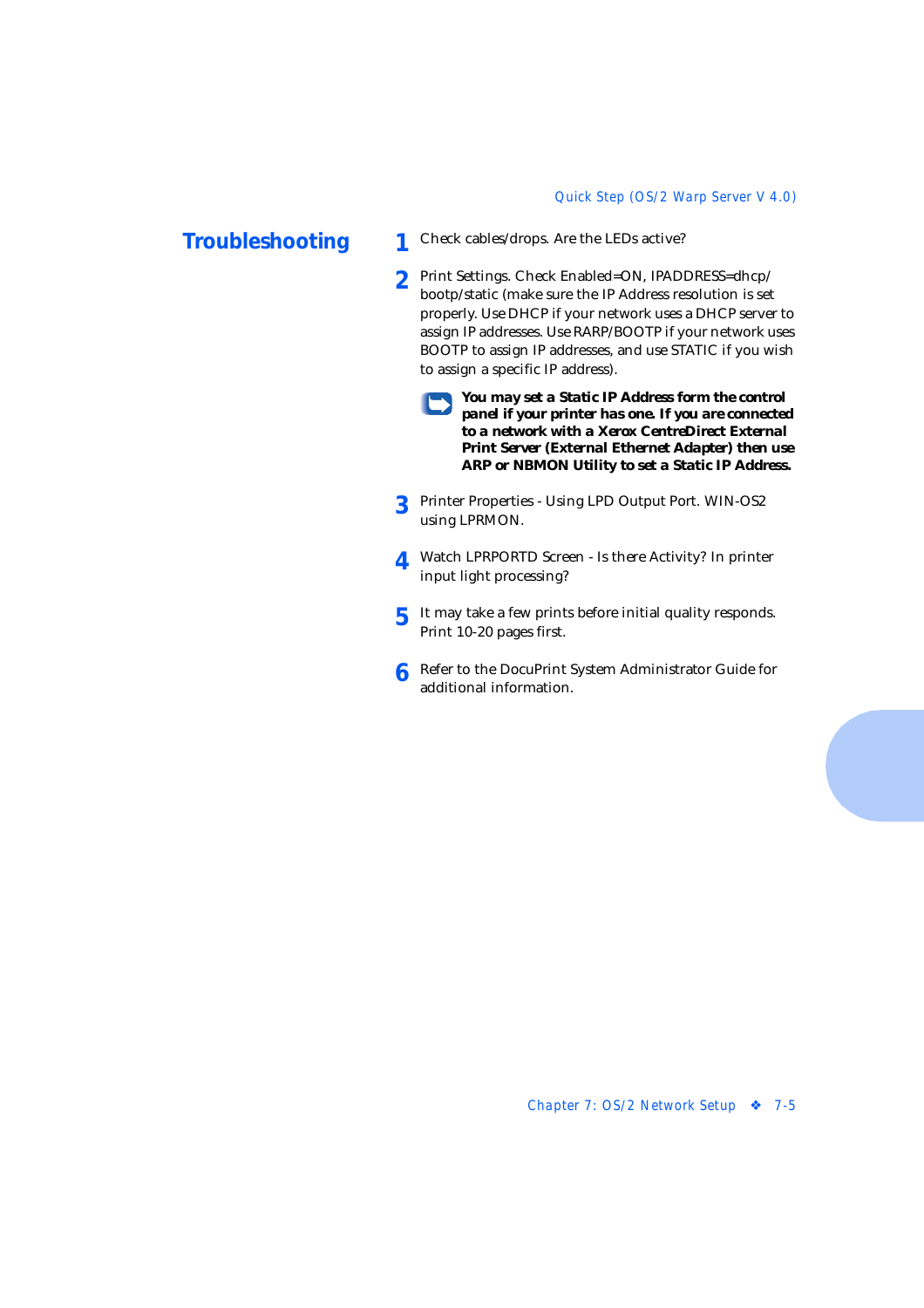## Troubleshooting

1. Check cables/drops. Are the LEDs active?

2. Print Settings. Check Enabled=ON, IPADDRESS=dhcp/bootp/static (make sure the IP Address resolution is set properly. Use DHCP if your network uses a DHCP server to assign IP addresses. Use RARP/BOOTP if your network uses BOOTP to assign IP addresses, and use STATIC if you wish to assign a specific IP address).

   **You may set a Static IP Address form the control panel if your printer has one. If you are connected to a network with a Xerox CentreDirect External Print Server (External Ethernet Adapter) then use ARP or NBMON Utility to set a Static IP Address.**

3. Printer Properties - Using LPD Output Port. WIN-OS2 using LPRMON.

4. Watch LPRPORTD Screen - Is there Activity? In printer input light processing?

5. It may take a few prints before initial quality responds. Print 10-20 pages first.

6. Refer to the DocuPrint System Administrator Guide for additional information.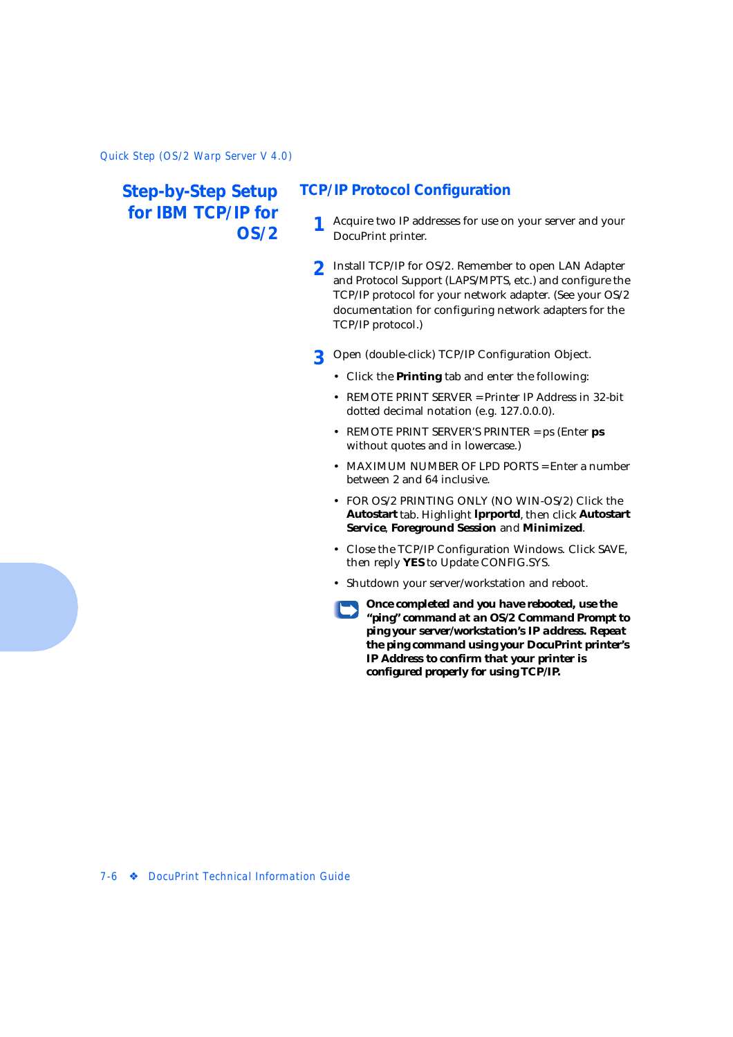## Step-by-Step Setup for IBM TCP/IP for OS/2

### TCP/IP Protocol Configuration

1. Acquire two IP addresses for use on your server and your DocuPrint printer.

2. Install TCP/IP for OS/2. Remember to open LAN Adapter and Protocol Support (LAPS/MPTS, etc.) and configure the TCP/IP protocol for your network adapter. (See your OS/2 documentation for configuring network adapters for the TCP/IP protocol.)

3. Open (double-click) TCP/IP Configuration Object.
   - Click the **Printing** tab and enter the following:
   - REMOTE PRINT SERVER = Printer IP Address in 32-bit dotted decimal notation (e.g. 127.0.0.0).
   - REMOTE PRINT SERVER'S PRINTER = ps (Enter **ps** without quotes and in lowercase.)
   - MAXIMUM NUMBER OF LPD PORTS = Enter a number between 2 and 64 inclusive.
   - FOR OS/2 PRINTING ONLY (NO WIN-OS/2) Click the **Autostart** tab. Highlight **lprportd**, then click **Autostart Service**, **Foreground Session** and **Minimized**.
   - Close the TCP/IP Configuration Windows. Click SAVE, then reply **YES** to Update CONFIG.SYS.
   - Shutdown your server/workstation and reboot.

**Once completed and you have rebooted, use the "ping" command at an OS/2 Command Prompt to ping your server/workstation's IP address. Repeat the ping command using your DocuPrint printer's IP Address to confirm that your printer is configured properly for using TCP/IP.**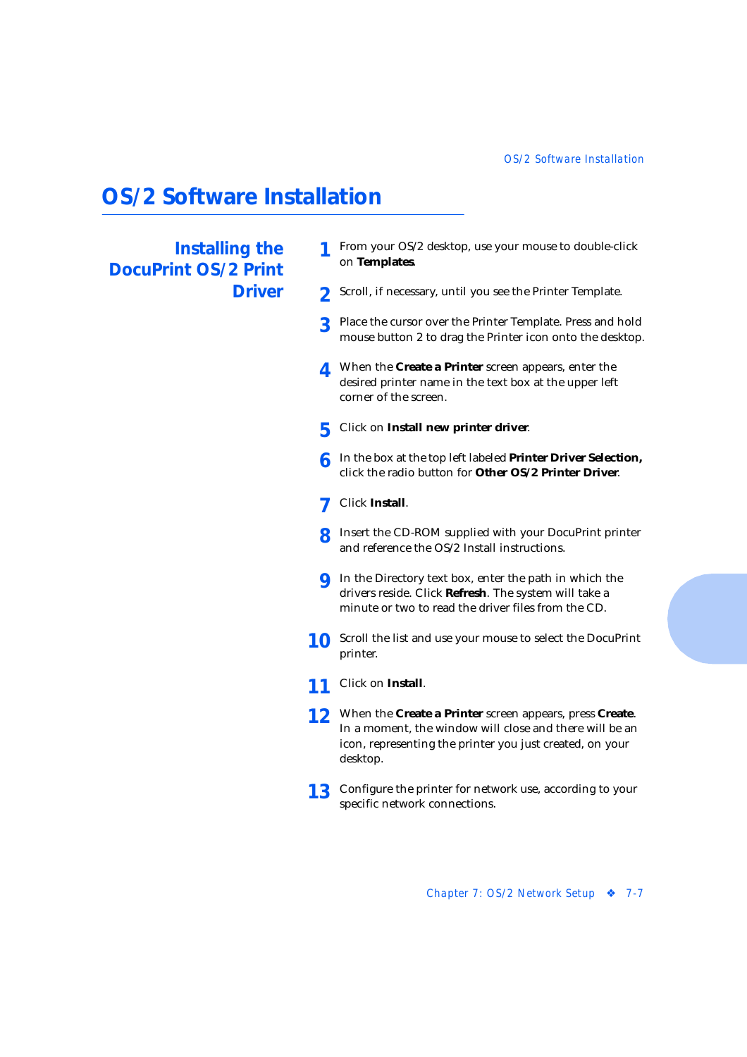# OS/2 Software Installation

## Installing the DocuPrint OS/2 Print Driver

1. From your OS/2 desktop, use your mouse to double-click on **Templates**.
2. Scroll, if necessary, until you see the Printer Template.
3. Place the cursor over the Printer Template. Press and hold mouse button 2 to drag the Printer icon onto the desktop.
4. When the **Create a Printer** screen appears, enter the desired printer name in the text box at the upper left corner of the screen.
5. Click on **Install new printer driver**.
6. In the box at the top left labeled **Printer Driver Selection,** click the radio button for **Other OS/2 Printer Driver**.
7. Click **Install**.
8. Insert the CD-ROM supplied with your DocuPrint printer and reference the OS/2 Install instructions.
9. In the Directory text box, enter the path in which the drivers reside. Click **Refresh**. The system will take a minute or two to read the driver files from the CD.
10. Scroll the list and use your mouse to select the DocuPrint printer.
11. Click on **Install**.
12. When the **Create a Printer** screen appears, press **Create**. In a moment, the window will close and there will be an icon, representing the printer you just created, on your desktop.
13. Configure the printer for network use, according to your specific network connections.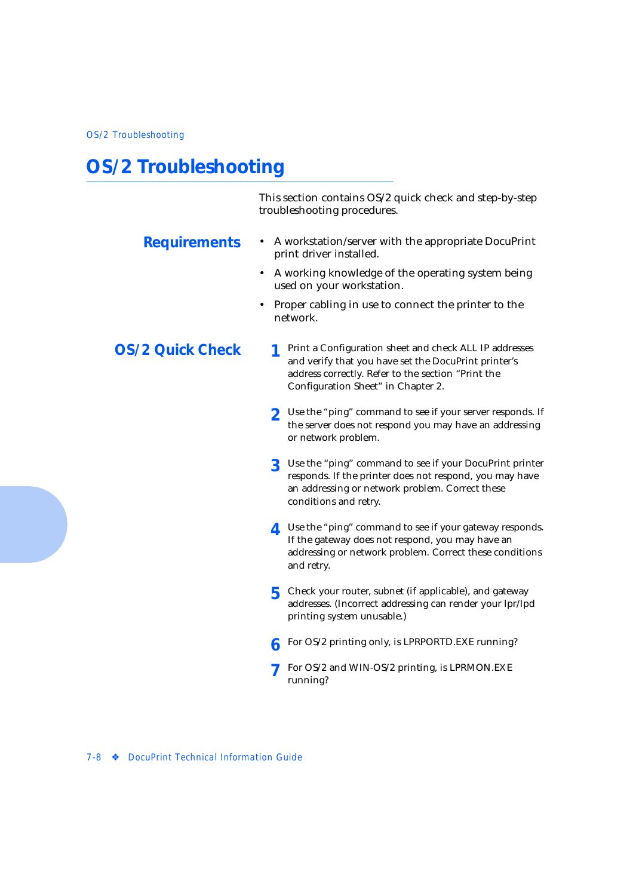# OS/2 Troubleshooting

This section contains OS/2 quick check and step-by-step troubleshooting procedures.

## Requirements

- A workstation/server with the appropriate DocuPrint print driver installed.
- A working knowledge of the operating system being used on your workstation.
- Proper cabling in use to connect the printer to the network.

## OS/2 Quick Check

1. Print a Configuration sheet and check ALL IP addresses and verify that you have set the DocuPrint printer's address correctly. Refer to the section "Print the Configuration Sheet" in Chapter 2.
2. Use the "ping" command to see if your server responds. If the server does not respond you may have an addressing or network problem.
3. Use the "ping" command to see if your DocuPrint printer responds. If the printer does not respond, you may have an addressing or network problem. Correct these conditions and retry.
4. Use the "ping" command to see if your gateway responds. If the gateway does not respond, you may have an addressing or network problem. Correct these conditions and retry.
5. Check your router, subnet (if applicable), and gateway addresses. (Incorrect addressing can render your lpr/lpd printing system unusable.)
6. For OS/2 printing only, is LPRPORTD.EXE running?
7. For OS/2 and WIN-OS/2 printing, is LPRMON.EXE running?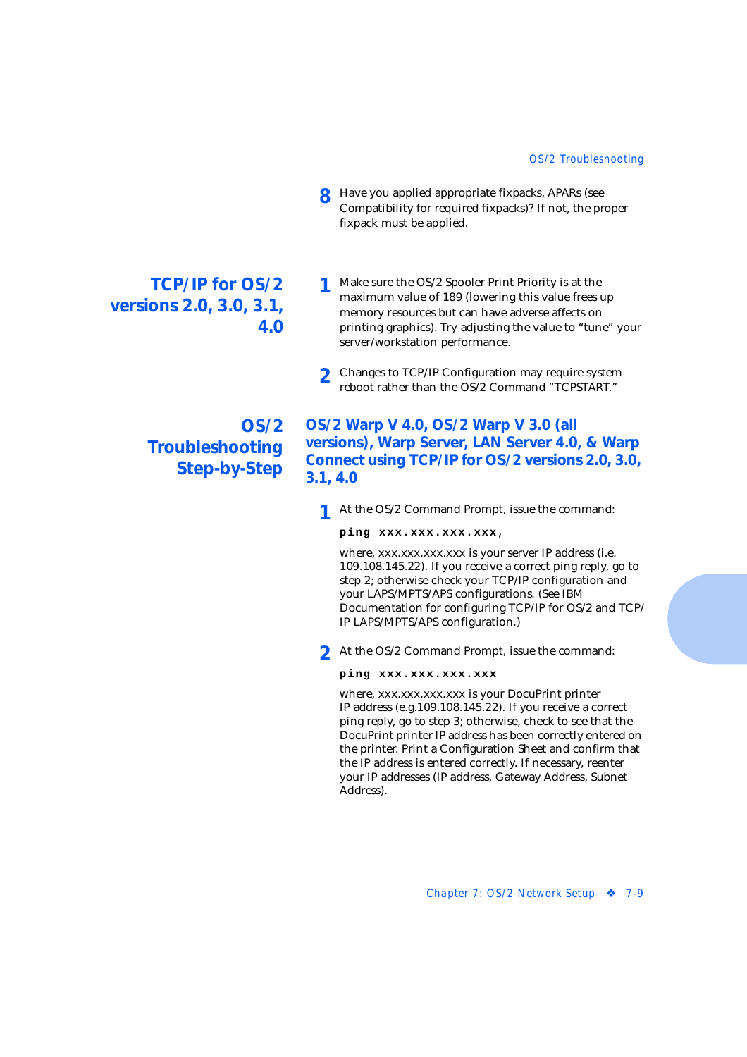8. Have you applied appropriate fixpacks, APARs (see Compatibility for required fixpacks)? If not, the proper fixpack must be applied.

## TCP/IP for OS/2 versions 2.0, 3.0, 3.1, 4.0

1. Make sure the OS/2 Spooler Print Priority is at the maximum value of 189 (lowering this value frees up memory resources but can have adverse affects on printing graphics). Try adjusting the value to “tune” your server/workstation performance.

2. Changes to TCP/IP Configuration may require system reboot rather than the OS/2 Command “TCPSTART.”

## OS/2 Troubleshooting Step-by-Step

### OS/2 Warp V 4.0, OS/2 Warp V 3.0 (all versions), Warp Server, LAN Server 4.0, & Warp Connect using TCP/IP for OS/2 versions 2.0, 3.0, 3.1, 4.0

1. At the OS/2 Command Prompt, issue the command:

   ```
   ping xxx.xxx.xxx.xxx,
   ```

   where, xxx.xxx.xxx.xxx is your server IP address (i.e. 109.108.145.22). If you receive a correct ping reply, go to step 2; otherwise check your TCP/IP configuration and your LAPS/MPTS/APS configurations. (See IBM Documentation for configuring TCP/IP for OS/2 and TCP/IP LAPS/MPTS/APS configuration.)

2. At the OS/2 Command Prompt, issue the command:

   ```
   ping xxx.xxx.xxx.xxx
   ```

   where, xxx.xxx.xxx.xxx is your DocuPrint printer IP address (e.g.109.108.145.22). If you receive a correct ping reply, go to step 3; otherwise, check to see that the DocuPrint printer IP address has been correctly entered on the printer. Print a Configuration Sheet and confirm that the IP address is entered correctly. If necessary, reenter your IP addresses (IP address, Gateway Address, Subnet Address).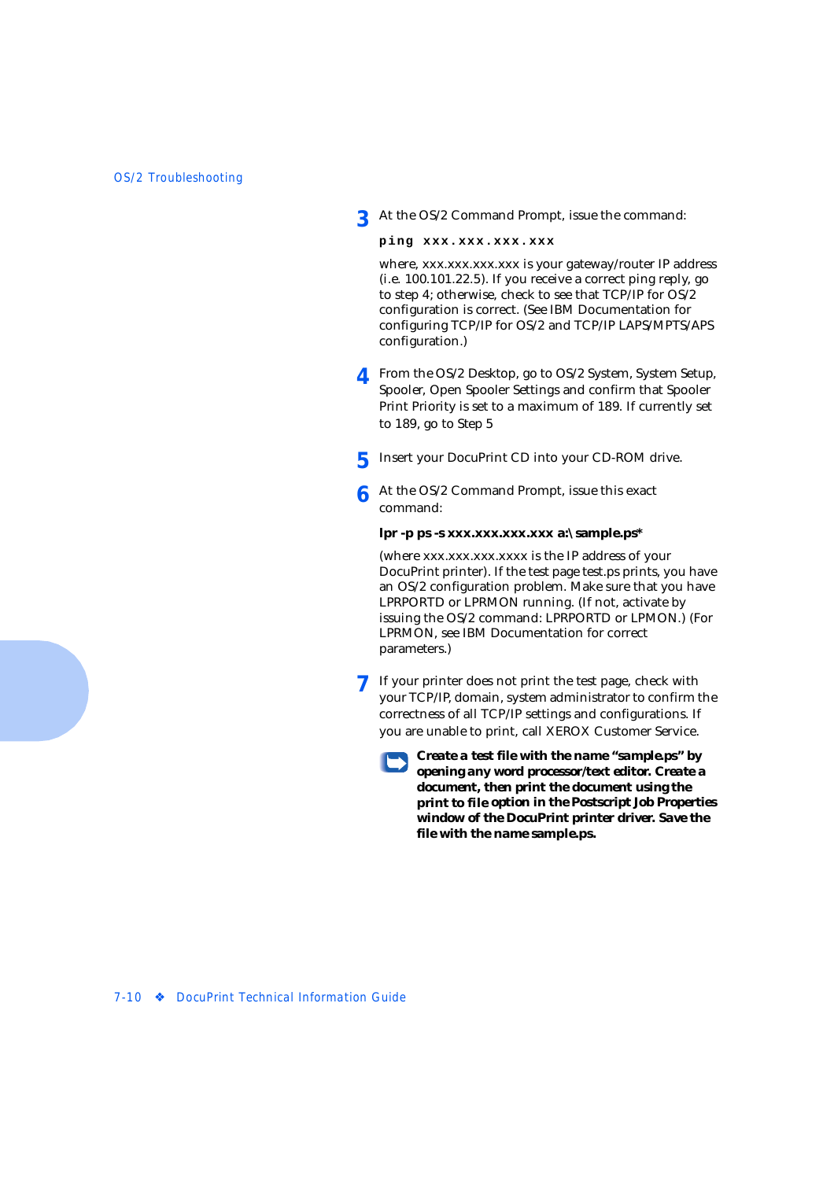3. At the OS/2 Command Prompt, issue the command:

   ```
   ping xxx.xxx.xxx.xxx
   ```

   where, xxx.xxx.xxx.xxx is your gateway/router IP address (i.e. 100.101.22.5). If you receive a correct ping reply, go to step 4; otherwise, check to see that TCP/IP for OS/2 configuration is correct. (See IBM Documentation for configuring TCP/IP for OS/2 and TCP/IP LAPS/MPTS/APS configuration.)

4. From the OS/2 Desktop, go to OS/2 System, System Setup, Spooler, Open Spooler Settings and confirm that Spooler Print Priority is set to a maximum of 189. If currently set to 189, go to Step 5

5. Insert your DocuPrint CD into your CD-ROM drive.

6. At the OS/2 Command Prompt, issue this exact command:

   **lpr -p ps -s xxx.xxx.xxx.xxx a:\sample.ps***

   (where xxx.xxx.xxx.xxxx is the IP address of your DocuPrint printer). If the test page test.ps prints, you have an OS/2 configuration problem. Make sure that you have LPRPORTD or LPRMON running. (If not, activate by issuing the OS/2 command: LPRPORTD or LPMON.) (For LPRMON, see IBM Documentation for correct parameters.)

7. If your printer does not print the test page, check with your TCP/IP, domain, system administrator to confirm the correctness of all TCP/IP settings and configurations. If you are unable to print, call XEROX Customer Service.

   **Create a test file with the name “sample.ps” by opening any word processor/text editor. Create a document, then print the document using the print to file option in the Postscript Job Properties window of the DocuPrint printer driver. Save the file with the name sample.ps.**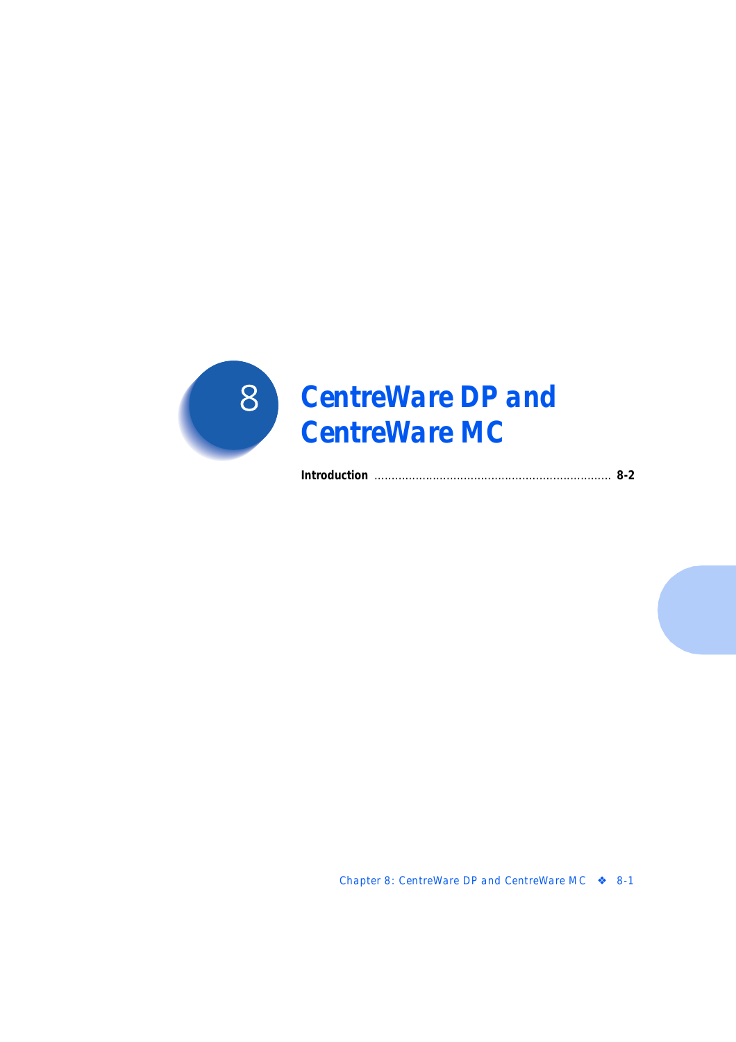# 8 CentreWare DP and CentreWare MC

**Introduction** .................................................................... **8-2**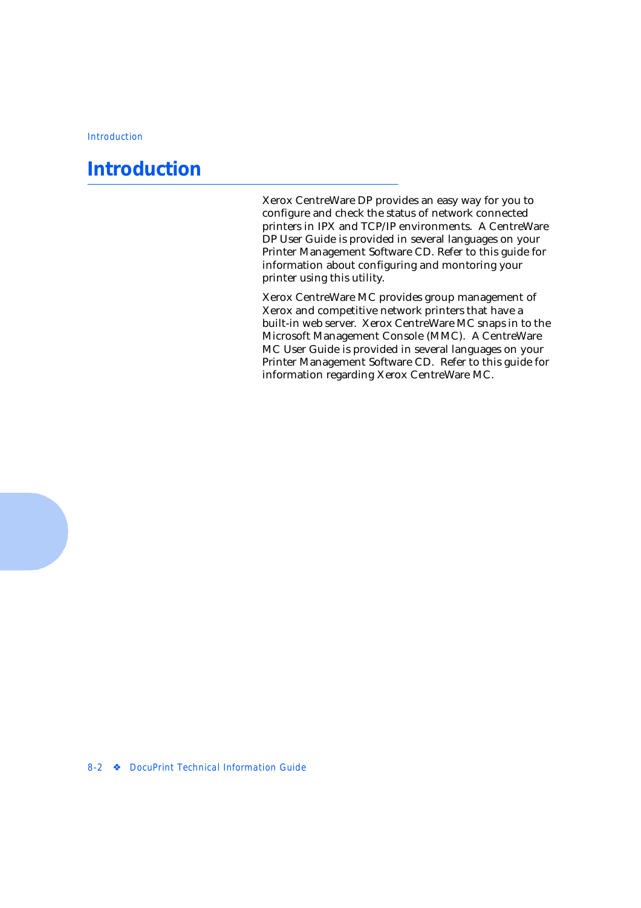# Introduction

Xerox CentreWare DP provides an easy way for you to configure and check the status of network connected printers in IPX and TCP/IP environments. A CentreWare DP User Guide is provided in several languages on your Printer Management Software CD. Refer to this guide for information about configuring and montoring your printer using this utility.

Xerox CentreWare MC provides group management of Xerox and competitive network printers that have a built-in web server. Xerox CentreWare MC snaps in to the Microsoft Management Console (MMC). A CentreWare MC User Guide is provided in several languages on your Printer Management Software CD. Refer to this guide for information regarding Xerox CentreWare MC.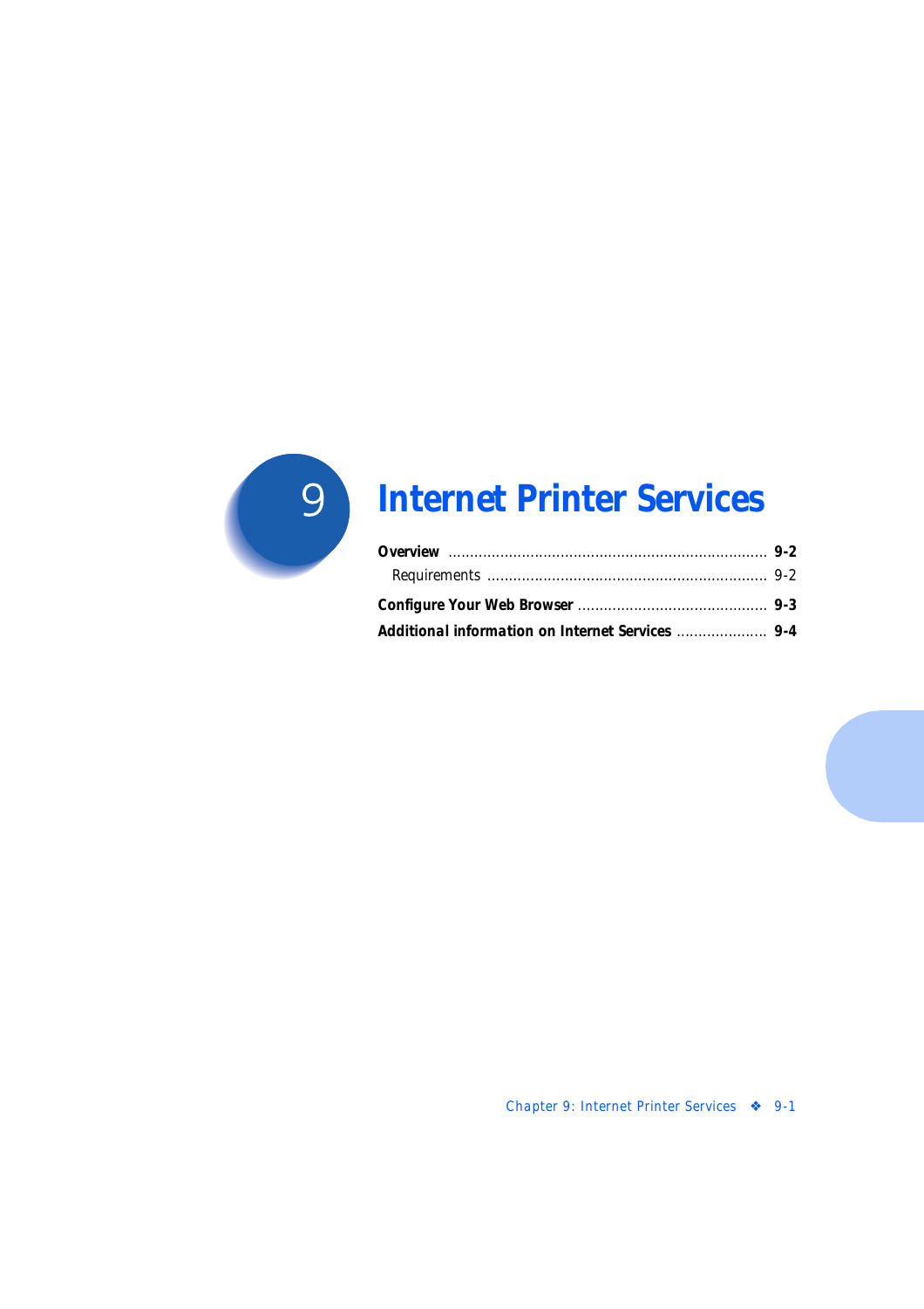# 9 Internet Printer Services

**Overview** .......................................................................... **9-2**

Requirements .................................................................. 9-2

**Configure Your Web Browser** ............................................ **9-3**

**Additional information on Internet Services** ..................... **9-4**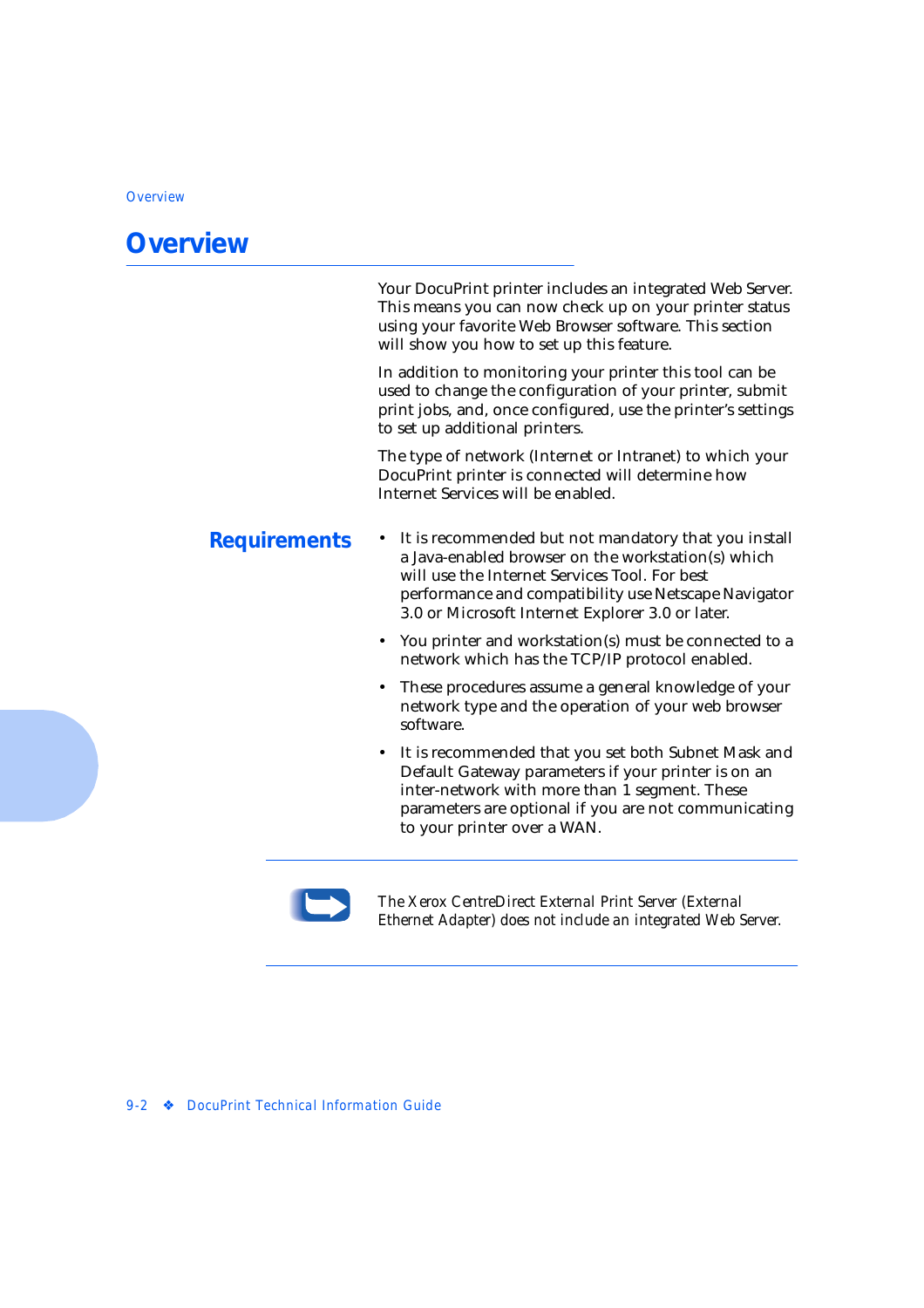# Overview

Your DocuPrint printer includes an integrated Web Server. This means you can now check up on your printer status using your favorite Web Browser software. This section will show you how to set up this feature.

In addition to monitoring your printer this tool can be used to change the configuration of your printer, submit print jobs, and, once configured, use the printer's settings to set up additional printers.

The type of network (Internet or Intranet) to which your DocuPrint printer is connected will determine how Internet Services will be enabled.

## Requirements

- It is recommended but not mandatory that you install a Java-enabled browser on the workstation(s) which will use the Internet Services Tool. For best performance and compatibility use Netscape Navigator 3.0 or Microsoft Internet Explorer 3.0 or later.
- You printer and workstation(s) must be connected to a network which has the TCP/IP protocol enabled.
- These procedures assume a general knowledge of your network type and the operation of your web browser software.
- It is recommended that you set both Subnet Mask and Default Gateway parameters if your printer is on an inter-network with more than 1 segment. These parameters are optional if you are not communicating to your printer over a WAN.

*The Xerox CentreDirect External Print Server (External Ethernet Adapter) does not include an integrated Web Server.*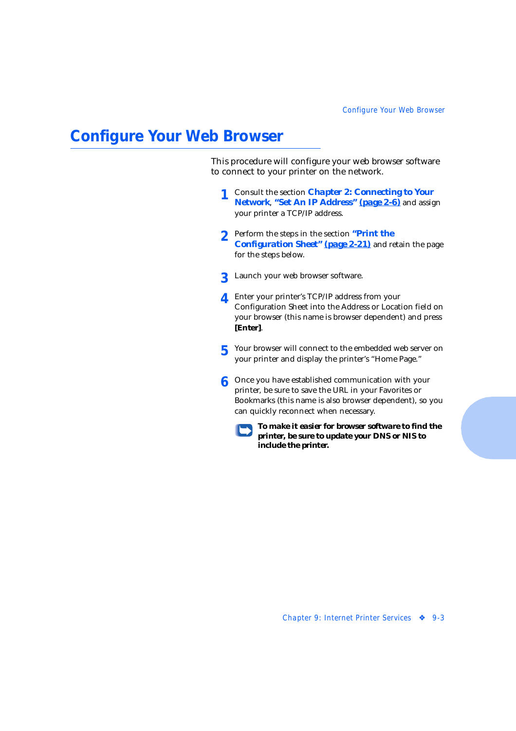# Configure Your Web Browser

This procedure will configure your web browser software to connect to your printer on the network.

1. Consult the section **Chapter 2: Connecting to Your Network**, **"Set An IP Address" (page 2-6)** and assign your printer a TCP/IP address.
2. Perform the steps in the section **"Print the Configuration Sheet" (page 2-21)** and retain the page for the steps below.
3. Launch your web browser software.
4. Enter your printer's TCP/IP address from your Configuration Sheet into the Address or Location field on your browser (this name is browser dependent) and press **[Enter]**.
5. Your browser will connect to the embedded web server on your printer and display the printer's "Home Page."
6. Once you have established communication with your printer, be sure to save the URL in your Favorites or Bookmarks (this name is also browser dependent), so you can quickly reconnect when necessary.

   **To make it easier for browser software to find the printer, be sure to update your DNS or NIS to include the printer.**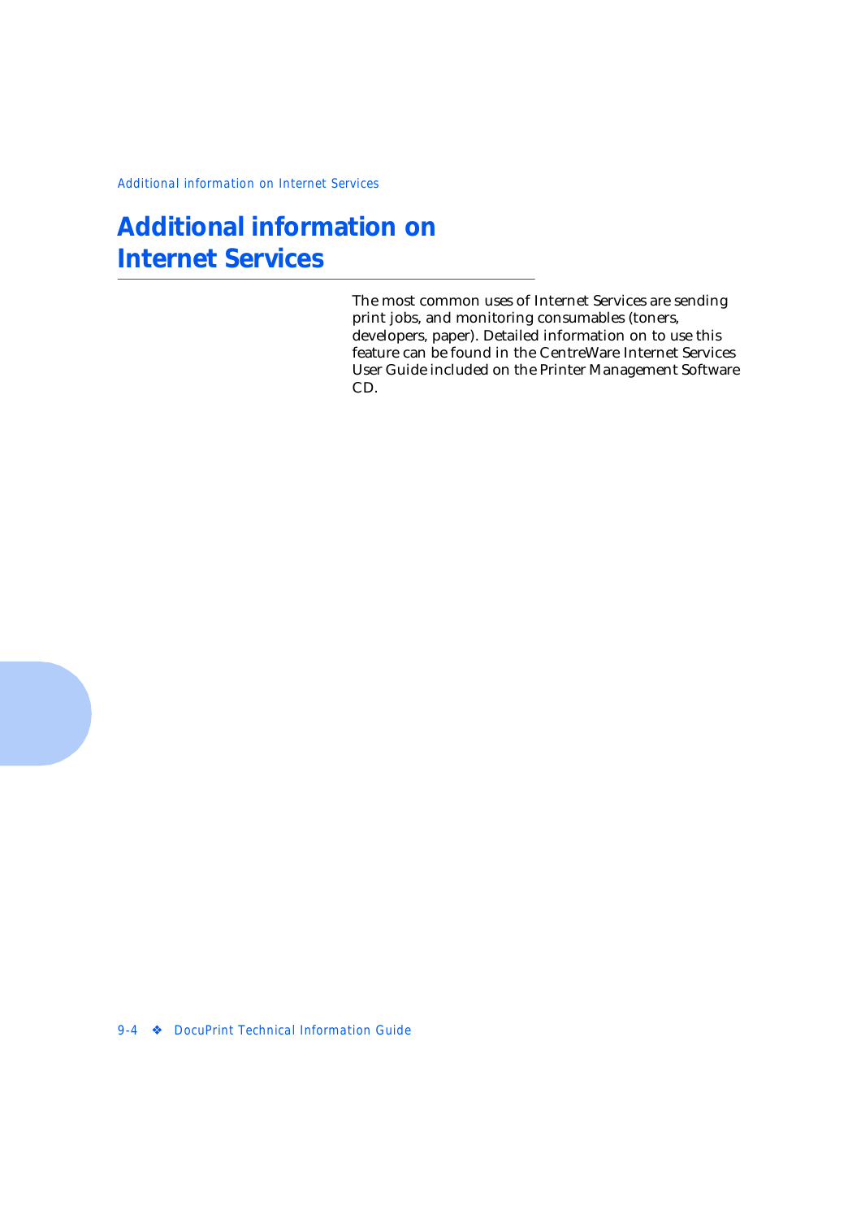# Additional information on Internet Services

The most common uses of Internet Services are sending print jobs, and monitoring consumables (toners, developers, paper). Detailed information on to use this feature can be found in the CentreWare Internet Services User Guide included on the Printer Management Software CD.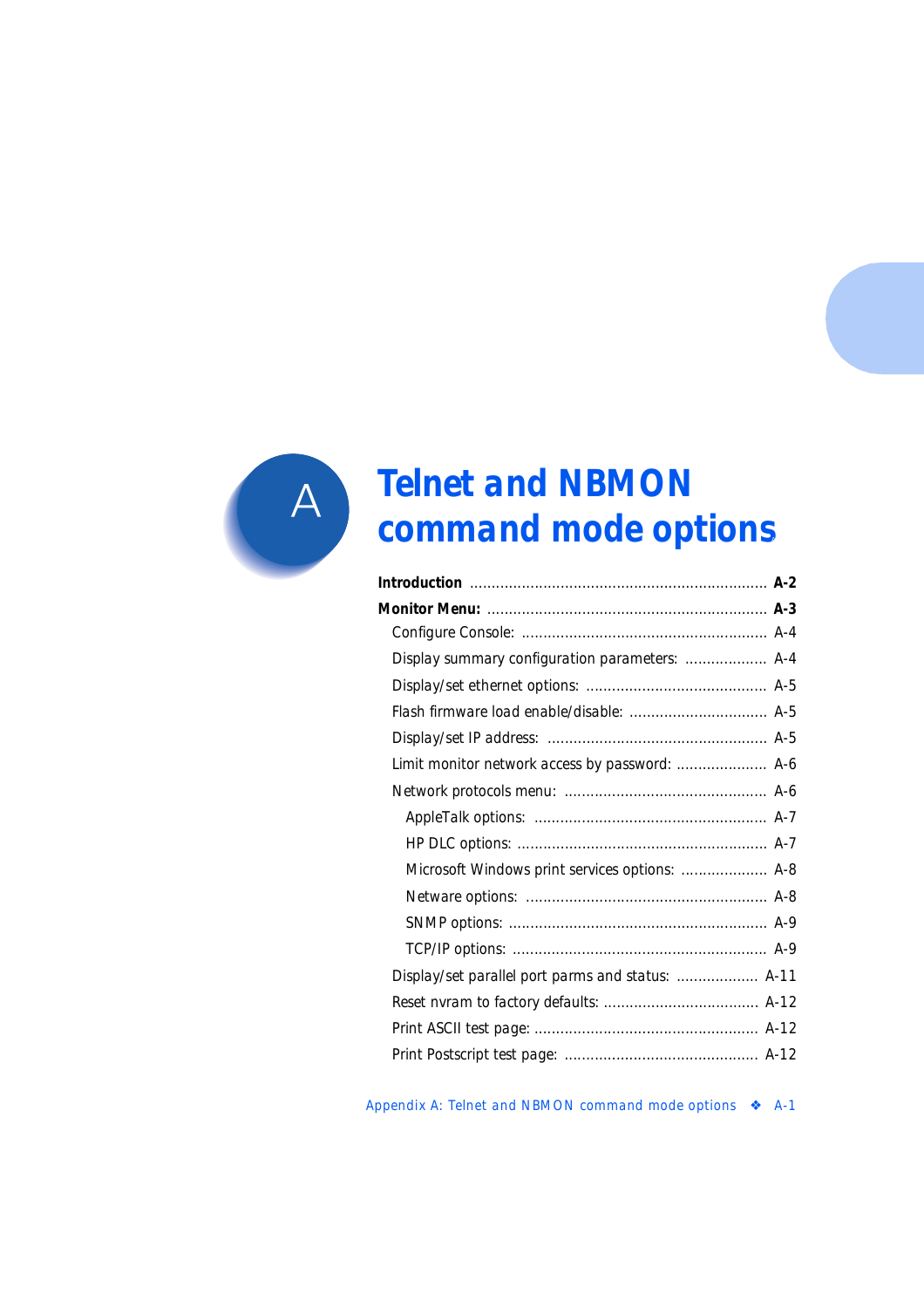# A Telnet and NBMON command mode options

**Introduction** ........................................ **A-2**

**Monitor Menu:** ........................................ **A-3**

- Configure Console: ........................................ A-4
- Display summary configuration parameters: .................. A-4
- Display/set ethernet options: .............................. A-5
- Flash firmware load enable/disable: ........................ A-5
- Display/set IP address: .................................... A-5
- Limit monitor network access by password: .................. A-6
- Network protocols menu: .................................... A-6
  - AppleTalk options: ........................................ A-7
  - HP DLC options: ........................................... A-7
  - Microsoft Windows print services options: ................. A-8
  - Netware options: .......................................... A-8
  - SNMP options: ............................................. A-9
  - TCP/IP options: ........................................... A-9
- Display/set parallel port parms and status: ................ A-11
- Reset nvram to factory defaults: ........................... A-12
- Print ASCII test page: ..................................... A-12
- Print Postscript test page: ................................ A-12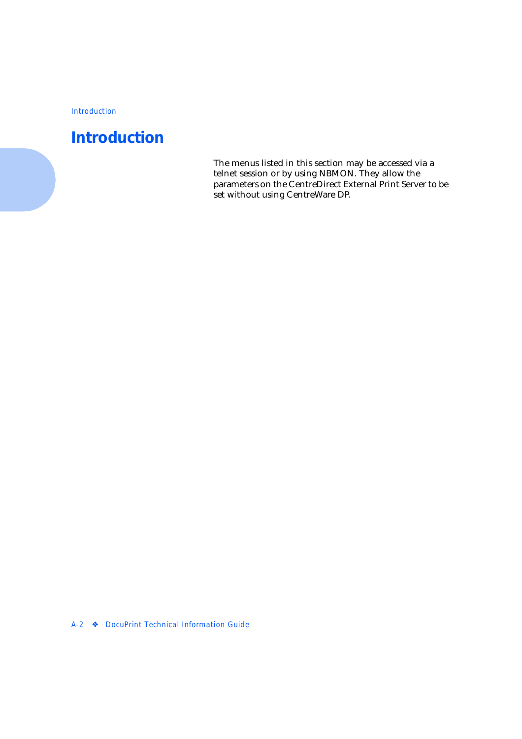# Introduction

The menus listed in this section may be accessed via a telnet session or by using NBMON. They allow the parameters on the CentreDirect External Print Server to be set without using CentreWare DP.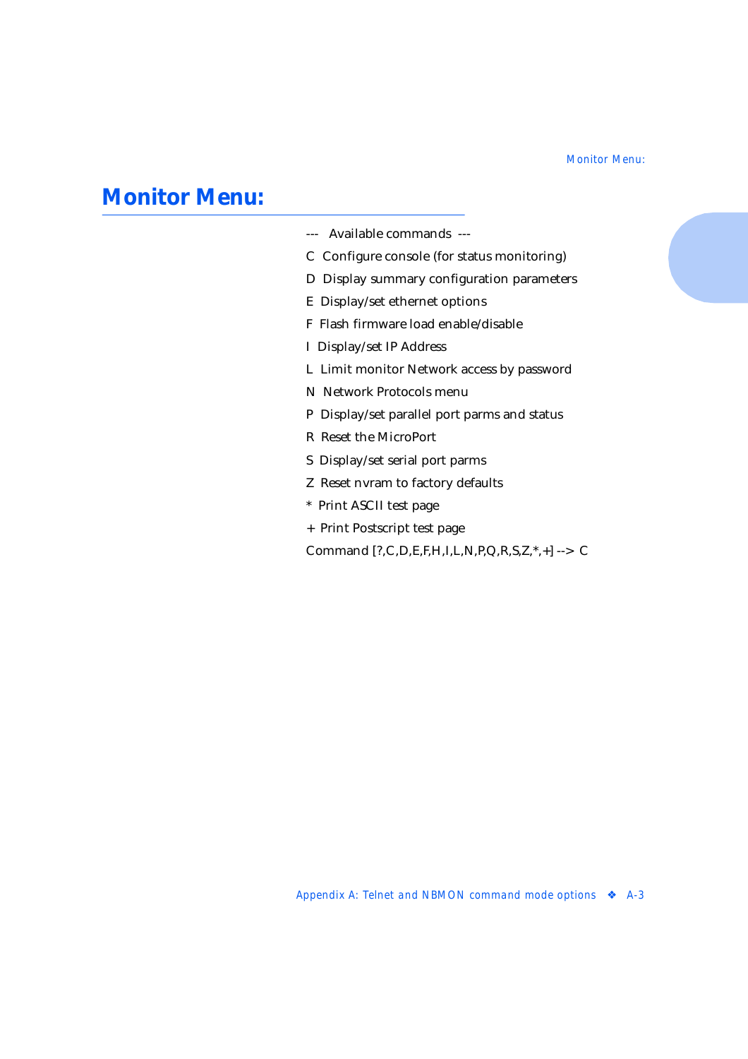# Monitor Menu:

```
---  Available commands  ---
C  Configure console (for status monitoring)
D  Display summary configuration parameters
E  Display/set ethernet options
F  Flash firmware load enable/disable
I  Display/set IP Address
L  Limit monitor Network access by password
N  Network Protocols menu
P  Display/set parallel port parms and status
R  Reset the MicroPort
S  Display/set serial port parms
Z  Reset nvram to factory defaults
*  Print ASCII test page
+ Print Postscript test page
Command [?,C,D,E,F,H,I,L,N,P,Q,R,S,Z,*,+] --> C
```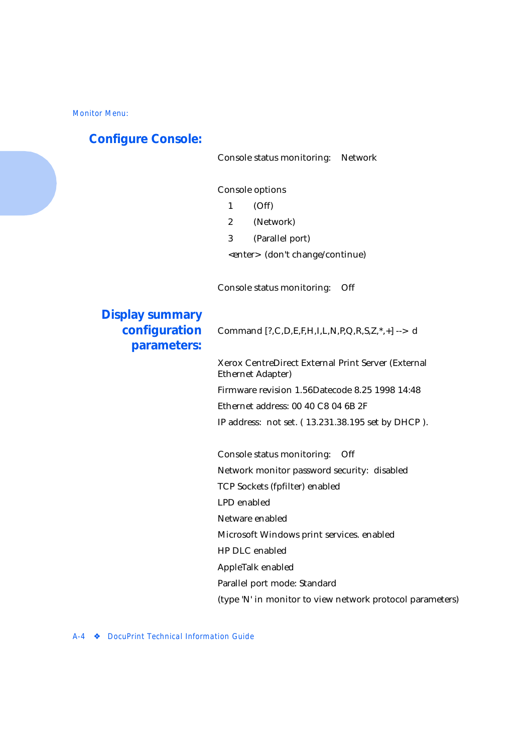Monitor Menu:

## Configure Console:

Console status monitoring:    Network

Console options

1 (Off)

2 (Network)

3 (Parallel port)

<enter> (don't change/continue)

Console status monitoring:    Off

## Display summary configuration parameters:

Command [?,C,D,E,F,H,I,L,N,P,Q,R,S,Z,*,+] --> d

Xerox CentreDirect External Print Server (External Ethernet Adapter)

Firmware revision 1.56Datecode 8.25 1998 14:48

Ethernet address: 00 40 C8 04 6B 2F

IP address:  not set. ( 13.231.38.195 set by DHCP ).

Console status monitoring:    Off

Network monitor password security:  disabled

TCP Sockets (fpfilter) enabled

LPD enabled

Netware enabled

Microsoft Windows print services. enabled

HP DLC enabled

AppleTalk enabled

Parallel port mode: Standard

(type 'N' in monitor to view network protocol parameters)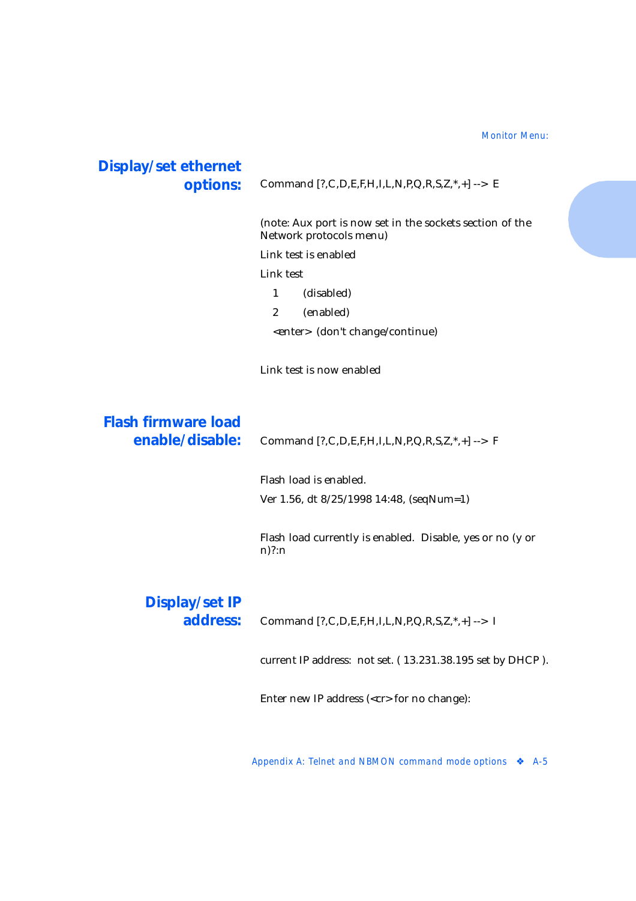## Display/set ethernet options:

Command [?,C,D,E,F,H,I,L,N,P,Q,R,S,Z,*,+] --> E

(note: Aux port is now set in the sockets section of the Network protocols menu)

Link test is enabled

Link test

1 (disabled)

2 (enabled)

<enter> (don't change/continue)

Link test is now enabled

## Flash firmware load enable/disable:

Command [?,C,D,E,F,H,I,L,N,P,Q,R,S,Z,*,+] --> F

Flash load is enabled.

Ver 1.56, dt 8/25/1998 14:48, (seqNum=1)

Flash load currently is enabled. Disable, yes or no (y or n)?:n

## Display/set IP address:

Command [?,C,D,E,F,H,I,L,N,P,Q,R,S,Z,*,+] --> I

current IP address: not set. ( 13.231.38.195 set by DHCP ).

Enter new IP address (<cr> for no change):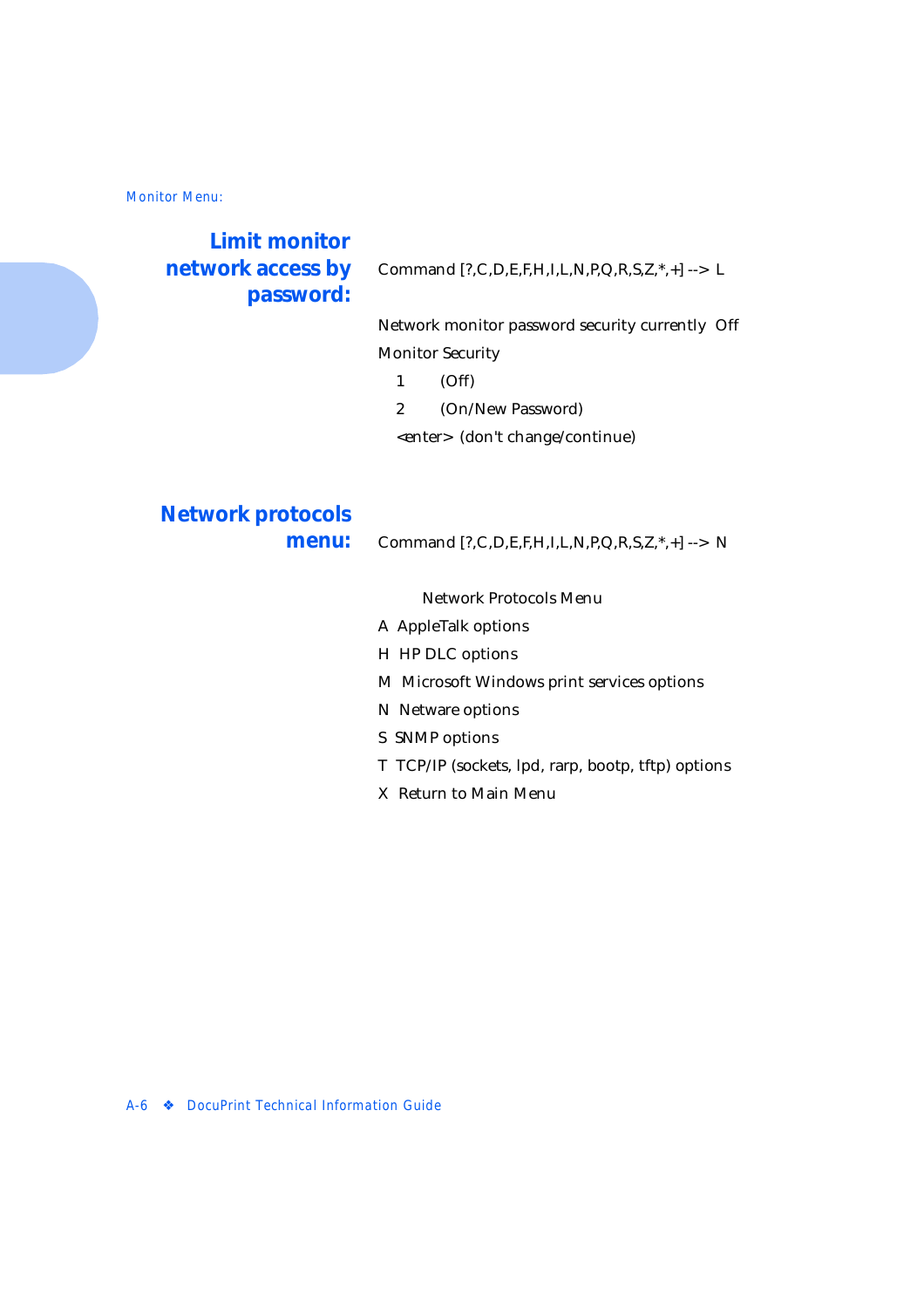## Limit monitor network access by password:

Command [?,C,D,E,F,H,I,L,N,P,Q,R,S,Z,*,+] --> L

Network monitor password security currently Off

Monitor Security

1 (Off)

2 (On/New Password)

<enter> (don't change/continue)

## Network protocols menu:

Command [?,C,D,E,F,H,I,L,N,P,Q,R,S,Z,*,+] --> N

Network Protocols Menu

A AppleTalk options

H HP DLC options

M Microsoft Windows print services options

N Netware options

S SNMP options

T TCP/IP (sockets, lpd, rarp, bootp, tftp) options

X Return to Main Menu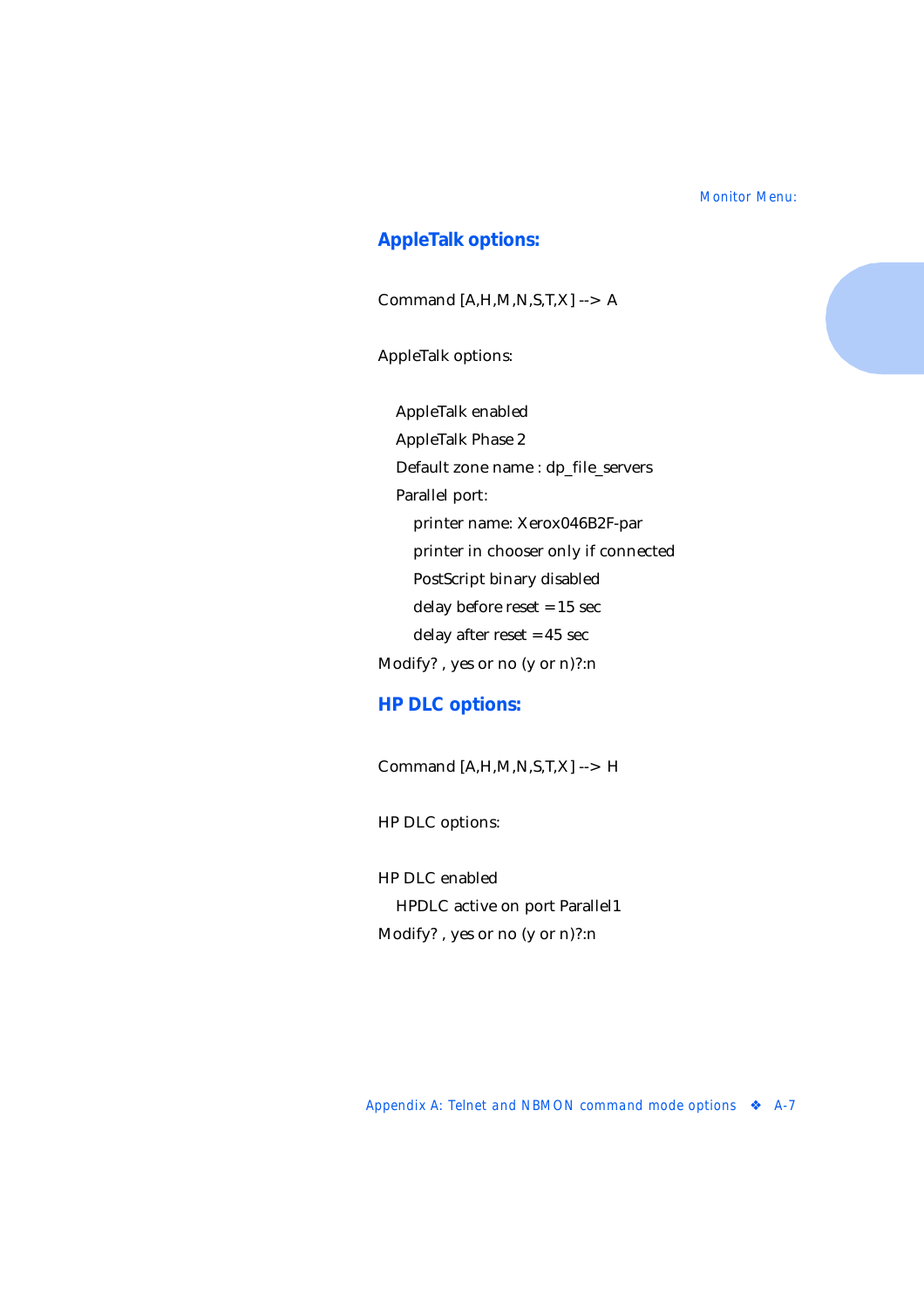## AppleTalk options:

```
Command [A,H,M,N,S,T,X] --> A

AppleTalk options:

   AppleTalk enabled
   AppleTalk Phase 2
   Default zone name : dp_file_servers
   Parallel port:
      printer name: Xerox046B2F-par
      printer in chooser only if connected
      PostScript binary disabled
      delay before reset = 15 sec
      delay after reset = 45 sec
Modify? , yes or no (y or n)?:n
```

## HP DLC options:

```
Command [A,H,M,N,S,T,X] --> H

HP DLC options:

HP DLC enabled
   HPDLC active on port Parallel1
Modify? , yes or no (y or n)?:n
```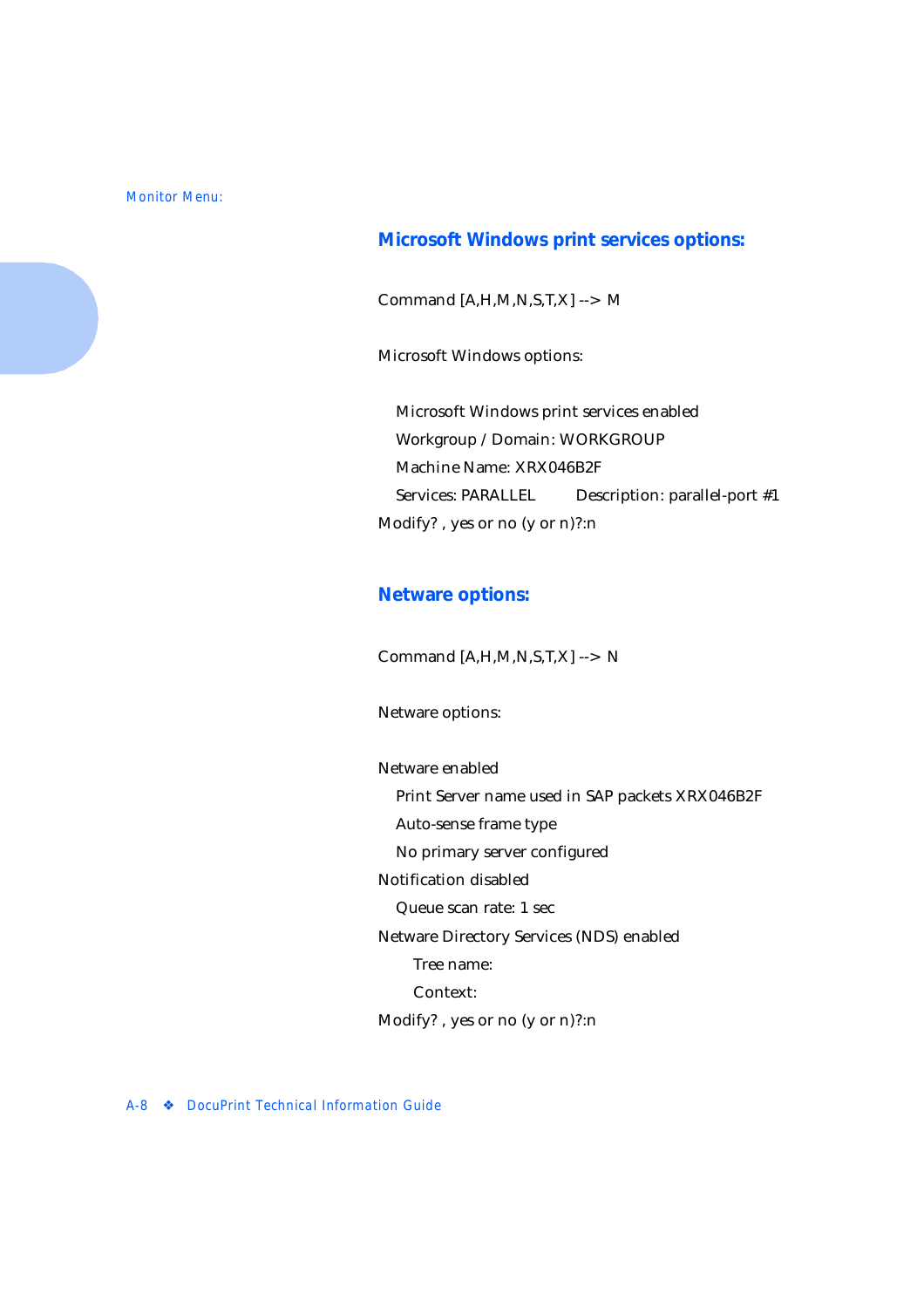## Microsoft Windows print services options:

```
Command [A,H,M,N,S,T,X] --> M

Microsoft Windows options:

    Microsoft Windows print services enabled
    Workgroup / Domain: WORKGROUP
    Machine Name: XRX046B2F
    Services: PARALLEL        Description: parallel-port #1
Modify? , yes or no (y or n)?:n
```

## Netware options:

```
Command [A,H,M,N,S,T,X] --> N

Netware options:

Netware enabled
    Print Server name used in SAP packets XRX046B2F
    Auto-sense frame type
    No primary server configured
Notification disabled
    Queue scan rate: 1 sec
Netware Directory Services (NDS) enabled
        Tree name:
        Context:
Modify? , yes or no (y or n)?:n
```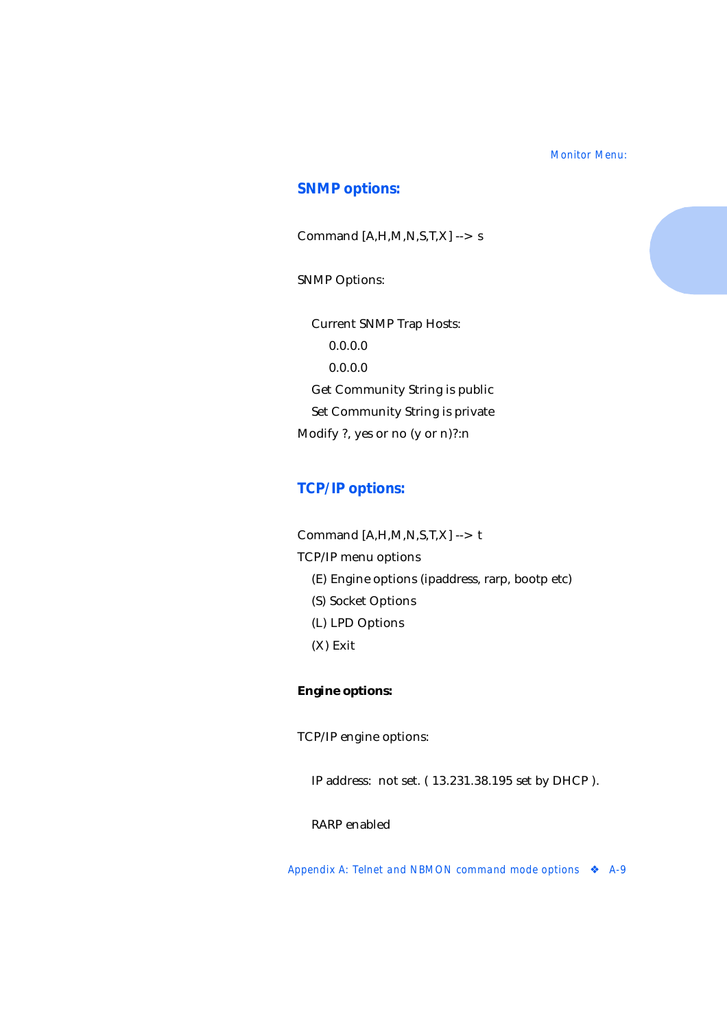## SNMP options:

```
Command [A,H,M,N,S,T,X] --> s

SNMP Options:

    Current SNMP Trap Hosts:
        0.0.0.0
        0.0.0.0
    Get Community String is public
    Set Community String is private
Modify ?, yes or no (y or n)?:n
```

## TCP/IP options:

```
Command [A,H,M,N,S,T,X] --> t
TCP/IP menu options
    (E) Engine options (ipaddress, rarp, bootp etc)
    (S) Socket Options
    (L) LPD Options
    (X) Exit
```

### Engine options:

```
TCP/IP engine options:

    IP address:  not set. ( 13.231.38.195 set by DHCP ).

    RARP enabled
```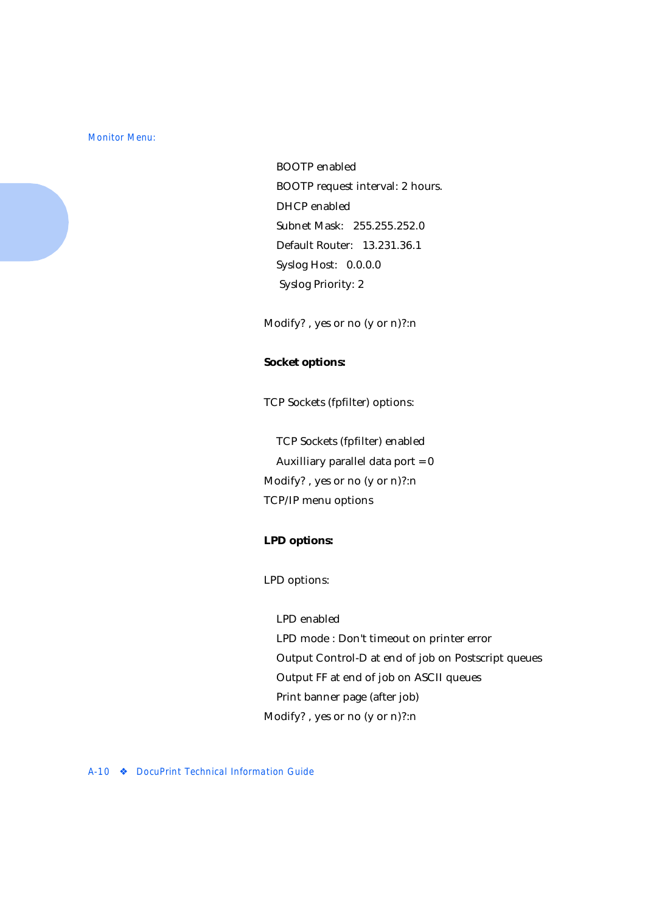BOOTP enabled

BOOTP request interval: 2 hours.

DHCP enabled

Subnet Mask: 255.255.252.0

Default Router: 13.231.36.1

Syslog Host: 0.0.0.0

Syslog Priority: 2

Modify? , yes or no (y or n)?:n

**Socket options:**

TCP Sockets (fpfilter) options:

TCP Sockets (fpfilter) enabled

Auxilliary parallel data port = 0

Modify? , yes or no (y or n)?:n

TCP/IP menu options

**LPD options:**

LPD options:

LPD enabled

LPD mode : Don't timeout on printer error

Output Control-D at end of job on Postscript queues

Output FF at end of job on ASCII queues

Print banner page (after job)

Modify? , yes or no (y or n)?:n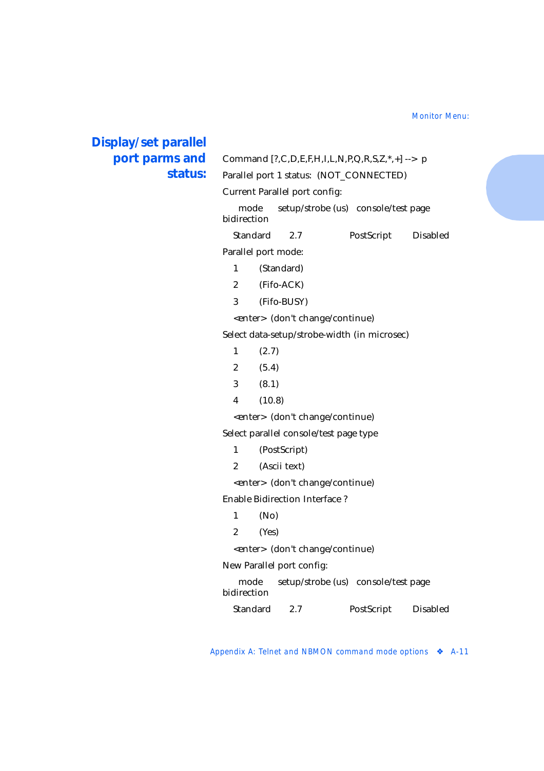## Display/set parallel port parms and status:

```
Command [?,C,D,E,F,H,I,L,N,P,Q,R,S,Z,*,+] --> p
Parallel port 1 status:  (NOT_CONNECTED)
Current Parallel port config:
     mode      setup/strobe (us)   console/test page
bidirection
   Standard       2.7                 PostScript        Disabled
Parallel port mode:
   1       (Standard)
   2       (Fifo-ACK)
   3       (Fifo-BUSY)
   <enter> (don't change/continue)
Select data-setup/strobe-width (in microsec)
   1       (2.7)
   2       (5.4)
   3       (8.1)
   4       (10.8)
   <enter> (don't change/continue)
Select parallel console/test page type
   1       (PostScript)
   2       (Ascii text)
   <enter> (don't change/continue)
Enable Bidirection Interface ?
   1       (No)
   2       (Yes)
   <enter> (don't change/continue)
New Parallel port config:
     mode      setup/strobe (us)   console/test page
bidirection
   Standard       2.7                 PostScript        Disabled
```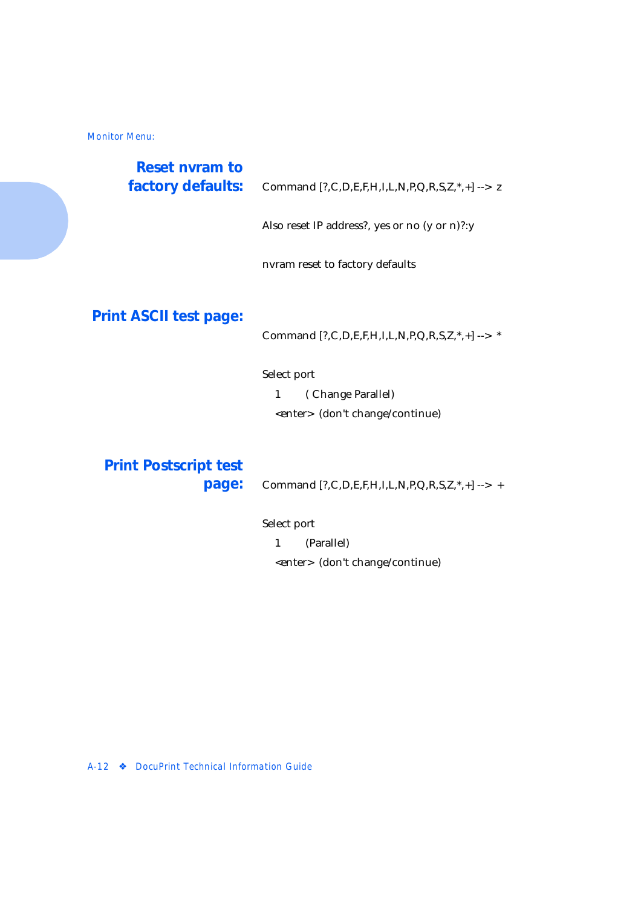Monitor Menu:

## Reset nvram to factory defaults:

Command [?,C,D,E,F,H,I,L,N,P,Q,R,S,Z,*,+] --> z

Also reset IP address?, yes or no (y or n)?:y

nvram reset to factory defaults

## Print ASCII test page:

Command [?,C,D,E,F,H,I,L,N,P,Q,R,S,Z,*,+] --> *

Select port

1 ( Change Parallel)

<enter> (don't change/continue)

## Print Postscript test page:

Command [?,C,D,E,F,H,I,L,N,P,Q,R,S,Z,*,+] --> +

Select port

1 (Parallel)

<enter> (don't change/continue)